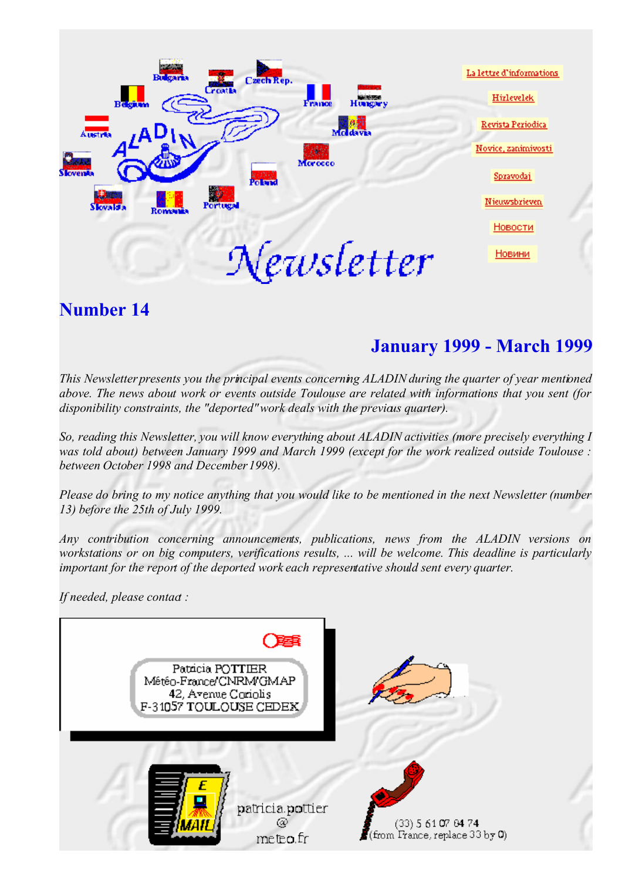La lettre d'informations

Hirlevelek

Revista Periodica

Novice, zanimivosti

Spravodaj

Nieuwsbrieven

Новости

Новини

# Newsletter

## Number 14

## January 1999 - March 1999

*This Newsletter presents you the principal events concerning ALADIN during the quarter of year mentioned above. The news about work or events outside Toulouse are related with informations that you sent (for disponibility constraints, the "deported" work deals with the previous quarter).*

*So, reading this Newsletter, you will know everything about ALADIN activities (more precisely everything I was told about) between January 1999 and March 1999 (except for the work realized outside Toulouse : between October 1998 and December 1998).*

*Please do bring to my notice anything that you would like to be mentioned in the next Newsletter (number 13) before the 25th of July 1999.*

*Any contribution concerning announcements, publications, news from the ALADIN versions on workstations or on big computers, verifications results, ... will be welcome. This deadline is particularly important for the report of the deported work each representative should sent every quarter.*

*If needed, please contact :*

Patricia POTTIER
Météo-France/CNRM/GMAP
42, Avenue Coriolis
F-31057 TOULOUSE CEDEX

patricia.pottier@meteo.fr

(33) 5 61 07 84 74
(from France, replace 33 by 0)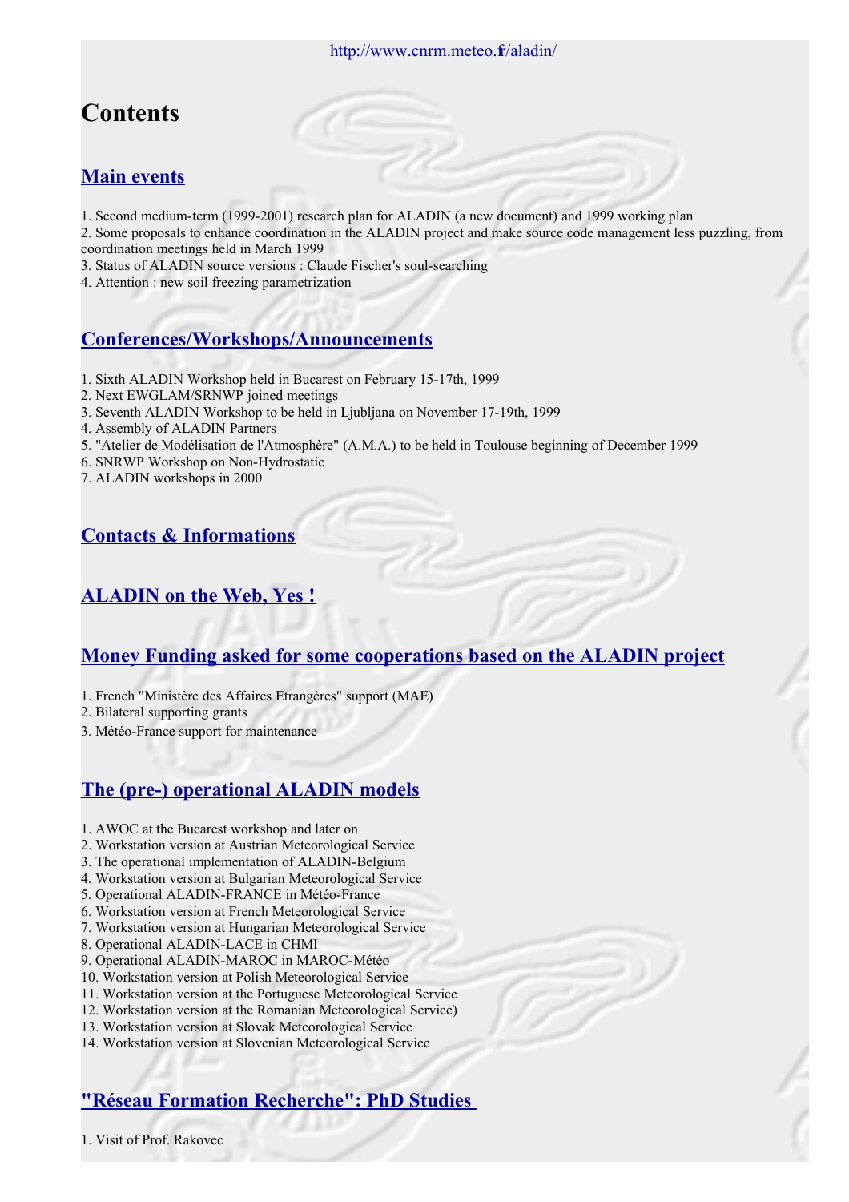http://www.cnrm.meteo.fr/aladin/

# Contents

## Main events

1. Second medium-term (1999-2001) research plan for ALADIN (a new document) and 1999 working plan
2. Some proposals to enhance coordination in the ALADIN project and make source code management less puzzling, from coordination meetings held in March 1999
3. Status of ALADIN source versions : Claude Fischer's soul-searching
4. Attention : new soil freezing parametrization

## Conferences/Workshops/Announcements

1. Sixth ALADIN Workshop held in Bucarest on February 15-17th, 1999
2. Next EWGLAM/SRNWP joined meetings
3. Seventh ALADIN Workshop to be held in Ljubljana on November 17-19th, 1999
4. Assembly of ALADIN Partners
5. "Atelier de Modélisation de l'Atmosphère" (A.M.A.) to be held in Toulouse beginning of December 1999
6. SNRWP Workshop on Non-Hydrostatic
7. ALADIN workshops in 2000

## Contacts & Informations

## ALADIN on the Web, Yes !

## Money Funding asked for some cooperations based on the ALADIN project

1. French "Ministère des Affaires Etrangères" support (MAE)
2. Bilateral supporting grants
3. Météo-France support for maintenance

## The (pre-) operational ALADIN models

1. AWOC at the Bucarest workshop and later on
2. Workstation version at Austrian Meteorological Service
3. The operational implementation of ALADIN-Belgium
4. Workstation version at Bulgarian Meteorological Service
5. Operational ALADIN-FRANCE in Météo-France
6. Workstation version at French Meteorological Service
7. Workstation version at Hungarian Meteorological Service
8. Operational ALADIN-LACE in CHMI
9. Operational ALADIN-MAROC in MAROC-Météo
10. Workstation version at Polish Meteorological Service
11. Workstation version at the Portuguese Meteorological Service
12. Workstation version at the Romanian Meteorological Service)
13. Workstation version at Slovak Meteorological Service
14. Workstation version at Slovenian Meteorological Service

## "Réseau Formation Recherche": PhD Studies

1. Visit of Prof. Rakovec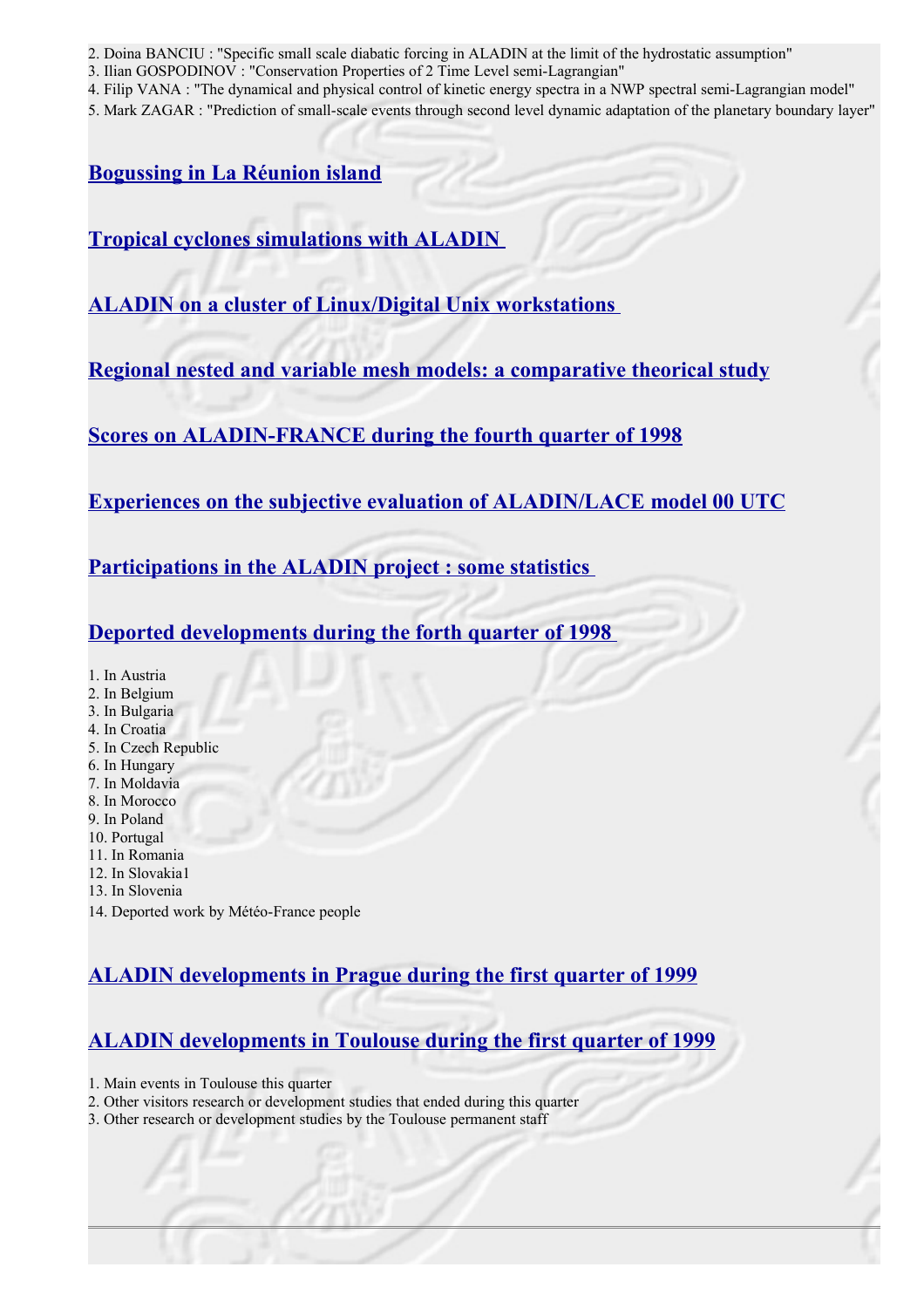2. Doina BANCIU : "Specific small scale diabatic forcing in ALADIN at the limit of the hydrostatic assumption"
3. Ilian GOSPODINOV : "Conservation Properties of 2 Time Level semi-Lagrangian"
4. Filip VANA : "The dynamical and physical control of kinetic energy spectra in a NWP spectral semi-Lagrangian model"
5. Mark ZAGAR : "Prediction of small-scale events through second level dynamic adaptation of the planetary boundary layer"

## Bogussing in La Réunion island

## Tropical cyclones simulations with ALADIN

## ALADIN on a cluster of Linux/Digital Unix workstations

## Regional nested and variable mesh models: a comparative theorical study

## Scores on ALADIN-FRANCE during the fourth quarter of 1998

## Experiences on the subjective evaluation of ALADIN/LACE model 00 UTC

## Participations in the ALADIN project : some statistics

## Deported developments during the forth quarter of 1998

1. In Austria
2. In Belgium
3. In Bulgaria
4. In Croatia
5. In Czech Republic
6. In Hungary
7. In Moldavia
8. In Morocco
9. In Poland
10. Portugal
11. In Romania
12. In Slovakia1
13. In Slovenia
14. Deported work by Météo-France people

## ALADIN developments in Prague during the first quarter of 1999

## ALADIN developments in Toulouse during the first quarter of 1999

1. Main events in Toulouse this quarter
2. Other visitors research or development studies that ended during this quarter
3. Other research or development studies by the Toulouse permanent staff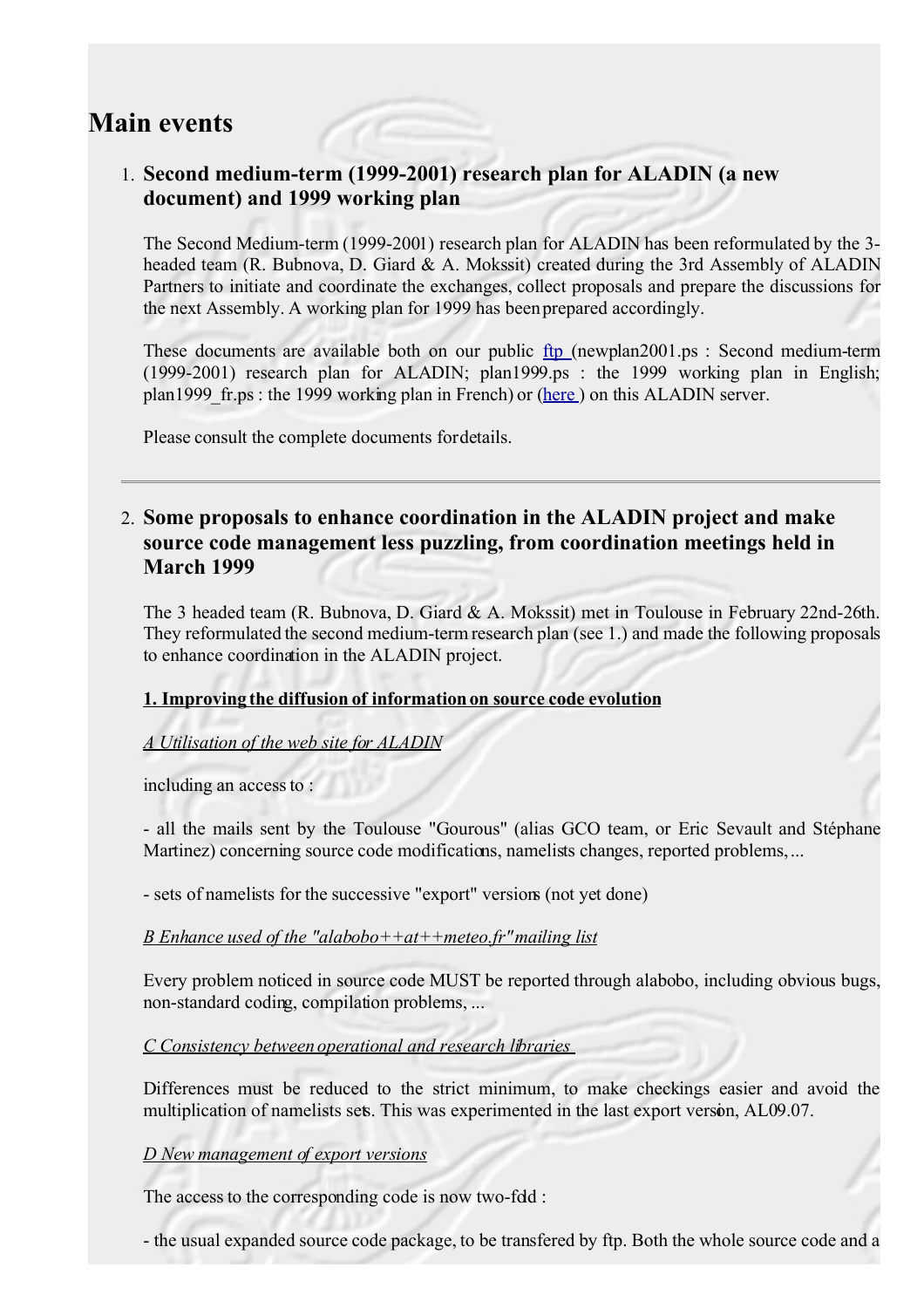# Main events

1. **Second medium-term (1999-2001) research plan for ALADIN (a new document) and 1999 working plan**

   The Second Medium-term (1999-2001) research plan for ALADIN has been reformulated by the 3-headed team (R. Bubnova, D. Giard & A. Mokssit) created during the 3rd Assembly of ALADIN Partners to initiate and coordinate the exchanges, collect proposals and prepare the discussions for the next Assembly. A working plan for 1999 has been prepared accordingly.

   These documents are available both on our public ftp (newplan2001.ps : Second medium-term (1999-2001) research plan for ALADIN; plan1999.ps : the 1999 working plan in English; plan1999_fr.ps : the 1999 working plan in French) or (here) on this ALADIN server.

   Please consult the complete documents for details.

---

2. **Some proposals to enhance coordination in the ALADIN project and make source code management less puzzling, from coordination meetings held in March 1999**

   The 3 headed team (R. Bubnova, D. Giard & A. Mokssit) met in Toulouse in February 22nd-26th. They reformulated the second medium-term research plan (see 1.) and made the following proposals to enhance coordination in the ALADIN project.

   **1. Improving the diffusion of information on source code evolution**

   *A Utilisation of the web site for ALADIN*

   including an access to :

   - all the mails sent by the Toulouse "Gourous" (alias GCO team, or Eric Sevault and Stéphane Martinez) concerning source code modifications, namelists changes, reported problems, ...

   - sets of namelists for the successive "export" versions (not yet done)

   *B Enhance used of the "alabobo++at++meteo.fr" mailing list*

   Every problem noticed in source code MUST be reported through alabobo, including obvious bugs, non-standard coding, compilation problems, ...

   *C Consistency between operational and research libraries*

   Differences must be reduced to the strict minimum, to make checkings easier and avoid the multiplication of namelists sets. This was experimented in the last export version, AL09.07.

   *D New management of export versions*

   The access to the corresponding code is now two-fold :

   - the usual expanded source code package, to be transfered by ftp. Both the whole source code and a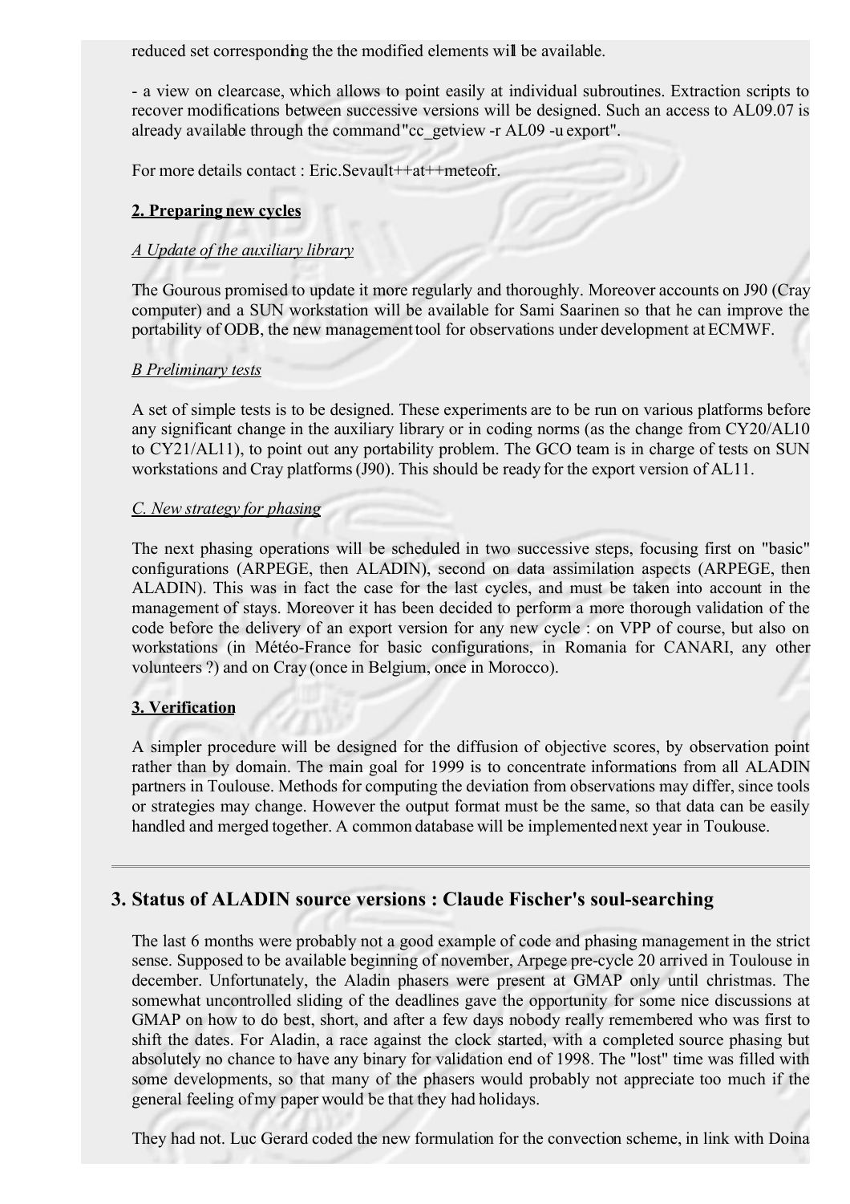reduced set corresponding the the modified elements will be available.

- a view on clearcase, which allows to point easily at individual subroutines. Extraction scripts to recover modifications between successive versions will be designed. Such an access to AL09.07 is already available through the command"cc_getview -r AL09 -u export".

For more details contact : Eric.Sevault++at++meteofr.

**2. Preparing new cycles**

*A Update of the auxiliary library*

The Gourous promised to update it more regularly and thoroughly. Moreover accounts on J90 (Cray computer) and a SUN workstation will be available for Sami Saarinen so that he can improve the portability of ODB, the new management tool for observations under development at ECMWF.

*B Preliminary tests*

A set of simple tests is to be designed. These experiments are to be run on various platforms before any significant change in the auxiliary library or in coding norms (as the change from CY20/AL10 to CY21/AL11), to point out any portability problem. The GCO team is in charge of tests on SUN workstations and Cray platforms (J90). This should be ready for the export version of AL11.

*C. New strategy for phasing*

The next phasing operations will be scheduled in two successive steps, focusing first on "basic" configurations (ARPEGE, then ALADIN), second on data assimilation aspects (ARPEGE, then ALADIN). This was in fact the case for the last cycles, and must be taken into account in the management of stays. Moreover it has been decided to perform a more thorough validation of the code before the delivery of an export version for any new cycle : on VPP of course, but also on workstations (in Météo-France for basic configurations, in Romania for CANARI, any other volunteers ?) and on Cray (once in Belgium, once in Morocco).

**3. Verification**

A simpler procedure will be designed for the diffusion of objective scores, by observation point rather than by domain. The main goal for 1999 is to concentrate informations from all ALADIN partners in Toulouse. Methods for computing the deviation from observations may differ, since tools or strategies may change. However the output format must be the same, so that data can be easily handled and merged together. A common database will be implemented next year in Toulouse.

---

## 3. Status of ALADIN source versions : Claude Fischer's soul-searching

The last 6 months were probably not a good example of code and phasing management in the strict sense. Supposed to be available beginning of november, Arpege pre-cycle 20 arrived in Toulouse in december. Unfortunately, the Aladin phasers were present at GMAP only until christmas. The somewhat uncontrolled sliding of the deadlines gave the opportunity for some nice discussions at GMAP on how to do best, short, and after a few days nobody really remembered who was first to shift the dates. For Aladin, a race against the clock started, with a completed source phasing but absolutely no chance to have any binary for validation end of 1998. The "lost" time was filled with some developments, so that many of the phasers would probably not appreciate too much if the general feeling of my paper would be that they had holidays.

They had not. Luc Gerard coded the new formulation for the convection scheme, in link with Doina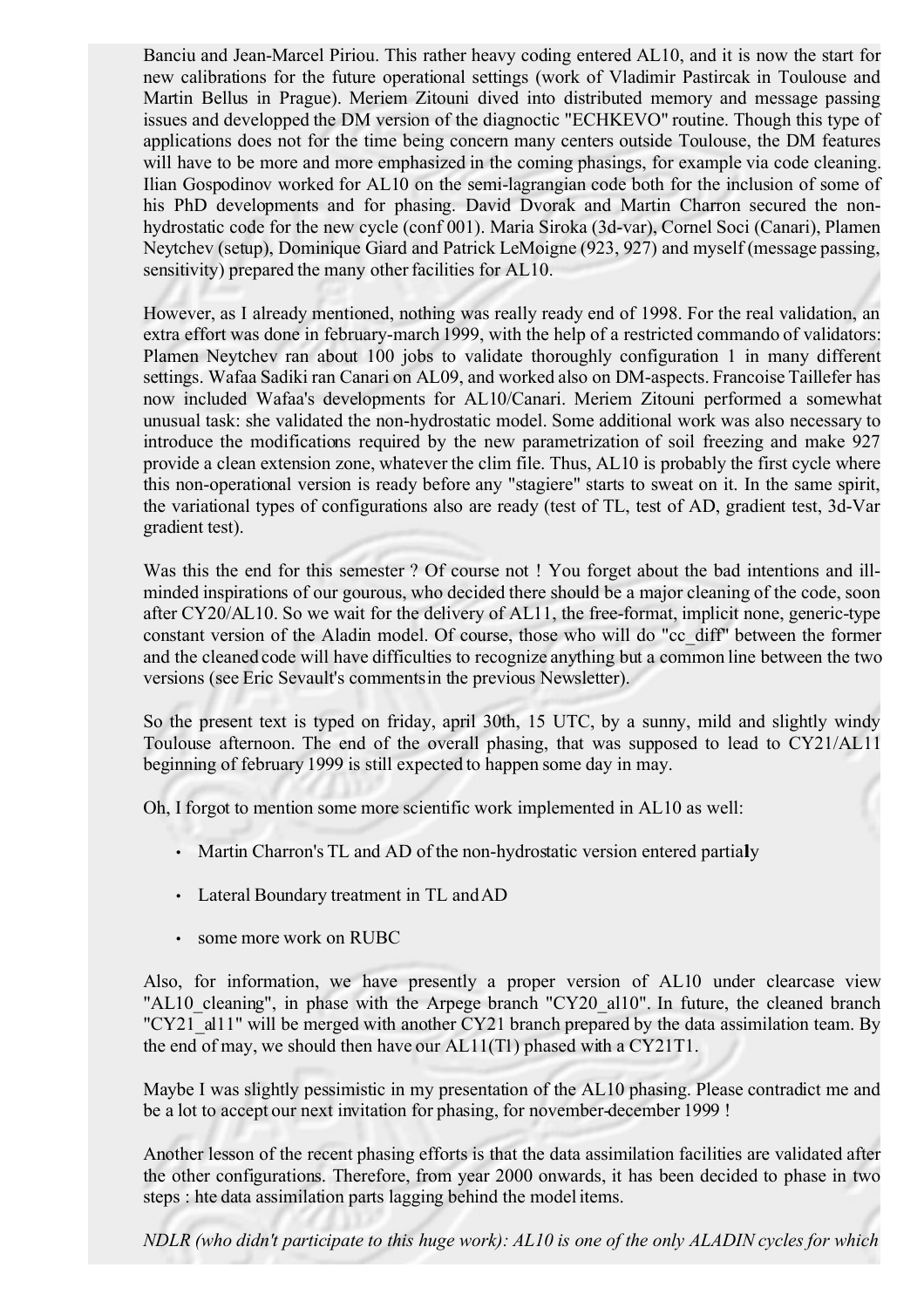Banciu and Jean-Marcel Piriou. This rather heavy coding entered AL10, and it is now the start for new calibrations for the future operational settings (work of Vladimir Pastircak in Toulouse and Martin Bellus in Prague). Meriem Zitouni dived into distributed memory and message passing issues and developped the DM version of the diagnoctic "ECHKEVO" routine. Though this type of applications does not for the time being concern many centers outside Toulouse, the DM features will have to be more and more emphasized in the coming phasings, for example via code cleaning. Ilian Gospodinov worked for AL10 on the semi-lagrangian code both for the inclusion of some of his PhD developments and for phasing. David Dvorak and Martin Charron secured the non-hydrostatic code for the new cycle (conf 001). Maria Siroka (3d-var), Cornel Soci (Canari), Plamen Neytchev (setup), Dominique Giard and Patrick LeMoigne (923, 927) and myself (message passing, sensitivity) prepared the many other facilities for AL10.

However, as I already mentioned, nothing was really ready end of 1998. For the real validation, an extra effort was done in february-march 1999, with the help of a restricted commando of validators: Plamen Neytchev ran about 100 jobs to validate thoroughly configuration 1 in many different settings. Wafaa Sadiki ran Canari on AL09, and worked also on DM-aspects. Francoise Taillefer has now included Wafaa's developments for AL10/Canari. Meriem Zitouni performed a somewhat unusual task: she validated the non-hydrostatic model. Some additional work was also necessary to introduce the modifications required by the new parametrization of soil freezing and make 927 provide a clean extension zone, whatever the clim file. Thus, AL10 is probably the first cycle where this non-operational version is ready before any "stagiere" starts to sweat on it. In the same spirit, the variational types of configurations also are ready (test of TL, test of AD, gradient test, 3d-Var gradient test).

Was this the end for this semester ? Of course not ! You forget about the bad intentions and ill-minded inspirations of our gourous, who decided there should be a major cleaning of the code, soon after CY20/AL10. So we wait for the delivery of AL11, the free-format, implicit none, generic-type constant version of the Aladin model. Of course, those who will do "cc_diff" between the former and the cleaned code will have difficulties to recognize anything but a common line between the two versions (see Eric Sevault's comments in the previous Newsletter).

So the present text is typed on friday, april 30th, 15 UTC, by a sunny, mild and slightly windy Toulouse afternoon. The end of the overall phasing, that was supposed to lead to CY21/AL11 beginning of february 1999 is still expected to happen some day in may.

Oh, I forgot to mention some more scientific work implemented in AL10 as well:

- Martin Charron's TL and AD of the non-hydrostatic version entered partially
- Lateral Boundary treatment in TL and AD
- some more work on RUBC

Also, for information, we have presently a proper version of AL10 under clearcase view "AL10_cleaning", in phase with the Arpege branch "CY20_al10". In future, the cleaned branch "CY21_al11" will be merged with another CY21 branch prepared by the data assimilation team. By the end of may, we should then have our AL11(T1) phased with a CY21T1.

Maybe I was slightly pessimistic in my presentation of the AL10 phasing. Please contradict me and be a lot to accept our next invitation for phasing, for november-december 1999 !

Another lesson of the recent phasing efforts is that the data assimilation facilities are validated after the other configurations. Therefore, from year 2000 onwards, it has been decided to phase in two steps : hte data assimilation parts lagging behind the model items.

*NDLR (who didn't participate to this huge work): AL10 is one of the only ALADIN cycles for which*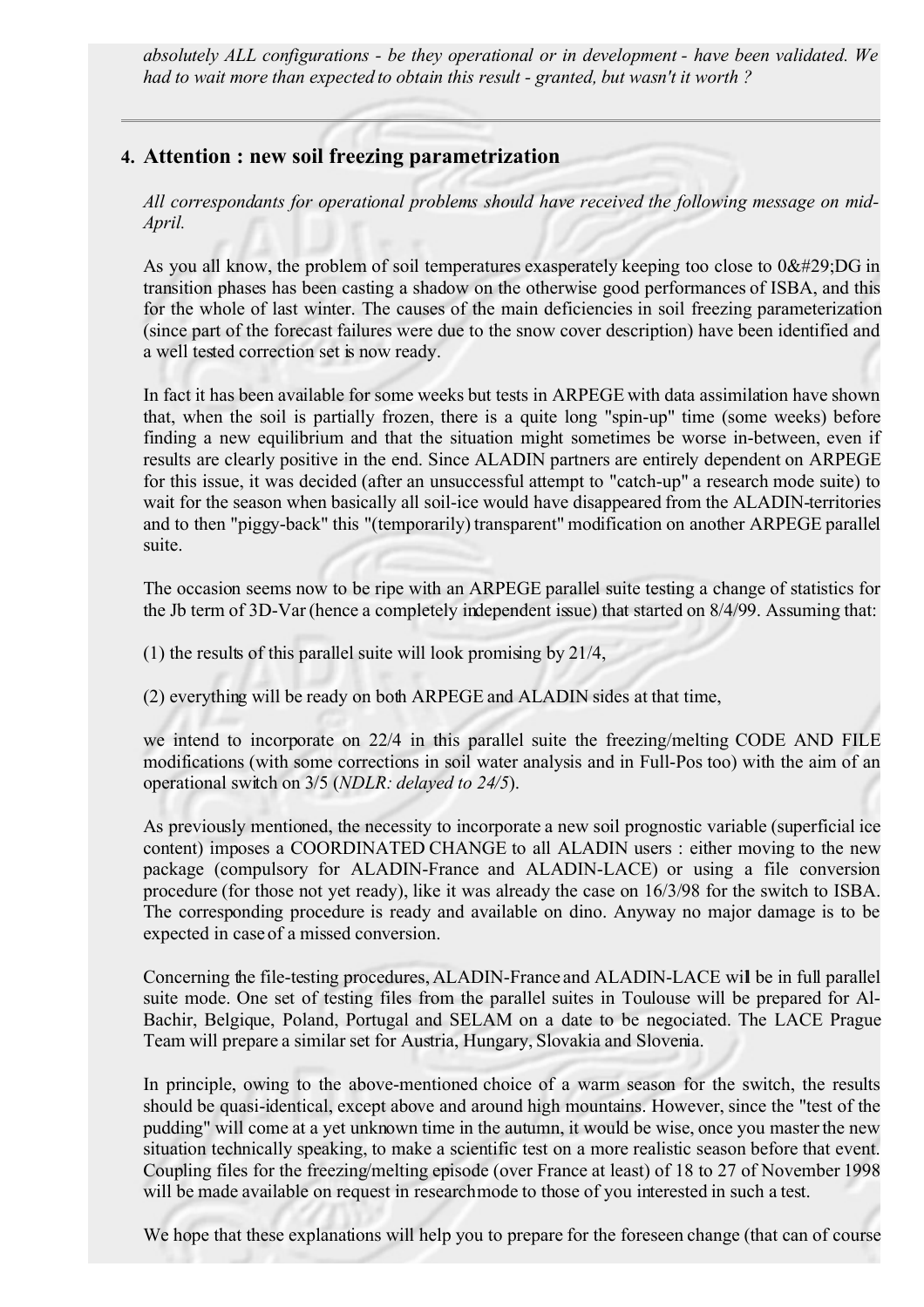*absolutely ALL configurations - be they operational or in development - have been validated. We had to wait more than expected to obtain this result - granted, but wasn't it worth ?*

## 4. Attention : new soil freezing parametrization

*All correspondants for operational problems should have received the following message on mid-April.*

As you all know, the problem of soil temperatures exasperately keeping too close to 0&#29;DG in transition phases has been casting a shadow on the otherwise good performances of ISBA, and this for the whole of last winter. The causes of the main deficiencies in soil freezing parameterization (since part of the forecast failures were due to the snow cover description) have been identified and a well tested correction set is now ready.

In fact it has been available for some weeks but tests in ARPEGE with data assimilation have shown that, when the soil is partially frozen, there is a quite long "spin-up" time (some weeks) before finding a new equilibrium and that the situation might sometimes be worse in-between, even if results are clearly positive in the end. Since ALADIN partners are entirely dependent on ARPEGE for this issue, it was decided (after an unsuccessful attempt to "catch-up" a research mode suite) to wait for the season when basically all soil-ice would have disappeared from the ALADIN-territories and to then "piggy-back" this "(temporarily) transparent" modification on another ARPEGE parallel suite.

The occasion seems now to be ripe with an ARPEGE parallel suite testing a change of statistics for the Jb term of 3D-Var (hence a completely independent issue) that started on 8/4/99. Assuming that:

(1) the results of this parallel suite will look promising by 21/4,

(2) everything will be ready on both ARPEGE and ALADIN sides at that time,

we intend to incorporate on 22/4 in this parallel suite the freezing/melting CODE AND FILE modifications (with some corrections in soil water analysis and in Full-Pos too) with the aim of an operational switch on 3/5 (*NDLR: delayed to 24/5*).

As previously mentioned, the necessity to incorporate a new soil prognostic variable (superficial ice content) imposes a COORDINATED CHANGE to all ALADIN users : either moving to the new package (compulsory for ALADIN-France and ALADIN-LACE) or using a file conversion procedure (for those not yet ready), like it was already the case on 16/3/98 for the switch to ISBA. The corresponding procedure is ready and available on dino. Anyway no major damage is to be expected in case of a missed conversion.

Concerning the file-testing procedures, ALADIN-France and ALADIN-LACE will be in full parallel suite mode. One set of testing files from the parallel suites in Toulouse will be prepared for Al-Bachir, Belgique, Poland, Portugal and SELAM on a date to be negociated. The LACE Prague Team will prepare a similar set for Austria, Hungary, Slovakia and Slovenia.

In principle, owing to the above-mentioned choice of a warm season for the switch, the results should be quasi-identical, except above and around high mountains. However, since the "test of the pudding" will come at a yet unknown time in the autumn, it would be wise, once you master the new situation technically speaking, to make a scientific test on a more realistic season before that event. Coupling files for the freezing/melting episode (over France at least) of 18 to 27 of November 1998 will be made available on request in research mode to those of you interested in such a test.

We hope that these explanations will help you to prepare for the foreseen change (that can of course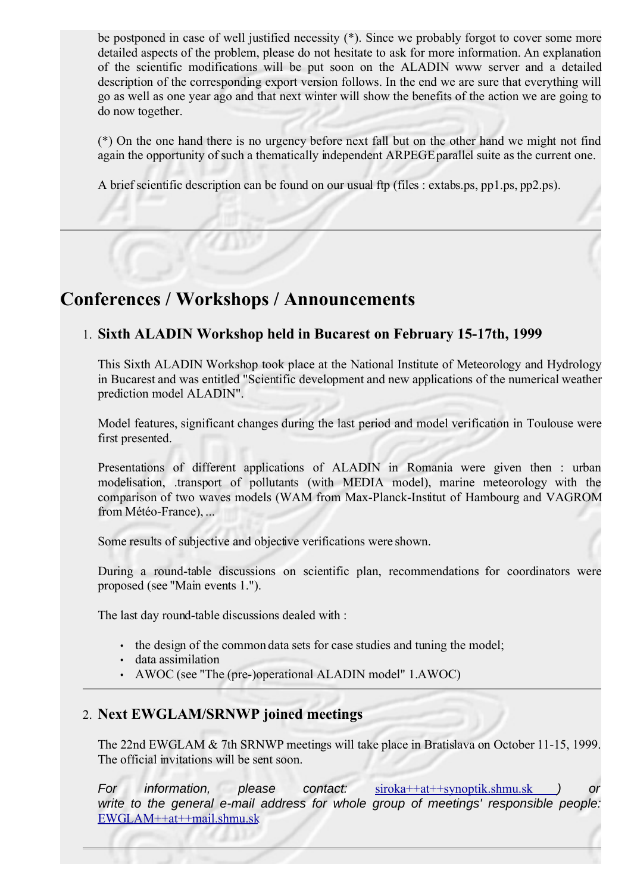be postponed in case of well justified necessity (*). Since we probably forgot to cover some more detailed aspects of the problem, please do not hesitate to ask for more information. An explanation of the scientific modifications will be put soon on the ALADIN www server and a detailed description of the corresponding export version follows. In the end we are sure that everything will go as well as one year ago and that next winter will show the benefits of the action we are going to do now together.

(*) On the one hand there is no urgency before next fall but on the other hand we might not find again the opportunity of such a thematically independent ARPEGE parallel suite as the current one.

A brief scientific description can be found on our usual ftp (files : extabs.ps, pp1.ps, pp2.ps).

---

# Conferences / Workshops / Announcements

1. **Sixth ALADIN Workshop held in Bucarest on February 15-17th, 1999**

   This Sixth ALADIN Workshop took place at the National Institute of Meteorology and Hydrology in Bucarest and was entitled "Scientific development and new applications of the numerical weather prediction model ALADIN".

   Model features, significant changes during the last period and model verification in Toulouse were first presented.

   Presentations of different applications of ALADIN in Romania were given then : urban modelisation, .transport of pollutants (with MEDIA model), marine meteorology with the comparison of two waves models (WAM from Max-Planck-Institut of Hambourg and VAGROM from Météo-France), ...

   Some results of subjective and objective verifications were shown.

   During a round-table discussions on scientific plan, recommendations for coordinators were proposed (see "Main events 1.").

   The last day round-table discussions dealt with :

   - the design of the common data sets for case studies and tuning the model;
   - data assimilation
   - AWOC (see "The (pre-)operational ALADIN model" 1.AWOC)

---

2. **Next EWGLAM/SRNWP joined meetings**

   The 22nd EWGLAM & 7th SRNWP meetings will take place in Bratislava on October 11-15, 1999. The official invitations will be sent soon.

   *For information, please contact:* siroka++at++synoptik.shmu.sk *) or write to the general e-mail address for whole group of meetings' responsible people:* EWGLAM++at++mail.shmu.sk

---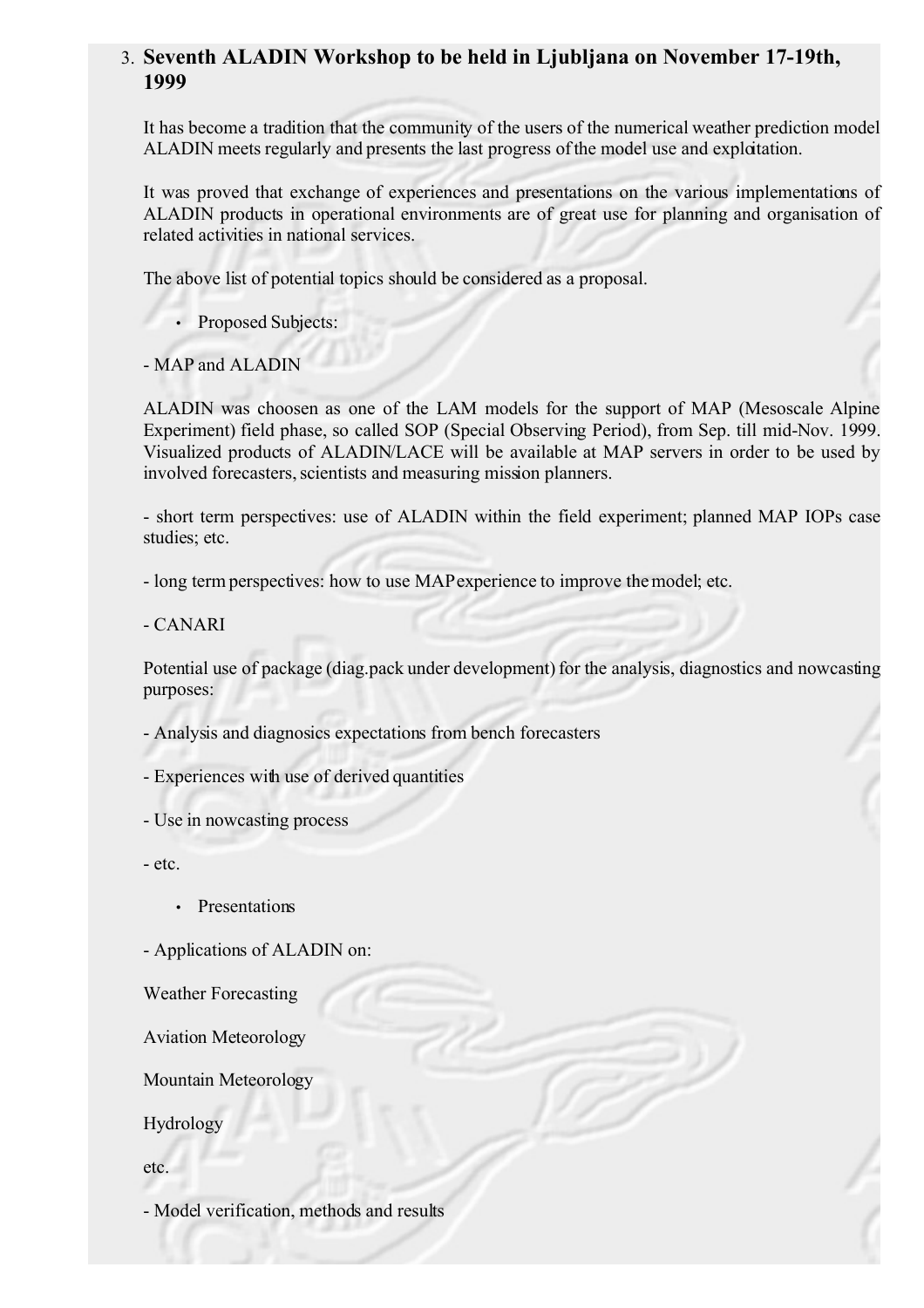## 3. Seventh ALADIN Workshop to be held in Ljubljana on November 17-19th, 1999

It has become a tradition that the community of the users of the numerical weather prediction model ALADIN meets regularly and presents the last progress of the model use and exploitation.

It was proved that exchange of experiences and presentations on the various implementations of ALADIN products in operational environments are of great use for planning and organisation of related activities in national services.

The above list of potential topics should be considered as a proposal.

- Proposed Subjects:

- MAP and ALADIN

ALADIN was choosen as one of the LAM models for the support of MAP (Mesoscale Alpine Experiment) field phase, so called SOP (Special Observing Period), from Sep. till mid-Nov. 1999. Visualized products of ALADIN/LACE will be available at MAP servers in order to be used by involved forecasters, scientists and measuring mission planners.

- short term perspectives: use of ALADIN within the field experiment; planned MAP IOPs case studies; etc.

- long term perspectives: how to use MAP experience to improve the model; etc.

- CANARI

Potential use of package (diag.pack under development) for the analysis, diagnostics and nowcasting purposes:

- Analysis and diagnosics expectations from bench forecasters

- Experiences with use of derived quantities

- Use in nowcasting process

- etc.

- Presentations

- Applications of ALADIN on:

Weather Forecasting

Aviation Meteorology

Mountain Meteorology

Hydrology

etc.

- Model verification, methods and results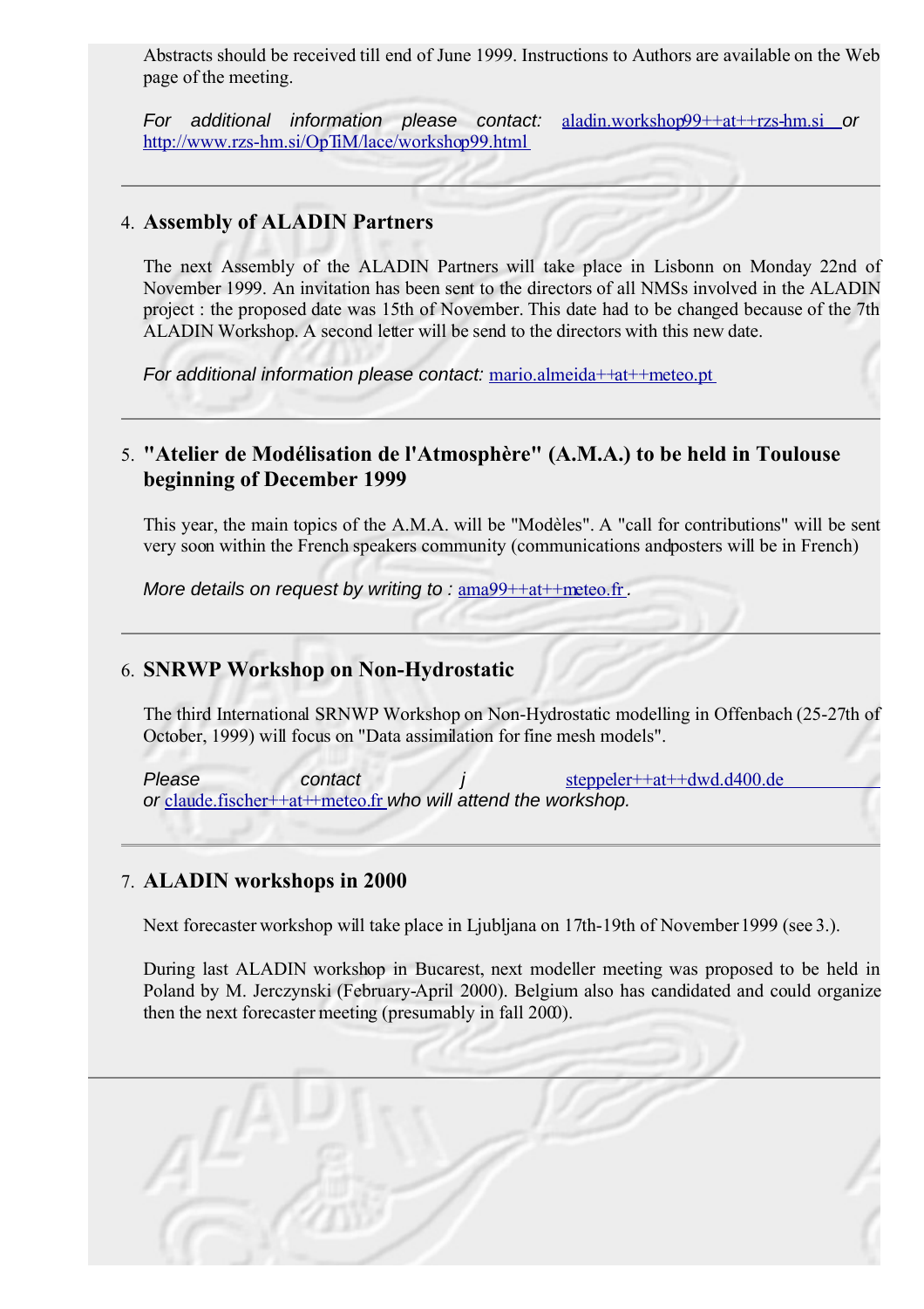Abstracts should be received till end of June 1999. Instructions to Authors are available on the Web page of the meeting.

*For additional information please contact:* aladin.workshop99++at++rzs-hm.si *or* http://www.rzs-hm.si/OpTiM/lace/workshop99.html

---

4. **Assembly of ALADIN Partners**

The next Assembly of the ALADIN Partners will take place in Lisbonn on Monday 22nd of November 1999. An invitation has been sent to the directors of all NMSs involved in the ALADIN project : the proposed date was 15th of November. This date had to be changed because of the 7th ALADIN Workshop. A second letter will be send to the directors with this new date.

*For additional information please contact:* mario.almeida++at++meteo.pt

---

5. **"Atelier de Modélisation de l'Atmosphère" (A.M.A.) to be held in Toulouse beginning of December 1999**

This year, the main topics of the A.M.A. will be "Modèles". A "call for contributions" will be sent very soon within the French speakers community (communications and posters will be in French)

*More details on request by writing to :* ama99++at++meteo.fr.

---

6. **SNRWP Workshop on Non-Hydrostatic**

The third International SRNWP Workshop on Non-Hydrostatic modelling in Offenbach (25-27th of October, 1999) will focus on "Data assimilation for fine mesh models".

*Please contact j* steppeler++at++dwd.d400.de *or* claude.fischer++at++meteo.fr *who will attend the workshop.*

---

7. **ALADIN workshops in 2000**

Next forecaster workshop will take place in Ljubljana on 17th-19th of November 1999 (see 3.).

During last ALADIN workshop in Bucarest, next modeller meeting was proposed to be held in Poland by M. Jerczynski (February-April 2000). Belgium also has candidated and could organize then the next forecaster meeting (presumably in fall 2000).

---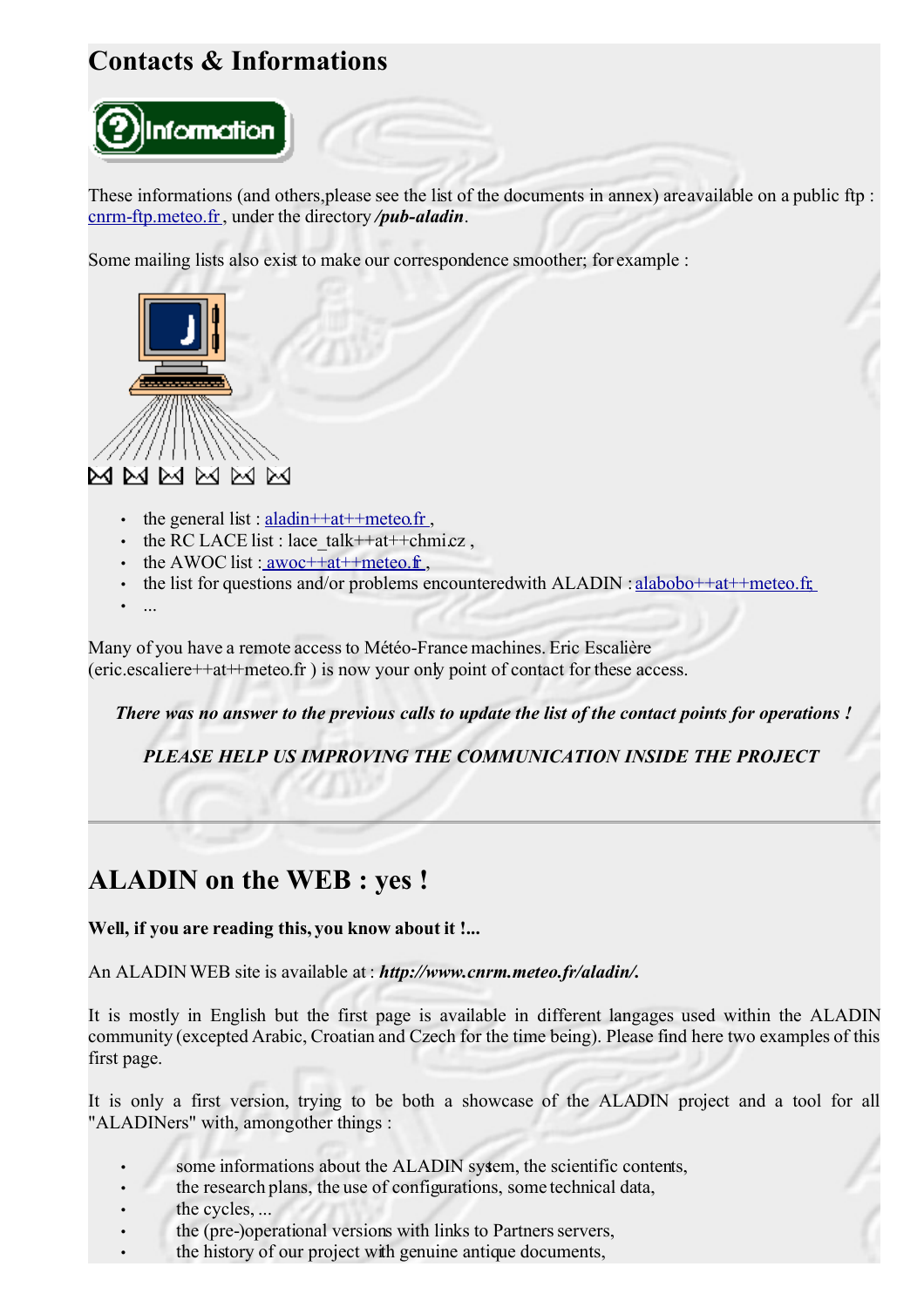# Contacts & Informations

These informations (and others,please see the list of the documents in annex) areavailable on a public ftp : cnrm-ftp.meteo.fr , under the directory ***/pub-aladin***.

Some mailing lists also exist to make our correspondence smoother; for example :

- the general list : aladin++at++meteo.fr ,
- the RC LACE list : lace_talk++at++chmi.cz ,
- the AWOC list : awoc++at++meteo.fr ,
- the list for questions and/or problems encounteredwith ALADIN : alabobo++at++meteo.fr,
- ...

Many of you have a remote access to Météo-France machines. Eric Escalière (eric.escaliere++at++meteo.fr ) is now your only point of contact for these access.

***There was no answer to the previous calls to update the list of the contact points for operations !***

***PLEASE HELP US IMPROVING THE COMMUNICATION INSIDE THE PROJECT***

---

# ALADIN on the WEB : yes !

**Well, if you are reading this, you know about it !...**

An ALADIN WEB site is available at : ***http://www.cnrm.meteo.fr/aladin/.***

It is mostly in English but the first page is available in different langages used within the ALADIN community (excepted Arabic, Croatian and Czech for the time being). Please find here two examples of this first page.

It is only a first version, trying to be both a showcase of the ALADIN project and a tool for all "ALADINers" with, amongother things :

- some informations about the ALADIN system, the scientific contents,
- the research plans, the use of configurations, some technical data,
- the cycles, ...
- the (pre-)operational versions with links to Partners servers,
- the history of our project with genuine antique documents,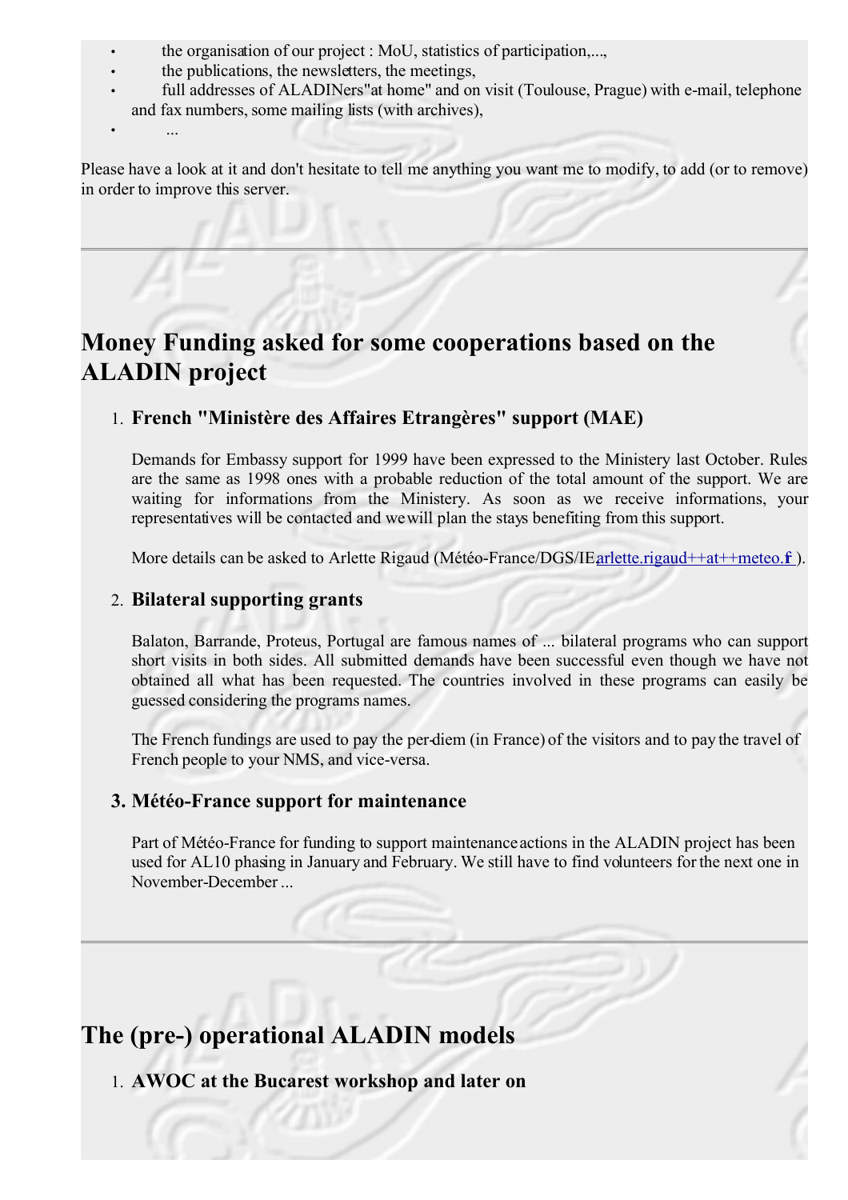- the organisation of our project : MoU, statistics of participation,...,
- the publications, the newsletters, the meetings,
- full addresses of ALADINers"at home" and on visit (Toulouse, Prague) with e-mail, telephone and fax numbers, some mailing lists (with archives),
- ...

Please have a look at it and don't hesitate to tell me anything you want me to modify, to add (or to remove) in order to improve this server.

---

## Money Funding asked for some cooperations based on the ALADIN project

1. **French "Ministère des Affaires Etrangères" support (MAE)**

   Demands for Embassy support for 1999 have been expressed to the Ministery last October. Rules are the same as 1998 ones with a probable reduction of the total amount of the support. We are waiting for informations from the Ministery. As soon as we receive informations, your representatives will be contacted and we will plan the stays benefiting from this support.

   More details can be asked to Arlette Rigaud (Météo-France/DGS/IE, arlette.rigaud++at++meteo.fr ).

2. **Bilateral supporting grants**

   Balaton, Barrande, Proteus, Portugal are famous names of ... bilateral programs who can support short visits in both sides. All submitted demands have been successful even though we have not obtained all what has been requested. The countries involved in these programs can easily be guessed considering the programs names.

   The French fundings are used to pay the per-diem (in France) of the visitors and to pay the travel of French people to your NMS, and vice-versa.

3. **Météo-France support for maintenance**

   Part of Météo-France for funding to support maintenance actions in the ALADIN project has been used for AL10 phasing in January and February. We still have to find volunteers for the next one in November-December ...

---

## The (pre-) operational ALADIN models

1. **AWOC at the Bucarest workshop and later on**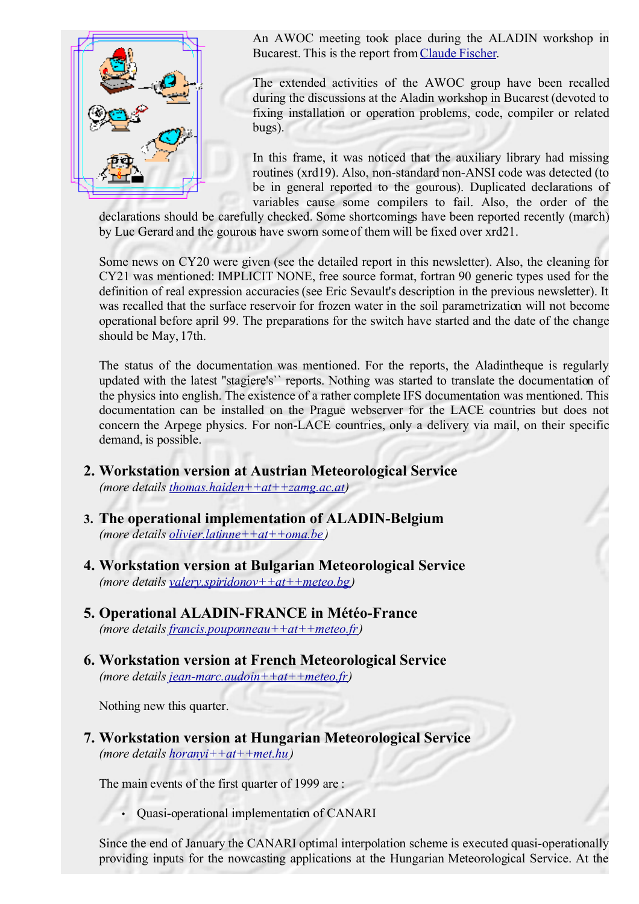An AWOC meeting took place during the ALADIN workshop in Bucarest. This is the report from [Claude Fischer](#).

The extended activities of the AWOC group have been recalled during the discussions at the Aladin workshop in Bucarest (devoted to fixing installation or operation problems, code, compiler or related bugs).

In this frame, it was noticed that the auxiliary library had missing routines (xrd19). Also, non-standard non-ANSI code was detected (to be in general reported to the gourous). Duplicated declarations of variables cause some compilers to fail. Also, the order of the declarations should be carefully checked. Some shortcomings have been reported recently (march) by Luc Gerard and the gourous have sworn some of them will be fixed over xrd21.

Some news on CY20 were given (see the detailed report in this newsletter). Also, the cleaning for CY21 was mentioned: IMPLICIT NONE, free source format, fortran 90 generic types used for the definition of real expression accuracies (see Eric Sevault's description in the previous newsletter). It was recalled that the surface reservoir for frozen water in the soil parametrization will not become operational before april 99. The preparations for the switch have started and the date of the change should be May, 17th.

The status of the documentation was mentioned. For the reports, the Aladintheque is regularly updated with the latest "stagiere's`` reports. Nothing was started to translate the documentation of the physics into english. The existence of a rather complete IFS documentation was mentioned. This documentation can be installed on the Prague webserver for the LACE countries but does not concern the Arpege physics. For non-LACE countries, only a delivery via mail, on their specific demand, is possible.

## 2. Workstation version at Austrian Meteorological Service

*(more details thomas.haiden++at++zamg.ac.at)*

## 3. The operational implementation of ALADIN-Belgium

*(more details olivier.latinne++at++oma.be)*

## 4. Workstation version at Bulgarian Meteorological Service

*(more details valery.spiridonov++at++meteo.bg)*

## 5. Operational ALADIN-FRANCE in Météo-France

*(more details francis.pouponneau++at++meteo.fr)*

## 6. Workstation version at French Meteorological Service

*(more details jean-marc.audoin++at++meteo.fr)*

Nothing new this quarter.

## 7. Workstation version at Hungarian Meteorological Service

*(more details horanyi++at++met.hu)*

The main events of the first quarter of 1999 are :

- Quasi-operational implementation of CANARI

Since the end of January the CANARI optimal interpolation scheme is executed quasi-operationally providing inputs for the nowcasting applications at the Hungarian Meteorological Service. At the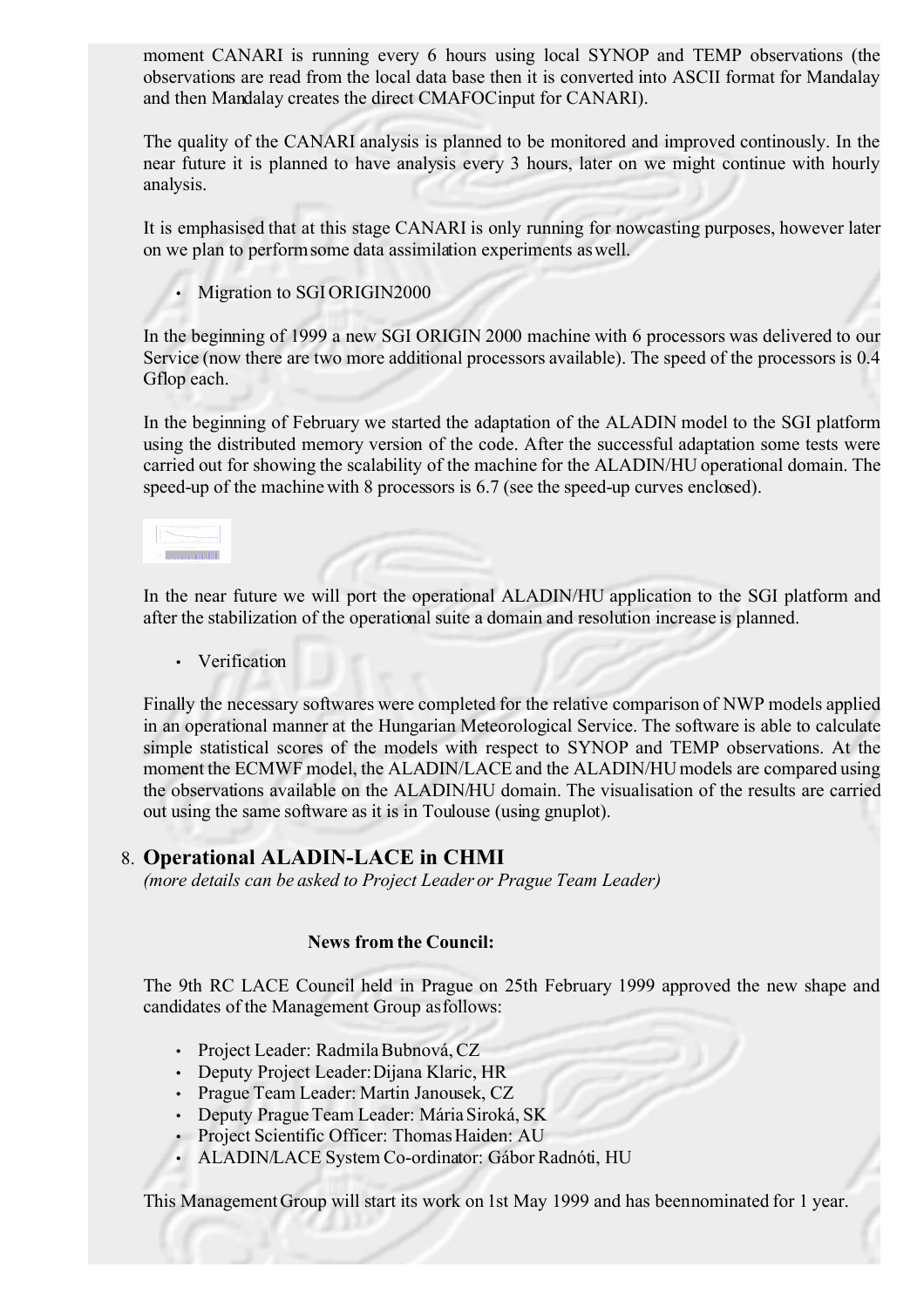moment CANARI is running every 6 hours using local SYNOP and TEMP observations (the observations are read from the local data base then it is converted into ASCII format for Mandalay and then Mandalay creates the direct CMAFOCinput for CANARI).

The quality of the CANARI analysis is planned to be monitored and improved continously. In the near future it is planned to have analysis every 3 hours, later on we might continue with hourly analysis.

It is emphasised that at this stage CANARI is only running for nowcasting purposes, however later on we plan to perform some data assimilation experiments as well.

- Migration to SGI ORIGIN2000

In the beginning of 1999 a new SGI ORIGIN 2000 machine with 6 processors was delivered to our Service (now there are two more additional processors available). The speed of the processors is 0.4 Gflop each.

In the beginning of February we started the adaptation of the ALADIN model to the SGI platform using the distributed memory version of the code. After the successful adaptation some tests were carried out for showing the scalability of the machine for the ALADIN/HU operational domain. The speed-up of the machine with 8 processors is 6.7 (see the speed-up curves enclosed).

In the near future we will port the operational ALADIN/HU application to the SGI platform and after the stabilization of the operational suite a domain and resolution increase is planned.

- Verification

Finally the necessary softwares were completed for the relative comparison of NWP models applied in an operational manner at the Hungarian Meteorological Service. The software is able to calculate simple statistical scores of the models with respect to SYNOP and TEMP observations. At the moment the ECMWF model, the ALADIN/LACE and the ALADIN/HU models are compared using the observations available on the ALADIN/HU domain. The visualisation of the results are carried out using the same software as it is in Toulouse (using gnuplot).

## 8. Operational ALADIN-LACE in CHMI

*(more details can be asked to Project Leader or Prague Team Leader)*

**News from the Council:**

The 9th RC LACE Council held in Prague on 25th February 1999 approved the new shape and candidates of the Management Group as follows:

- Project Leader: Radmila Bubnová, CZ
- Deputy Project Leader: Dijana Klaric, HR
- Prague Team Leader: Martin Janousek, CZ
- Deputy Prague Team Leader: Mária Siroká, SK
- Project Scientific Officer: Thomas Haiden: AU
- ALADIN/LACE System Co-ordinator: Gábor Radnóti, HU

This Management Group will start its work on 1st May 1999 and has been nominated for 1 year.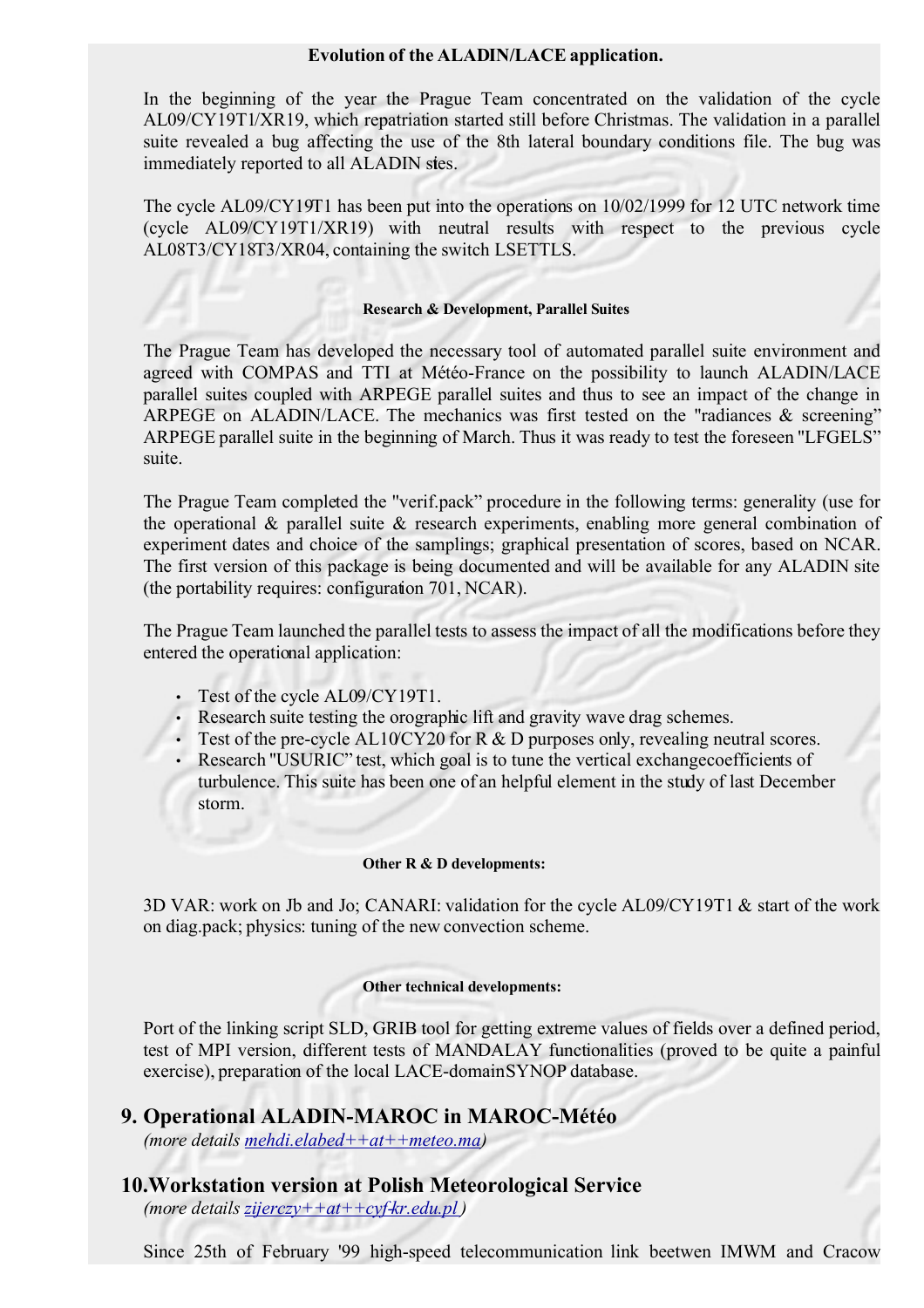**Evolution of the ALADIN/LACE application.**

In the beginning of the year the Prague Team concentrated on the validation of the cycle AL09/CY19T1/XR19, which repatriation started still before Christmas. The validation in a parallel suite revealed a bug affecting the use of the 8th lateral boundary conditions file. The bug was immediately reported to all ALADIN sites.

The cycle AL09/CY19T1 has been put into the operations on 10/02/1999 for 12 UTC network time (cycle AL09/CY19T1/XR19) with neutral results with respect to the previous cycle AL08T3/CY18T3/XR04, containing the switch LSETTLS.

**Research & Development, Parallel Suites**

The Prague Team has developed the necessary tool of automated parallel suite environment and agreed with COMPAS and TTI at Météo-France on the possibility to launch ALADIN/LACE parallel suites coupled with ARPEGE parallel suites and thus to see an impact of the change in ARPEGE on ALADIN/LACE. The mechanics was first tested on the "radiances & screening" ARPEGE parallel suite in the beginning of March. Thus it was ready to test the foreseen "LFGELS" suite.

The Prague Team completed the "verif.pack" procedure in the following terms: generality (use for the operational & parallel suite & research experiments, enabling more general combination of experiment dates and choice of the samplings; graphical presentation of scores, based on NCAR. The first version of this package is being documented and will be available for any ALADIN site (the portability requires: configuration 701, NCAR).

The Prague Team launched the parallel tests to assess the impact of all the modifications before they entered the operational application:

- Test of the cycle AL09/CY19T1.
- Research suite testing the orographic lift and gravity wave drag schemes.
- Test of the pre-cycle AL10/CY20 for R & D purposes only, revealing neutral scores.
- Research "USURIC" test, which goal is to tune the vertical exchangecoefficients of turbulence. This suite has been one of an helpful element in the study of last December storm.

**Other R & D developments:**

3D VAR: work on Jb and Jo; CANARI: validation for the cycle AL09/CY19T1 & start of the work on diag.pack; physics: tuning of the new convection scheme.

**Other technical developments:**

Port of the linking script SLD, GRIB tool for getting extreme values of fields over a defined period, test of MPI version, different tests of MANDALAY functionalities (proved to be quite a painful exercise), preparation of the local LACE-domainSYNOP database.

## 9. Operational ALADIN-MAROC in MAROC-Météo

*(more details mehdi.elabed++at++meteo.ma)*

## 10. Workstation version at Polish Meteorological Service

*(more details zijerczy++at++cyf-kr.edu.pl )*

Since 25th of February '99 high-speed telecommunication link beetwen IMWM and Cracow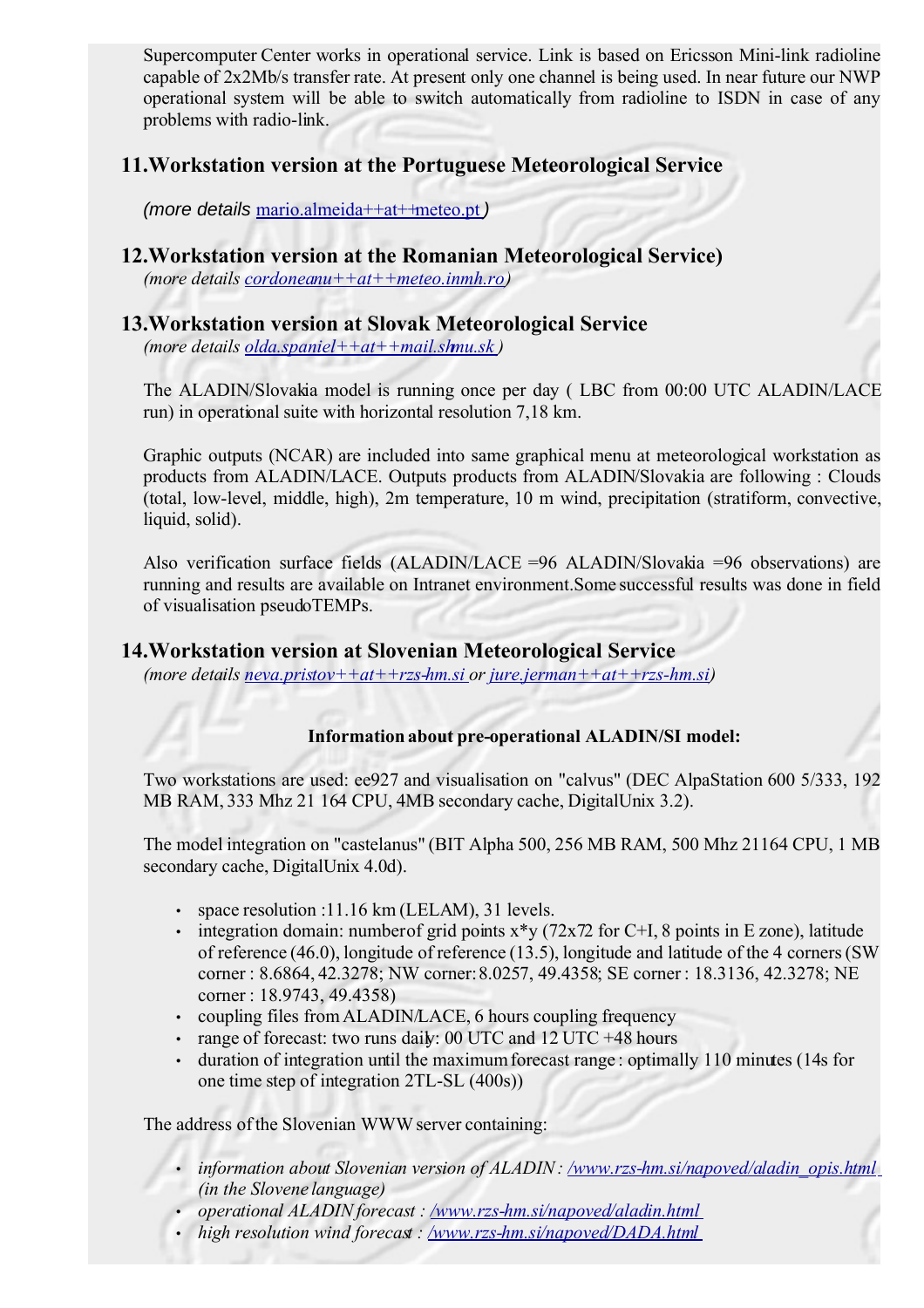Supercomputer Center works in operational service. Link is based on Ericsson Mini-link radioline capable of 2x2Mb/s transfer rate. At present only one channel is being used. In near future our NWP operational system will be able to switch automatically from radioline to ISDN in case of any problems with radio-link.

## 11. Workstation version at the Portuguese Meteorological Service

*(more details* mario.almeida++at++meteo.pt *)*

## 12. Workstation version at the Romanian Meteorological Service)

*(more details cordoneanu++at++meteo.inmh.ro)*

## 13. Workstation version at Slovak Meteorological Service

*(more details olda.spaniel++at++mail.shmu.sk )*

The ALADIN/Slovakia model is running once per day ( LBC from 00:00 UTC ALADIN/LACE run) in operational suite with horizontal resolution 7,18 km.

Graphic outputs (NCAR) are included into same graphical menu at meteorological workstation as products from ALADIN/LACE. Outputs products from ALADIN/Slovakia are following : Clouds (total, low-level, middle, high), 2m temperature, 10 m wind, precipitation (stratiform, convective, liquid, solid).

Also verification surface fields (ALADIN/LACE =96 ALADIN/Slovakia =96 observations) are running and results are available on Intranet environment.Some successful results was done in field of visualisation pseudoTEMPs.

## 14. Workstation version at Slovenian Meteorological Service

*(more details neva.pristov++at++rzs-hm.si or jure.jerman++at++rzs-hm.si)*

**Information about pre-operational ALADIN/SI model:**

Two workstations are used: ee927 and visualisation on "calvus" (DEC AlpaStation 600 5/333, 192 MB RAM, 333 Mhz 21 164 CPU, 4MB secondary cache, DigitalUnix 3.2).

The model integration on "castelanus" (BIT Alpha 500, 256 MB RAM, 500 Mhz 21164 CPU, 1 MB secondary cache, DigitalUnix 4.0d).

- space resolution :11.16 km (LELAM), 31 levels.
- integration domain: numberof grid points x*y (72x72 for C+I, 8 points in E zone), latitude of reference (46.0), longitude of reference (13.5), longitude and latitude of the 4 corners (SW corner : 8.6864, 42.3278; NW corner: 8.0257, 49.4358; SE corner : 18.3136, 42.3278; NE corner : 18.9743, 49.4358)
- coupling files from ALADIN/LACE, 6 hours coupling frequency
- range of forecast: two runs daily: 00 UTC and 12 UTC +48 hours
- duration of integration until the maximum forecast range : optimally 110 minutes (14s for one time step of integration 2TL-SL (400s))

The address of the Slovenian WWW server containing:

- *information about Slovenian version of ALADIN : /www.rzs-hm.si/napoved/aladin_opis.html (in the Slovene language)*
- *operational ALADIN forecast : /www.rzs-hm.si/napoved/aladin.html*
- *high resolution wind forecast : /www.rzs-hm.si/napoved/DADA.html*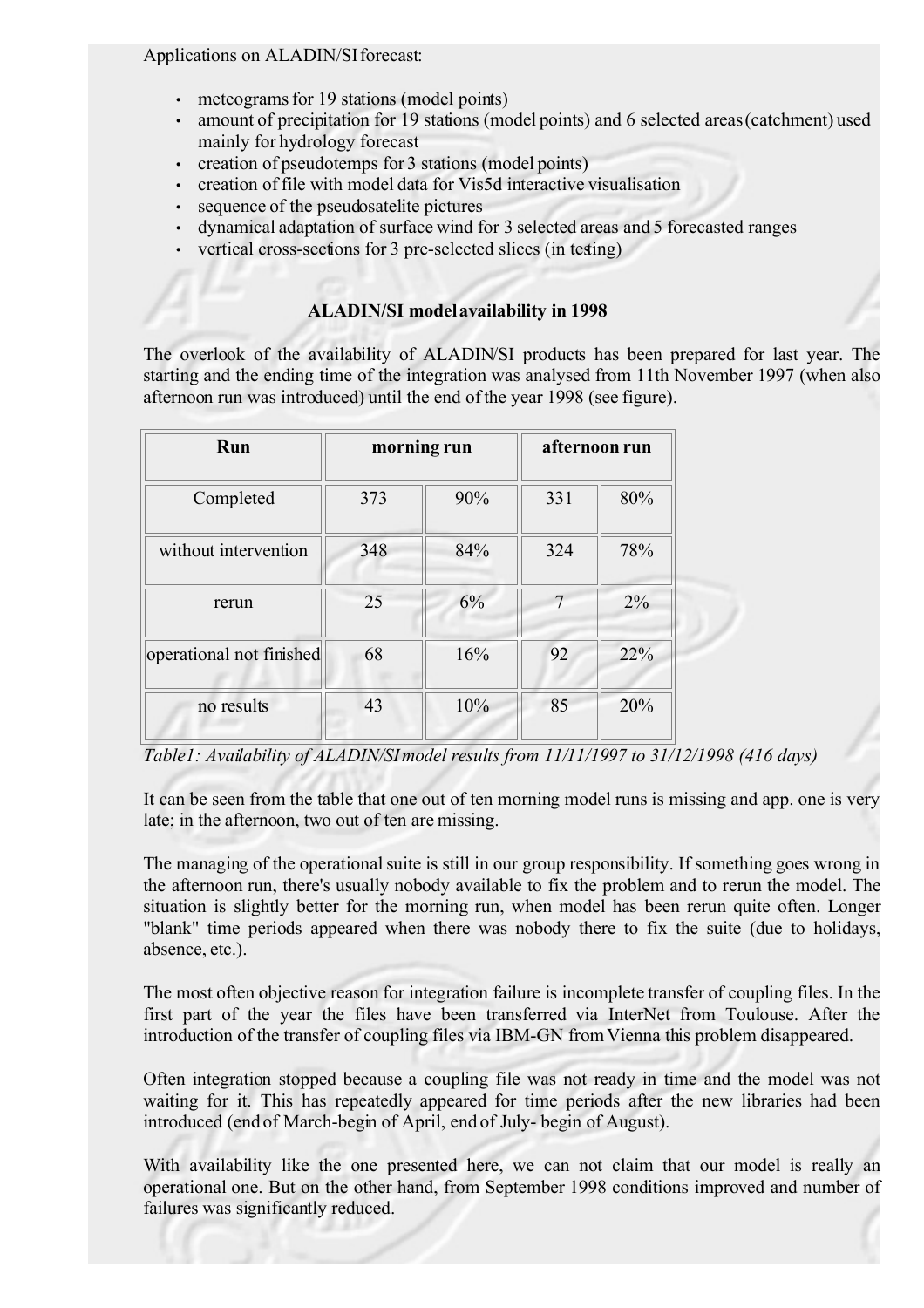Applications on ALADIN/SI forecast:

- meteograms for 19 stations (model points)
- amount of precipitation for 19 stations (model points) and 6 selected areas (catchment) used mainly for hydrology forecast
- creation of pseudotemps for 3 stations (model points)
- creation of file with model data for Vis5d interactive visualisation
- sequence of the pseudosatelite pictures
- dynamical adaptation of surface wind for 3 selected areas and 5 forecasted ranges
- vertical cross-sections for 3 pre-selected slices (in testing)

### ALADIN/SI model availability in 1998

The overlook of the availability of ALADIN/SI products has been prepared for last year. The starting and the ending time of the integration was analysed from 11th November 1997 (when also afternoon run was introduced) until the end of the year 1998 (see figure).

| Run | morning run | | afternoon run | |
|---|---|---|---|---|
| Completed | 373 | 90% | 331 | 80% |
| without intervention | 348 | 84% | 324 | 78% |
| rerun | 25 | 6% | 7 | 2% |
| operational not finished | 68 | 16% | 92 | 22% |
| no results | 43 | 10% | 85 | 20% |

*Table1: Availability of ALADIN/SI model results from 11/11/1997 to 31/12/1998 (416 days)*

It can be seen from the table that one out of ten morning model runs is missing and app. one is very late; in the afternoon, two out of ten are missing.

The managing of the operational suite is still in our group responsibility. If something goes wrong in the afternoon run, there's usually nobody available to fix the problem and to rerun the model. The situation is slightly better for the morning run, when model has been rerun quite often. Longer "blank" time periods appeared when there was nobody there to fix the suite (due to holidays, absence, etc.).

The most often objective reason for integration failure is incomplete transfer of coupling files. In the first part of the year the files have been transferred via InterNet from Toulouse. After the introduction of the transfer of coupling files via IBM-GN from Vienna this problem disappeared.

Often integration stopped because a coupling file was not ready in time and the model was not waiting for it. This has repeatedly appeared for time periods after the new libraries had been introduced (end of March-begin of April, end of July- begin of August).

With availability like the one presented here, we can not claim that our model is really an operational one. But on the other hand, from September 1998 conditions improved and number of failures was significantly reduced.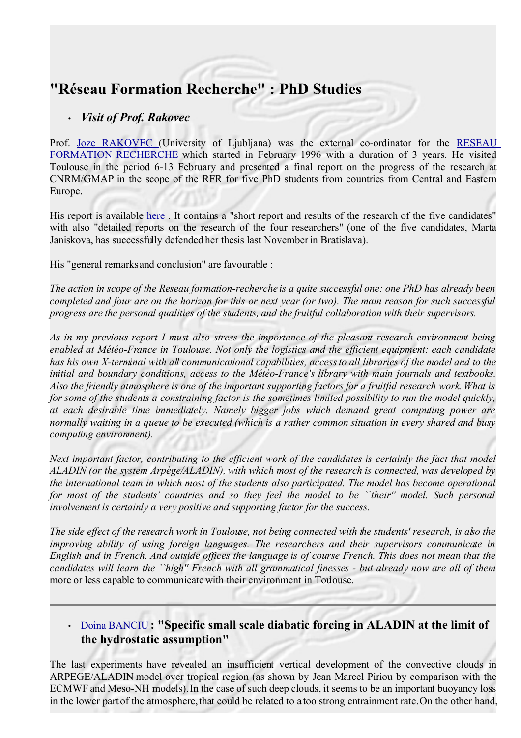# "Réseau Formation Recherche" : PhD Studies

- ***Visit of Prof. Rakovec***

Prof. Joze RAKOVEC (University of Ljubljana) was the external co-ordinator for the RESEAU FORMATION RECHERCHE which started in February 1996 with a duration of 3 years. He visited Toulouse in the period 6-13 February and presented a final report on the progress of the research at CNRM/GMAP in the scope of the RFR for five PhD students from countries from Central and Eastern Europe.

His report is available here . It contains a "short report and results of the research of the five candidates" with also "detailed reports on the research of the four researchers" (one of the five candidates, Marta Janiskova, has successfully defended her thesis last November in Bratislava).

His "general remarks and conclusion" are favourable :

*The action in scope of the Reseau formation-recherche is a quite successful one: one PhD has already been completed and four are on the horizon for this or next year (or two). The main reason for such successful progress are the personal qualities of the students, and the fruitful collaboration with their supervisors.*

*As in my previous report I must also stress the importance of the pleasant research environment being enabled at Météo-France in Toulouse. Not only the logistics and the efficient equipment: each candidate has his own X-terminal with all communicational capabilities, access to all libraries of the model and to the initial and boundary conditions, access to the Météo-France's library with main journals and textbooks. Also the friendly atmosphere is one of the important supporting factors for a fruitful research work. What is for some of the students a constraining factor is the sometimes limited possibility to run the model quickly, at each desirable time immediately. Namely bigger jobs which demand great computing power are normally waiting in a queue to be executed (which is a rather common situation in every shared and busy computing environment).*

*Next important factor, contributing to the efficient work of the candidates is certainly the fact that model ALADIN (or the system Arpège/ALADIN), with which most of the research is connected, was developed by the international team in which most of the students also participated. The model has become operational for most of the students' countries and so they feel the model to be ``their'' model. Such personal involvement is certainly a very positive and supporting factor for the success.*

*The side effect of the research work in Toulouse, not being connected with the students' research, is also the improving ability of using foreign languages. The researchers and their supervisors communicate in English and in French. And outside offices the language is of course French. This does not mean that the candidates will learn the ``high'' French with all grammatical finesses - but already now are all of them* more or less capable to communicate with their environment in Toulouse.

---

- **Doina BANCIU : "Specific small scale diabatic forcing in ALADIN at the limit of the hydrostatic assumption"**

The last experiments have revealed an insufficient vertical development of the convective clouds in ARPEGE/ALADIN model over tropical region (as shown by Jean Marcel Piriou by comparison with the ECMWF and Meso-NH models). In the case of such deep clouds, it seems to be an important buoyancy loss in the lower part of the atmosphere, that could be related to a too strong entrainment rate. On the other hand,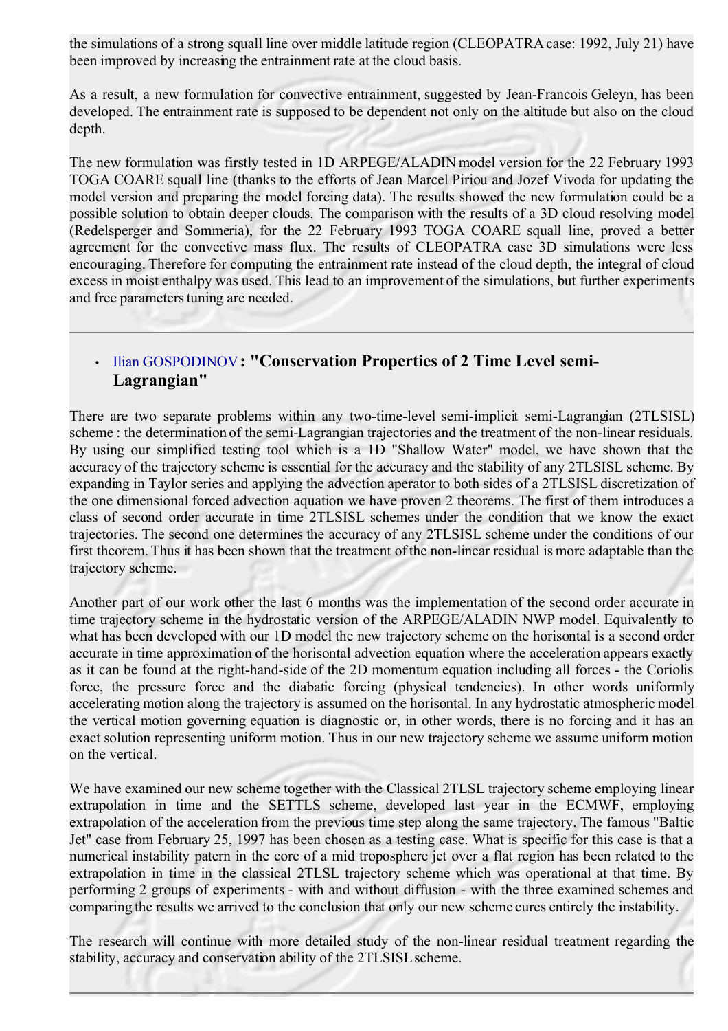the simulations of a strong squall line over middle latitude region (CLEOPATRA case: 1992, July 21) have been improved by increasing the entrainment rate at the cloud basis.

As a result, a new formulation for convective entrainment, suggested by Jean-Francois Geleyn, has been developed. The entrainment rate is supposed to be dependent not only on the altitude but also on the cloud depth.

The new formulation was firstly tested in 1D ARPEGE/ALADIN model version for the 22 February 1993 TOGA COARE squall line (thanks to the efforts of Jean Marcel Piriou and Jozef Vivoda for updating the model version and preparing the model forcing data). The results showed the new formulation could be a possible solution to obtain deeper clouds. The comparison with the results of a 3D cloud resolving model (Redelsperger and Sommeria), for the 22 February 1993 TOGA COARE squall line, proved a better agreement for the convective mass flux. The results of CLEOPATRA case 3D simulations were less encouraging. Therefore for computing the entrainment rate instead of the cloud depth, the integral of cloud excess in moist enthalpy was used. This lead to an improvement of the simulations, but further experiments and free parameters tuning are needed.

---

- ### Ilian GOSPODINOV : "Conservation Properties of 2 Time Level semi-Lagrangian"

There are two separate problems within any two-time-level semi-implicit semi-Lagrangian (2TLSISL) scheme : the determination of the semi-Lagrangian trajectories and the treatment of the non-linear residuals. By using our simplified testing tool which is a 1D "Shallow Water" model, we have shown that the accuracy of the trajectory scheme is essential for the accuracy and the stability of any 2TLSISL scheme. By expanding in Taylor series and applying the advection aperator to both sides of a 2TLSISL discretization of the one dimensional forced advection aquation we have proven 2 theorems. The first of them introduces a class of second order accurate in time 2TLSISL schemes under the condition that we know the exact trajectories. The second one determines the accuracy of any 2TLSISL scheme under the conditions of our first theorem. Thus it has been shown that the treatment of the non-linear residual is more adaptable than the trajectory scheme.

Another part of our work other the last 6 months was the implementation of the second order accurate in time trajectory scheme in the hydrostatic version of the ARPEGE/ALADIN NWP model. Equivalently to what has been developed with our 1D model the new trajectory scheme on the horisontal is a second order accurate in time approximation of the horisontal advection equation where the acceleration appears exactly as it can be found at the right-hand-side of the 2D momentum equation including all forces - the Coriolis force, the pressure force and the diabatic forcing (physical tendencies). In other words uniformly accelerating motion along the trajectory is assumed on the horisontal. In any hydrostatic atmospheric model the vertical motion governing equation is diagnostic or, in other words, there is no forcing and it has an exact solution representing uniform motion. Thus in our new trajectory scheme we assume uniform motion on the vertical.

We have examined our new scheme together with the Classical 2TLSL trajectory scheme employing linear extrapolation in time and the SETTLS scheme, developed last year in the ECMWF, employing extrapolation of the acceleration from the previous time step along the same trajectory. The famous "Baltic Jet" case from February 25, 1997 has been chosen as a testing case. What is specific for this case is that a numerical instability patern in the core of a mid troposphere jet over a flat region has been related to the extrapolation in time in the classical 2TLSL trajectory scheme which was operational at that time. By performing 2 groups of experiments - with and without diffusion - with the three examined schemes and comparing the results we arrived to the conclusion that only our new scheme cures entirely the instability.

The research will continue with more detailed study of the non-linear residual treatment regarding the stability, accuracy and conservation ability of the 2TLSISL scheme.

---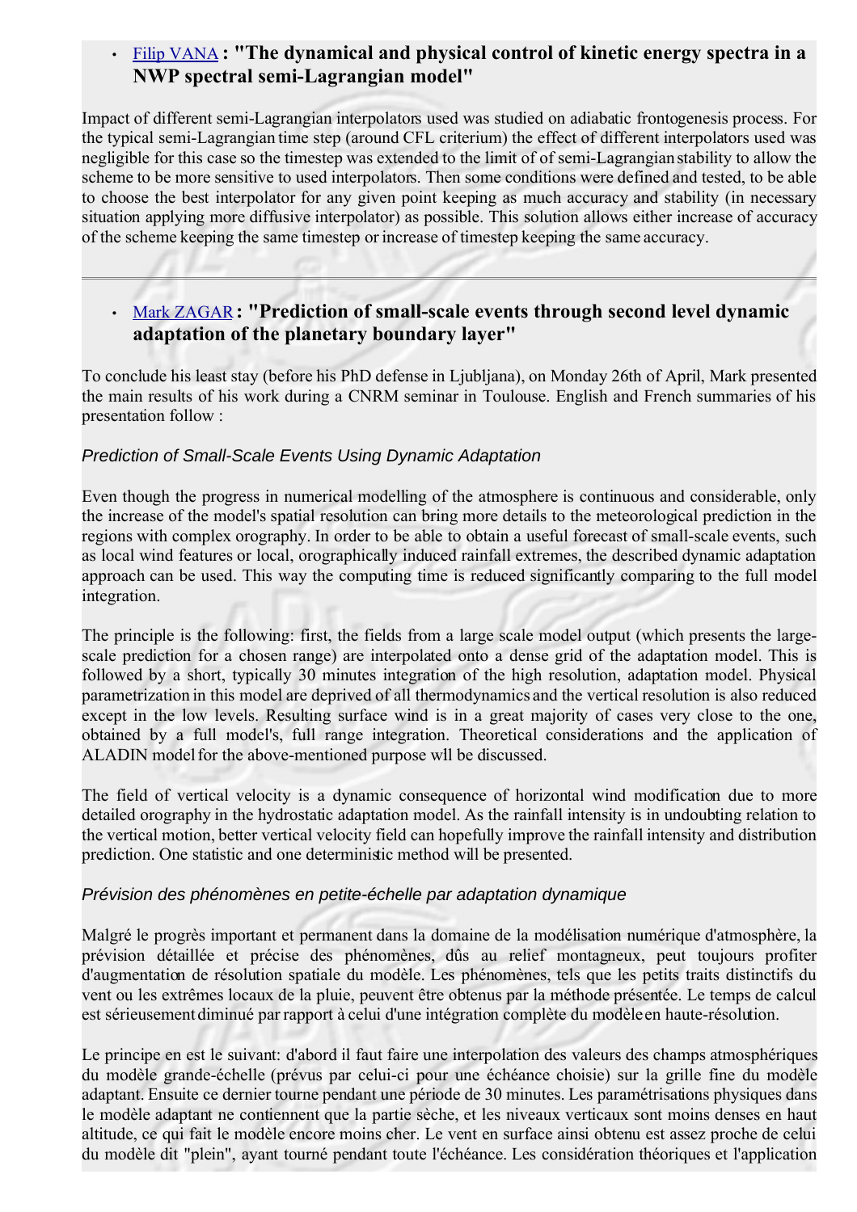- [Filip VANA](#) **: "The dynamical and physical control of kinetic energy spectra in a NWP spectral semi-Lagrangian model"**

Impact of different semi-Lagrangian interpolators used was studied on adiabatic frontogenesis process. For the typical semi-Lagrangian time step (around CFL criterium) the effect of different interpolators used was negligible for this case so the timestep was extended to the limit of of semi-Lagrangian stability to allow the scheme to be more sensitive to used interpolators. Then some conditions were defined and tested, to be able to choose the best interpolator for any given point keeping as much accuracy and stability (in necessary situation applying more diffusive interpolator) as possible. This solution allows either increase of accuracy of the scheme keeping the same timestep or increase of timestep keeping the same accuracy.

---

- [Mark ZAGAR](#) **: "Prediction of small-scale events through second level dynamic adaptation of the planetary boundary layer"**

To conclude his least stay (before his PhD defense in Ljubljana), on Monday 26th of April, Mark presented the main results of his work during a CNRM seminar in Toulouse. English and French summaries of his presentation follow :

*Prediction of Small-Scale Events Using Dynamic Adaptation*

Even though the progress in numerical modelling of the atmosphere is continuous and considerable, only the increase of the model's spatial resolution can bring more details to the meteorological prediction in the regions with complex orography. In order to be able to obtain a useful forecast of small-scale events, such as local wind features or local, orographically induced rainfall extremes, the described dynamic adaptation approach can be used. This way the computing time is reduced significantly comparing to the full model integration.

The principle is the following: first, the fields from a large scale model output (which presents the large-scale prediction for a chosen range) are interpolated onto a dense grid of the adaptation model. This is followed by a short, typically 30 minutes integration of the high resolution, adaptation model. Physical parametrization in this model are deprived of all thermodynamics and the vertical resolution is also reduced except in the low levels. Resulting surface wind is in a great majority of cases very close to the one, obtained by a full model's, full range integration. Theoretical considerations and the application of ALADIN model for the above-mentioned purpose wll be discussed.

The field of vertical velocity is a dynamic consequence of horizontal wind modification due to more detailed orography in the hydrostatic adaptation model. As the rainfall intensity is in undoubting relation to the vertical motion, better vertical velocity field can hopefully improve the rainfall intensity and distribution prediction. One statistic and one deterministic method will be presented.

*Prévision des phénomènes en petite-échelle par adaptation dynamique*

Malgré le progrès important et permanent dans la domaine de la modélisation numérique d'atmosphère, la prévision détaillée et précise des phénomènes, dûs au relief montagneux, peut toujours profiter d'augmentation de résolution spatiale du modèle. Les phénomènes, tels que les petits traits distinctifs du vent ou les extrêmes locaux de la pluie, peuvent être obtenus par la méthode présentée. Le temps de calcul est sérieusement diminué par rapport à celui d'une intégration complète du modèle en haute-résolution.

Le principe en est le suivant: d'abord il faut faire une interpolation des valeurs des champs atmosphériques du modèle grande-échelle (prévus par celui-ci pour une échéance choisie) sur la grille fine du modèle adaptant. Ensuite ce dernier tourne pendant une période de 30 minutes. Les paramétrisations physiques dans le modèle adaptant ne contiennent que la partie sèche, et les niveaux verticaux sont moins denses en haut altitude, ce qui fait le modèle encore moins cher. Le vent en surface ainsi obtenu est assez proche de celui du modèle dit "plein", ayant tourné pendant toute l'échéance. Les considération théoriques et l'application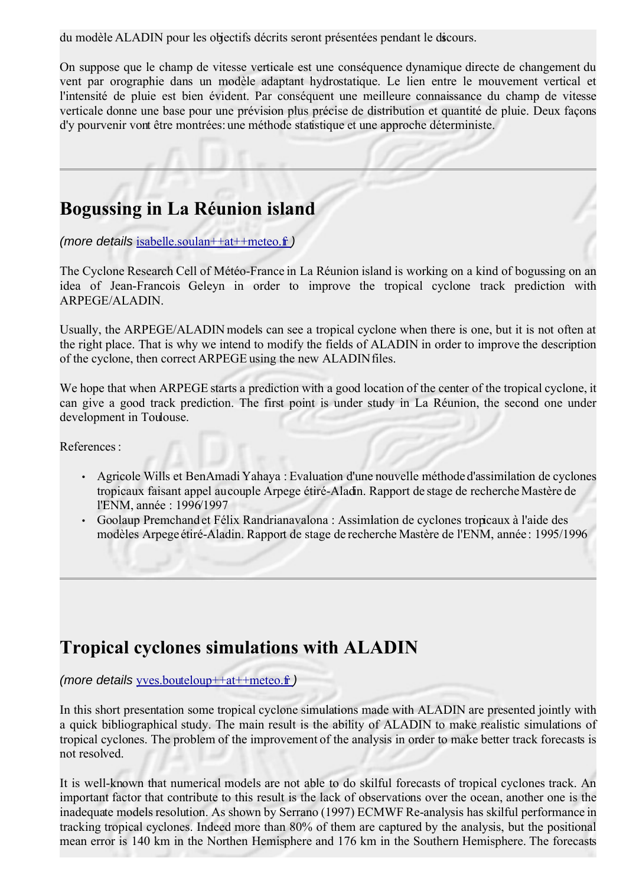du modèle ALADIN pour les objectifs décrits seront présentées pendant le discours.

On suppose que le champ de vitesse verticale est une conséquence dynamique directe de changement du vent par orographie dans un modèle adaptant hydrostatique. Le lien entre le mouvement vertical et l'intensité de pluie est bien évident. Par conséquent une meilleure connaissance du champ de vitesse verticale donne une base pour une prévision plus précise de distribution et quantité de pluie. Deux façons d'y pourvenir vont être montrées: une méthode statistique et une approche déterministe.

---

## Bogussing in La Réunion island

*(more details* isabelle.soulan++at++meteo.fr *)*

The Cyclone Research Cell of Météo-France in La Réunion island is working on a kind of bogussing on an idea of Jean-Francois Geleyn in order to improve the tropical cyclone track prediction with ARPEGE/ALADIN.

Usually, the ARPEGE/ALADIN models can see a tropical cyclone when there is one, but it is not often at the right place. That is why we intend to modify the fields of ALADIN in order to improve the description of the cyclone, then correct ARPEGE using the new ALADIN files.

We hope that when ARPEGE starts a prediction with a good location of the center of the tropical cyclone, it can give a good track prediction. The first point is under study in La Réunion, the second one under development in Toulouse.

References :

- Agricole Wills et BenAmadi Yahaya : Evaluation d'une nouvelle méthode d'assimilation de cyclones tropicaux faisant appel au couple Arpege étiré-Aladin. Rapport de stage de recherche Mastère de l'ENM, année : 1996/1997
- Goolaup Premchand et Félix Randrianavalona : Assimlation de cyclones tropicaux à l'aide des modèles Arpege étiré-Aladin. Rapport de stage de recherche Mastère de l'ENM, année : 1995/1996

---

## Tropical cyclones simulations with ALADIN

*(more details* yves.bouteloup++at++meteo.fr *)*

In this short presentation some tropical cyclone simulations made with ALADIN are presented jointly with a quick bibliographical study. The main result is the ability of ALADIN to make realistic simulations of tropical cyclones. The problem of the improvement of the analysis in order to make better track forecasts is not resolved.

It is well-known that numerical models are not able to do skilful forecasts of tropical cyclones track. An important factor that contribute to this result is the lack of observations over the ocean, another one is the inadequate models resolution. As shown by Serrano (1997) ECMWF Re-analysis has skilful performance in tracking tropical cyclones. Indeed more than 80% of them are captured by the analysis, but the positional mean error is 140 km in the Northen Hemisphere and 176 km in the Southern Hemisphere. The forecasts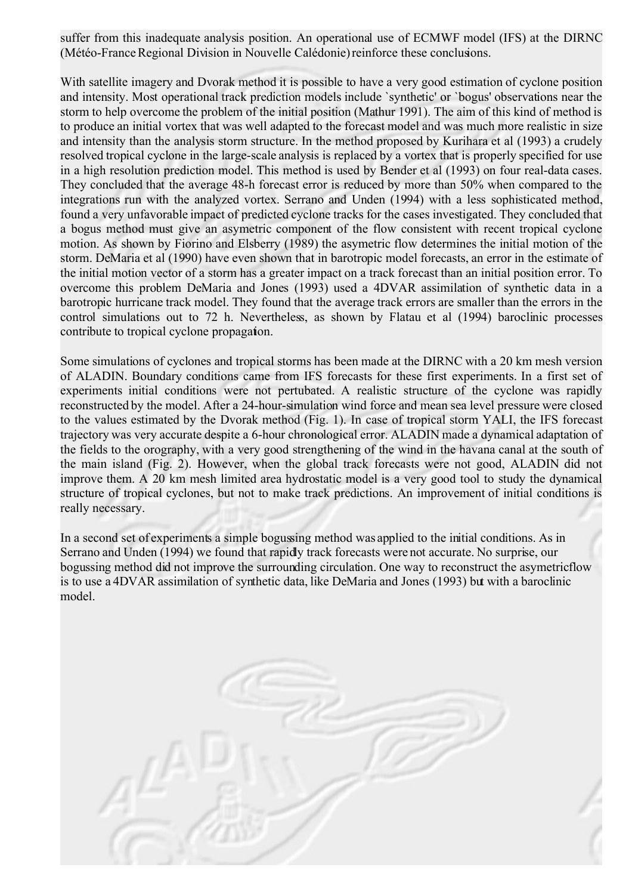suffer from this inadequate analysis position. An operational use of ECMWF model (IFS) at the DIRNC (Météo-France Regional Division in Nouvelle Calédonie) reinforce these conclusions.

With satellite imagery and Dvorak method it is possible to have a very good estimation of cyclone position and intensity. Most operational track prediction models include `synthetic' or `bogus' observations near the storm to help overcome the problem of the initial position (Mathur 1991). The aim of this kind of method is to produce an initial vortex that was well adapted to the forecast model and was much more realistic in size and intensity than the analysis storm structure. In the method proposed by Kurihara et al (1993) a crudely resolved tropical cyclone in the large-scale analysis is replaced by a vortex that is properly specified for use in a high resolution prediction model. This method is used by Bender et al (1993) on four real-data cases. They concluded that the average 48-h forecast error is reduced by more than 50% when compared to the integrations run with the analyzed vortex. Serrano and Unden (1994) with a less sophisticated method, found a very unfavorable impact of predicted cyclone tracks for the cases investigated. They concluded that a bogus method must give an asymetric component of the flow consistent with recent tropical cyclone motion. As shown by Fiorino and Elsberry (1989) the asymetric flow determines the initial motion of the storm. DeMaria et al (1990) have even shown that in barotropic model forecasts, an error in the estimate of the initial motion vector of a storm has a greater impact on a track forecast than an initial position error. To overcome this problem DeMaria and Jones (1993) used a 4DVAR assimilation of synthetic data in a barotropic hurricane track model. They found that the average track errors are smaller than the errors in the control simulations out to 72 h. Nevertheless, as shown by Flatau et al (1994) baroclinic processes contribute to tropical cyclone propagation.

Some simulations of cyclones and tropical storms has been made at the DIRNC with a 20 km mesh version of ALADIN. Boundary conditions came from IFS forecasts for these first experiments. In a first set of experiments initial conditions were not pertubated. A realistic structure of the cyclone was rapidly reconstructed by the model. After a 24-hour-simulation wind force and mean sea level pressure were closed to the values estimated by the Dvorak method (Fig. 1). In case of tropical storm YALI, the IFS forecast trajectory was very accurate despite a 6-hour chronological error. ALADIN made a dynamical adaptation of the fields to the orography, with a very good strengthening of the wind in the havana canal at the south of the main island (Fig. 2). However, when the global track forecasts were not good, ALADIN did not improve them. A 20 km mesh limited area hydrostatic model is a very good tool to study the dynamical structure of tropical cyclones, but not to make track predictions. An improvement of initial conditions is really necessary.

In a second set of experiments a simple bogussing method was applied to the initial conditions. As in Serrano and Unden (1994) we found that rapidly track forecasts were not accurate. No surprise, our bogussing method did not improve the surrounding circulation. One way to reconstruct the asymetricflow is to use a 4DVAR assimilation of synthetic data, like DeMaria and Jones (1993) but with a baroclinic model.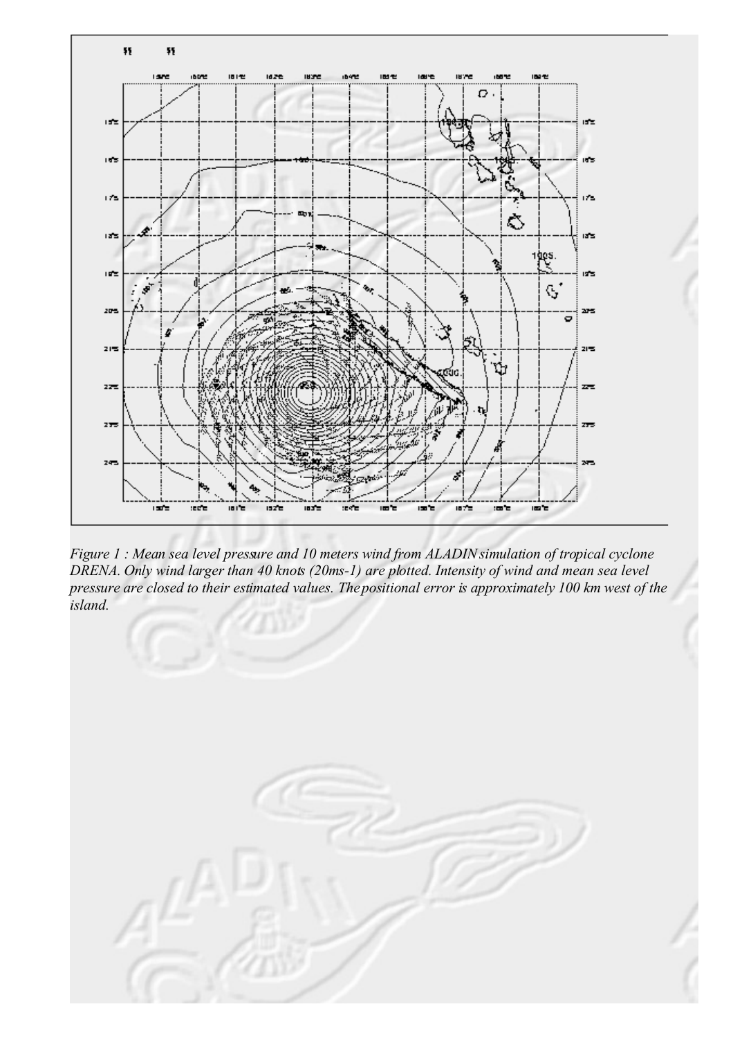*Figure 1 : Mean sea level pressure and 10 meters wind from ALADIN simulation of tropical cyclone DRENA. Only wind larger than 40 knots (20ms-1) are plotted. Intensity of wind and mean sea level pressure are closed to their estimated values. The positional error is approximately 100 km west of the island.*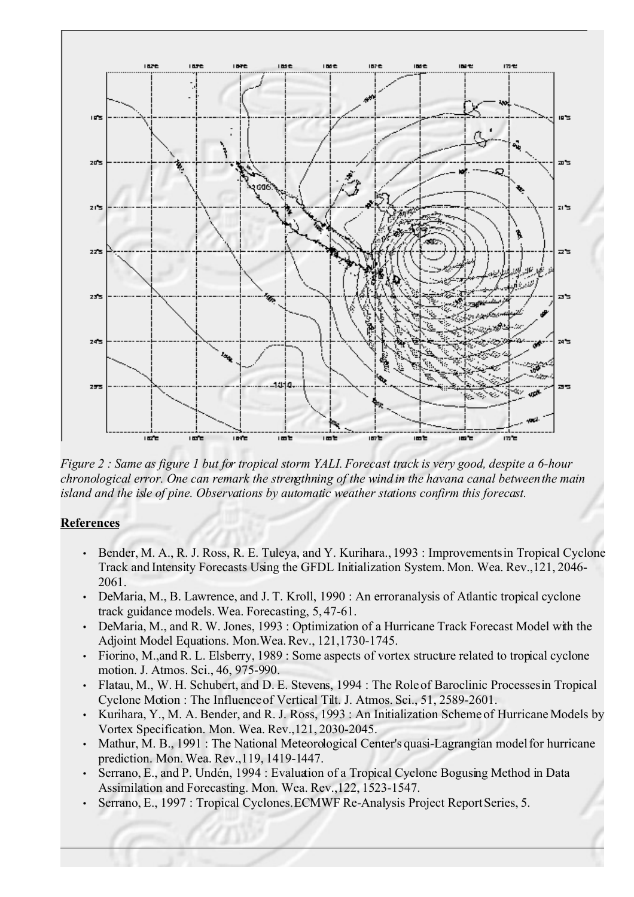*Figure 2 : Same as figure 1 but for tropical storm YALI. Forecast track is very good, despite a 6-hour chronological error. One can remark the strengthning of the wind in the havana canal between the main island and the isle of pine. Observations by automatic weather stations confirm this forecast.*

**References**

- Bender, M. A., R. J. Ross, R. E. Tuleya, and Y. Kurihara., 1993 : Improvements in Tropical Cyclone Track and Intensity Forecasts Using the GFDL Initialization System. Mon. Wea. Rev., 121, 2046-2061.
- DeMaria, M., B. Lawrence, and J. T. Kroll, 1990 : An error analysis of Atlantic tropical cyclone track guidance models. Wea. Forecasting, 5, 47-61.
- DeMaria, M., and R. W. Jones, 1993 : Optimization of a Hurricane Track Forecast Model with the Adjoint Model Equations. Mon. Wea. Rev., 121, 1730-1745.
- Fiorino, M., and R. L. Elsberry, 1989 : Some aspects of vortex structure related to tropical cyclone motion. J. Atmos. Sci., 46, 975-990.
- Flatau, M., W. H. Schubert, and D. E. Stevens, 1994 : The Role of Baroclinic Processes in Tropical Cyclone Motion : The Influence of Vertical Tilt. J. Atmos. Sci., 51, 2589-2601.
- Kurihara, Y., M. A. Bender, and R. J. Ross, 1993 : An Initialization Scheme of Hurricane Models by Vortex Specification. Mon. Wea. Rev., 121, 2030-2045.
- Mathur, M. B., 1991 : The National Meteorological Center's quasi-Lagrangian model for hurricane prediction. Mon. Wea. Rev., 119, 1419-1447.
- Serrano, E., and P. Undén, 1994 : Evaluation of a Tropical Cyclone Bogusing Method in Data Assimilation and Forecasting. Mon. Wea. Rev., 122, 1523-1547.
- Serrano, E., 1997 : Tropical Cyclones. ECMWF Re-Analysis Project Report Series, 5.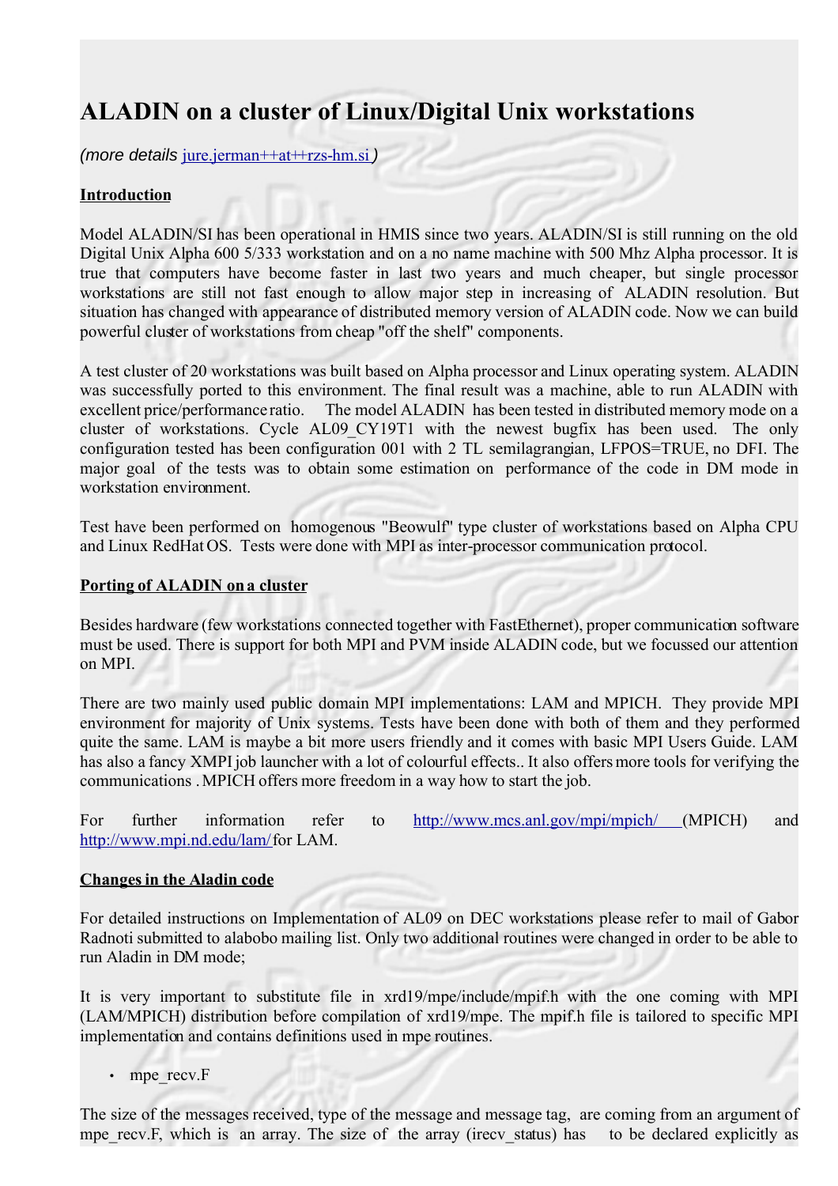# ALADIN on a cluster of Linux/Digital Unix workstations

*(more details* jure.jerman++at++rzs-hm.si *)*

**Introduction**

Model ALADIN/SI has been operational in HMIS since two years. ALADIN/SI is still running on the old Digital Unix Alpha 600 5/333 workstation and on a no name machine with 500 Mhz Alpha processor. It is true that computers have become faster in last two years and much cheaper, but single processor workstations are still not fast enough to allow major step in increasing of ALADIN resolution. But situation has changed with appearance of distributed memory version of ALADIN code. Now we can build powerful cluster of workstations from cheap "off the shelf" components.

A test cluster of 20 workstations was built based on Alpha processor and Linux operating system. ALADIN was successfully ported to this environment. The final result was a machine, able to run ALADIN with excellent price/performance ratio. The model ALADIN has been tested in distributed memory mode on a cluster of workstations. Cycle AL09_CY19T1 with the newest bugfix has been used. The only configuration tested has been configuration 001 with 2 TL semilagrangian, LFPOS=TRUE, no DFI. The major goal of the tests was to obtain some estimation on performance of the code in DM mode in workstation environment.

Test have been performed on homogenous "Beowulf" type cluster of workstations based on Alpha CPU and Linux RedHat OS. Tests were done with MPI as inter-processor communication protocol.

**Porting of ALADIN on a cluster**

Besides hardware (few workstations connected together with FastEthernet), proper communication software must be used. There is support for both MPI and PVM inside ALADIN code, but we focussed our attention on MPI.

There are two mainly used public domain MPI implementations: LAM and MPICH. They provide MPI environment for majority of Unix systems. Tests have been done with both of them and they performed quite the same. LAM is maybe a bit more users friendly and it comes with basic MPI Users Guide. LAM has also a fancy XMPI job launcher with a lot of colourful effects.. It also offers more tools for verifying the communications . MPICH offers more freedom in a way how to start the job.

For further information refer to http://www.mcs.anl.gov/mpi/mpich/ (MPICH) and http://www.mpi.nd.edu/lam/ for LAM.

**Changes in the Aladin code**

For detailed instructions on Implementation of AL09 on DEC workstations please refer to mail of Gabor Radnoti submitted to alabobo mailing list. Only two additional routines were changed in order to be able to run Aladin in DM mode;

It is very important to substitute file in xrd19/mpe/include/mpif.h with the one coming with MPI (LAM/MPICH) distribution before compilation of xrd19/mpe. The mpif.h file is tailored to specific MPI implementation and contains definitions used in mpe routines.

- mpe_recv.F

The size of the messages received, type of the message and message tag, are coming from an argument of mpe_recv.F, which is an array. The size of the array (irecv_status) has to be declared explicitly as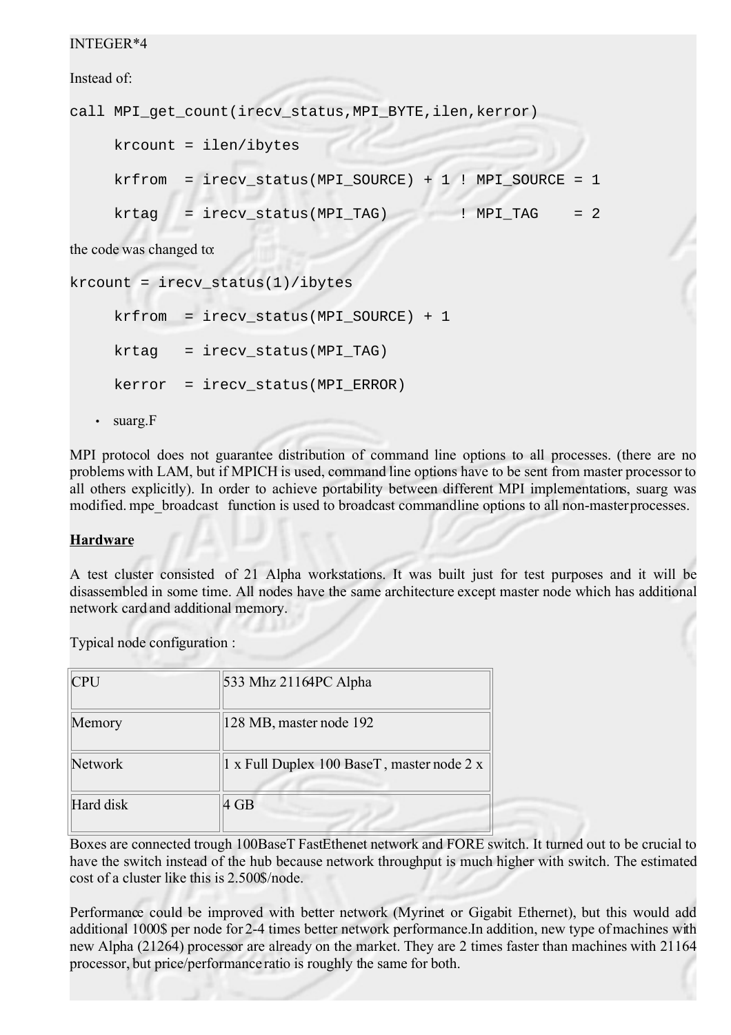INTEGER*4

Instead of:

```
call MPI_get_count(irecv_status,MPI_BYTE,ilen,kerror)

     krcount = ilen/ibytes

     krfrom  = irecv_status(MPI_SOURCE) + 1 ! MPI_SOURCE = 1

     krtag   = irecv_status(MPI_TAG)        ! MPI_TAG    = 2
```

the code was changed to:

```
krcount = irecv_status(1)/ibytes

     krfrom  = irecv_status(MPI_SOURCE) + 1

     krtag   = irecv_status(MPI_TAG)

     kerror  = irecv_status(MPI_ERROR)
```

- suarg.F

MPI protocol does not guarantee distribution of command line options to all processes. (there are no problems with LAM, but if MPICH is used, command line options have to be sent from master processor to all others explicitly). In order to achieve portability between different MPI implementations, suarg was modified. mpe_broadcast function is used to broadcast commandline options to all non-master processes.

**Hardware**

A test cluster consisted of 21 Alpha workstations. It was built just for test purposes and it will be disassembled in some time. All nodes have the same architecture except master node which has additional network card and additional memory.

Typical node configuration :

| CPU | 533 Mhz 21164PC Alpha |
|---|---|
| Memory | 128 MB, master node 192 |
| Network | 1 x Full Duplex 100 BaseT , master node 2 x |
| Hard disk | 4 GB |

Boxes are connected trough 100BaseT FastEthenet network and FORE switch. It turned out to be crucial to have the switch instead of the hub because network throughput is much higher with switch. The estimated cost of a cluster like this is 2.500$/node.

Performance could be improved with better network (Myrinet or Gigabit Ethernet), but this would add additional 1000$ per node for 2-4 times better network performance.In addition, new type of machines with new Alpha (21264) processor are already on the market. They are 2 times faster than machines with 21164 processor, but price/performance ratio is roughly the same for both.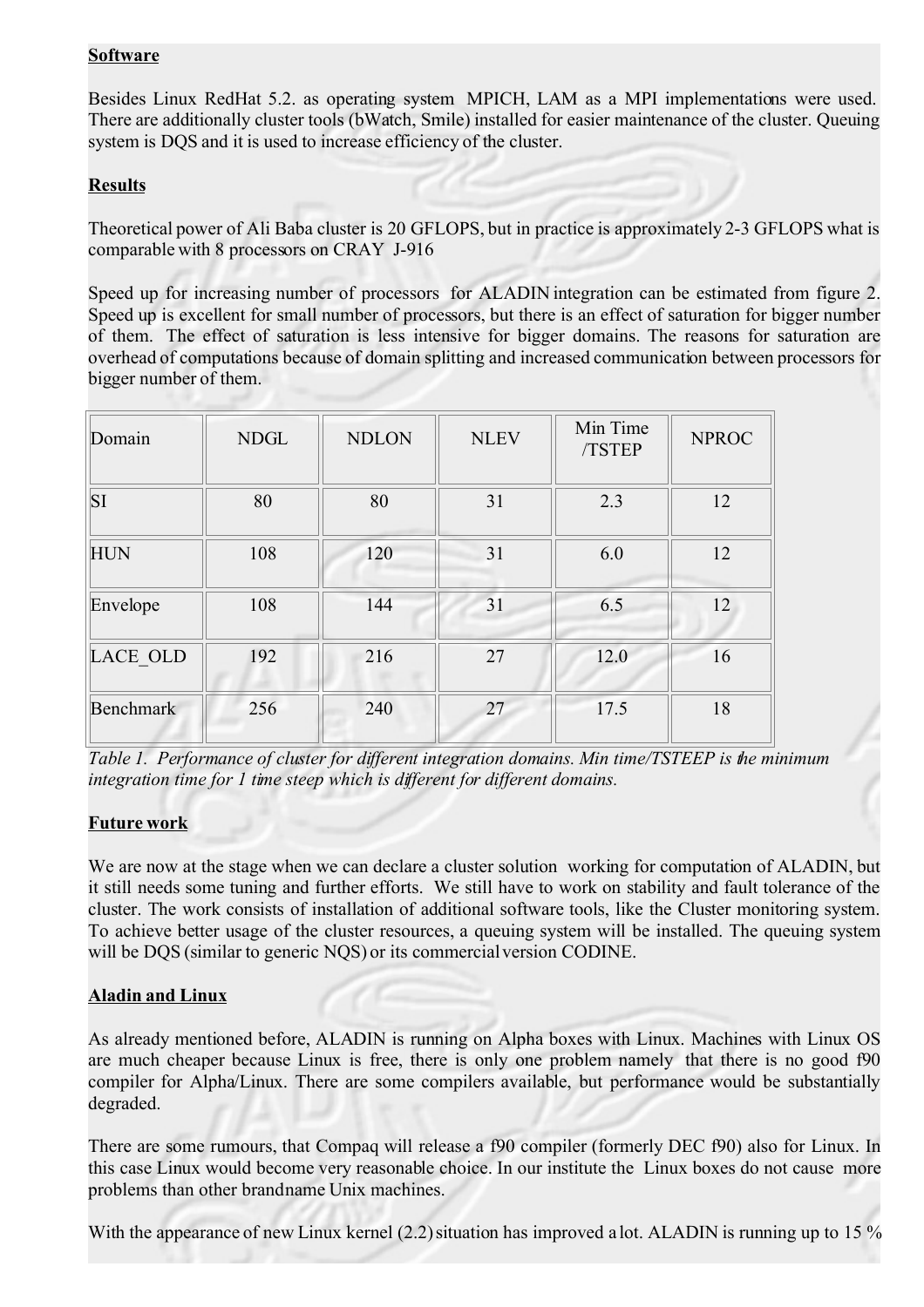**Software**

Besides Linux RedHat 5.2. as operating system MPICH, LAM as a MPI implementations were used. There are additionally cluster tools (bWatch, Smile) installed for easier maintenance of the cluster. Queuing system is DQS and it is used to increase efficiency of the cluster.

**Results**

Theoretical power of Ali Baba cluster is 20 GFLOPS, but in practice is approximately 2-3 GFLOPS what is comparable with 8 processors on CRAY J-916

Speed up for increasing number of processors for ALADIN integration can be estimated from figure 2. Speed up is excellent for small number of processors, but there is an effect of saturation for bigger number of them. The effect of saturation is less intensive for bigger domains. The reasons for saturation are overhead of computations because of domain splitting and increased communication between processors for bigger number of them.

| Domain | NDGL | NDLON | NLEV | Min Time /TSTEP | NPROC |
|---|---|---|---|---|---|
| SI | 80 | 80 | 31 | 2.3 | 12 |
| HUN | 108 | 120 | 31 | 6.0 | 12 |
| Envelope | 108 | 144 | 31 | 6.5 | 12 |
| LACE_OLD | 192 | 216 | 27 | 12.0 | 16 |
| Benchmark | 256 | 240 | 27 | 17.5 | 18 |

*Table 1. Performance of cluster for different integration domains. Min time/TSTEEP is the minimum integration time for 1 time steep which is different for different domains.*

**Future work**

We are now at the stage when we can declare a cluster solution working for computation of ALADIN, but it still needs some tuning and further efforts. We still have to work on stability and fault tolerance of the cluster. The work consists of installation of additional software tools, like the Cluster monitoring system. To achieve better usage of the cluster resources, a queuing system will be installed. The queuing system will be DQS (similar to generic NQS) or its commercial version CODINE.

**Aladin and Linux**

As already mentioned before, ALADIN is running on Alpha boxes with Linux. Machines with Linux OS are much cheaper because Linux is free, there is only one problem namely that there is no good f90 compiler for Alpha/Linux. There are some compilers available, but performance would be substantially degraded.

There are some rumours, that Compaq will release a f90 compiler (formerly DEC f90) also for Linux. In this case Linux would become very reasonable choice. In our institute the Linux boxes do not cause more problems than other brandname Unix machines.

With the appearance of new Linux kernel (2.2) situation has improved a lot. ALADIN is running up to 15 %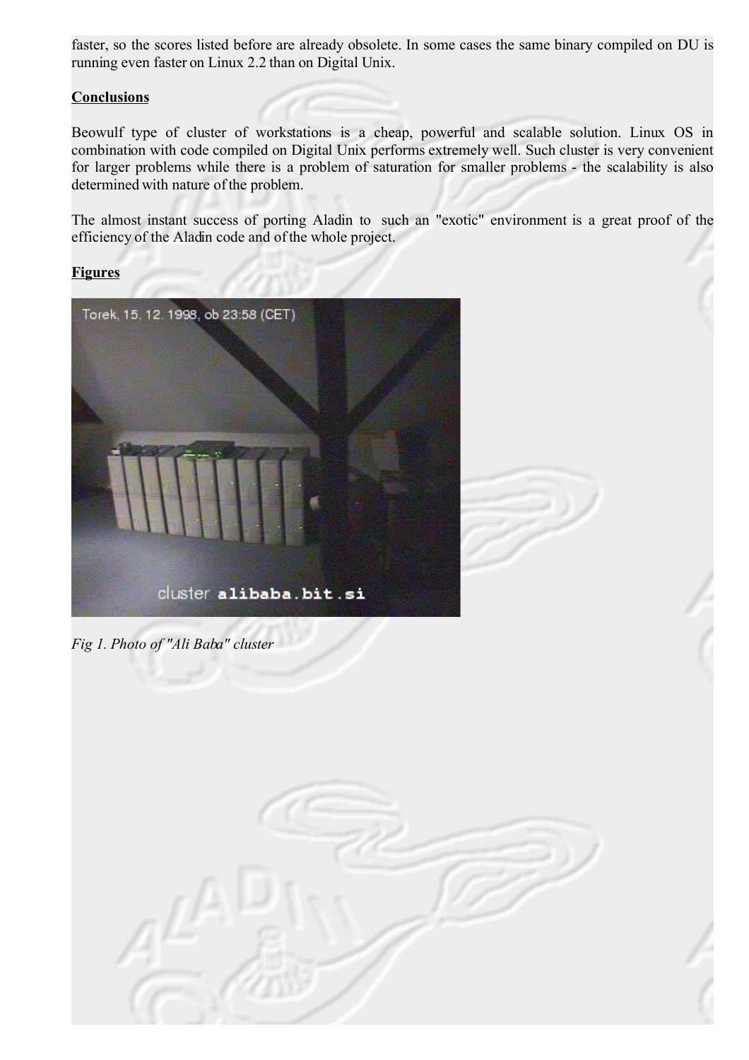faster, so the scores listed before are already obsolete. In some cases the same binary compiled on DU is running even faster on Linux 2.2 than on Digital Unix.

**Conclusions**

Beowulf type of cluster of workstations is a cheap, powerful and scalable solution. Linux OS in combination with code compiled on Digital Unix performs extremely well. Such cluster is very convenient for larger problems while there is a problem of saturation for smaller problems - the scalability is also determined with nature of the problem.

The almost instant success of porting Aladin to such an "exotic" environment is a great proof of the efficiency of the Aladin code and of the whole project.

**Figures**

*Fig 1. Photo of "Ali Baba" cluster*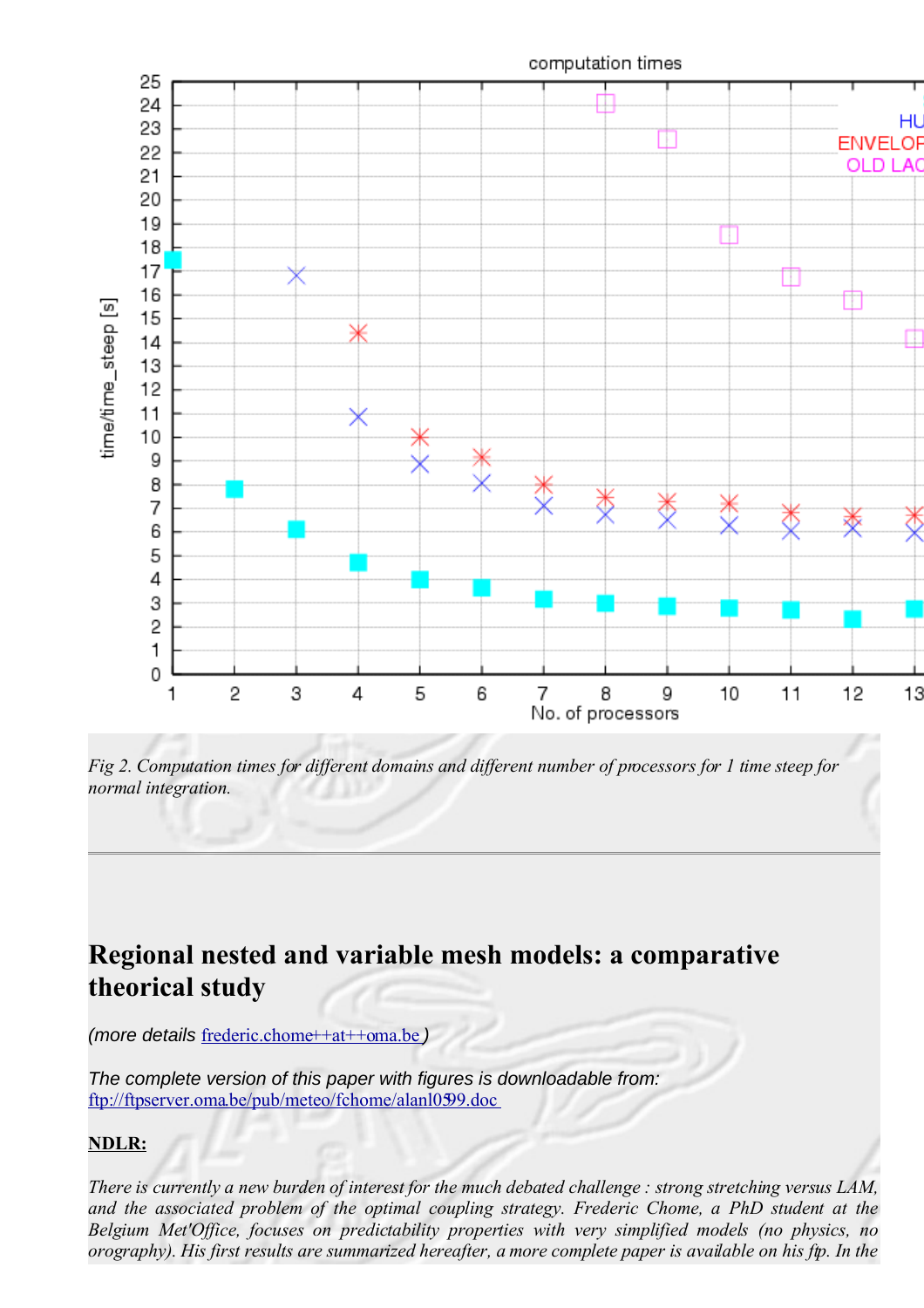*Fig 2. Computation times for different domains and different number of processors for 1 time steep for normal integration.*

---

## Regional nested and variable mesh models: a comparative theorical study

*(more details* [frederic.chome++at++oma.be](frederic.chome++at++oma.be) *)*

*The complete version of this paper with figures is downloadable from:*
[ftp://ftpserver.oma.be/pub/meteo/fchome/alanl0599.doc](ftp://ftpserver.oma.be/pub/meteo/fchome/alanl0599.doc)

**NDLR:**

*There is currently a new burden of interest for the much debated challenge : strong stretching versus LAM, and the associated problem of the optimal coupling strategy. Frederic Chome, a PhD student at the Belgium Met'Office, focuses on predictability properties with very simplified models (no physics, no orography). His first results are summarized hereafter, a more complete paper is available on his ftp. In the*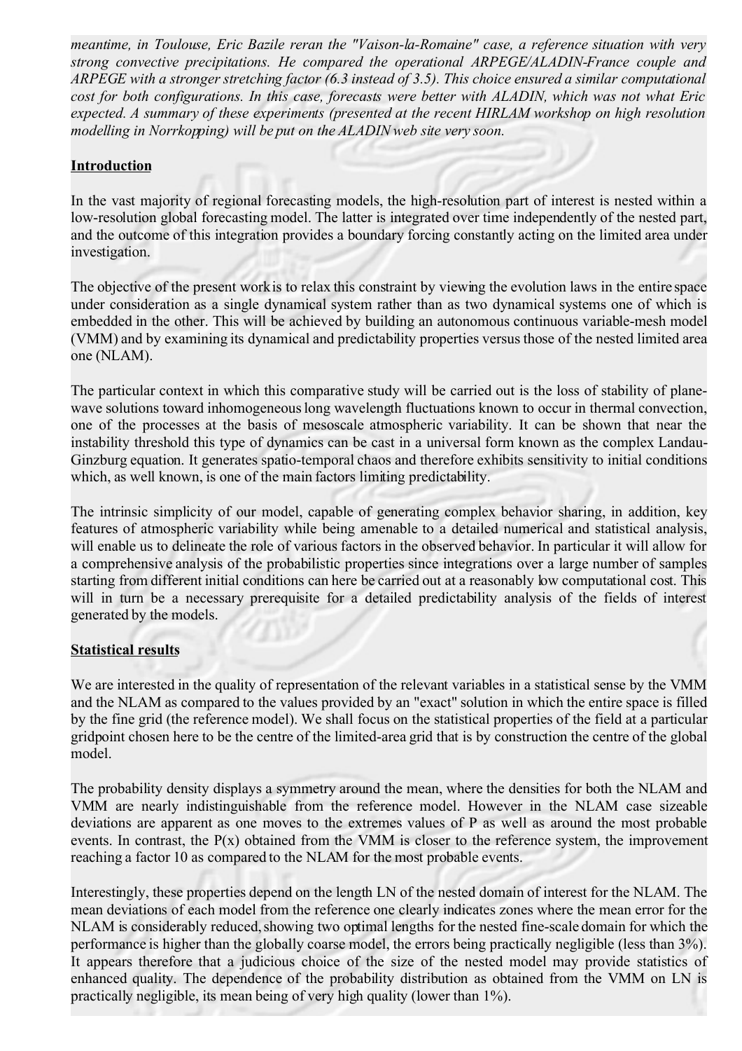*meantime, in Toulouse, Eric Bazile reran the "Vaison-la-Romaine" case, a reference situation with very strong convective precipitations. He compared the operational ARPEGE/ALADIN-France couple and ARPEGE with a stronger stretching factor (6.3 instead of 3.5). This choice ensured a similar computational cost for both configurations. In this case, forecasts were better with ALADIN, which was not what Eric expected. A summary of these experiments (presented at the recent HIRLAM workshop on high resolution modelling in Norrkopping) will be put on the ALADIN web site very soon.*

## Introduction

In the vast majority of regional forecasting models, the high-resolution part of interest is nested within a low-resolution global forecasting model. The latter is integrated over time independently of the nested part, and the outcome of this integration provides a boundary forcing constantly acting on the limited area under investigation.

The objective of the present work is to relax this constraint by viewing the evolution laws in the entire space under consideration as a single dynamical system rather than as two dynamical systems one of which is embedded in the other. This will be achieved by building an autonomous continuous variable-mesh model (VMM) and by examining its dynamical and predictability properties versus those of the nested limited area one (NLAM).

The particular context in which this comparative study will be carried out is the loss of stability of plane-wave solutions toward inhomogeneous long wavelength fluctuations known to occur in thermal convection, one of the processes at the basis of mesoscale atmospheric variability. It can be shown that near the instability threshold this type of dynamics can be cast in a universal form known as the complex Landau-Ginzburg equation. It generates spatio-temporal chaos and therefore exhibits sensitivity to initial conditions which, as well known, is one of the main factors limiting predictability.

The intrinsic simplicity of our model, capable of generating complex behavior sharing, in addition, key features of atmospheric variability while being amenable to a detailed numerical and statistical analysis, will enable us to delineate the role of various factors in the observed behavior. In particular it will allow for a comprehensive analysis of the probabilistic properties since integrations over a large number of samples starting from different initial conditions can here be carried out at a reasonably low computational cost. This will in turn be a necessary prerequisite for a detailed predictability analysis of the fields of interest generated by the models.

## Statistical results

We are interested in the quality of representation of the relevant variables in a statistical sense by the VMM and the NLAM as compared to the values provided by an "exact" solution in which the entire space is filled by the fine grid (the reference model). We shall focus on the statistical properties of the field at a particular gridpoint chosen here to be the centre of the limited-area grid that is by construction the centre of the global model.

The probability density displays a symmetry around the mean, where the densities for both the NLAM and VMM are nearly indistinguishable from the reference model. However in the NLAM case sizeable deviations are apparent as one moves to the extremes values of P as well as around the most probable events. In contrast, the $P(x)$ obtained from the VMM is closer to the reference system, the improvement reaching a factor 10 as compared to the NLAM for the most probable events.

Interestingly, these properties depend on the length LN of the nested domain of interest for the NLAM. The mean deviations of each model from the reference one clearly indicates zones where the mean error for the NLAM is considerably reduced, showing two optimal lengths for the nested fine-scale domain for which the performance is higher than the globally coarse model, the errors being practically negligible (less than 3%). It appears therefore that a judicious choice of the size of the nested model may provide statistics of enhanced quality. The dependence of the probability distribution as obtained from the VMM on LN is practically negligible, its mean being of very high quality (lower than 1%).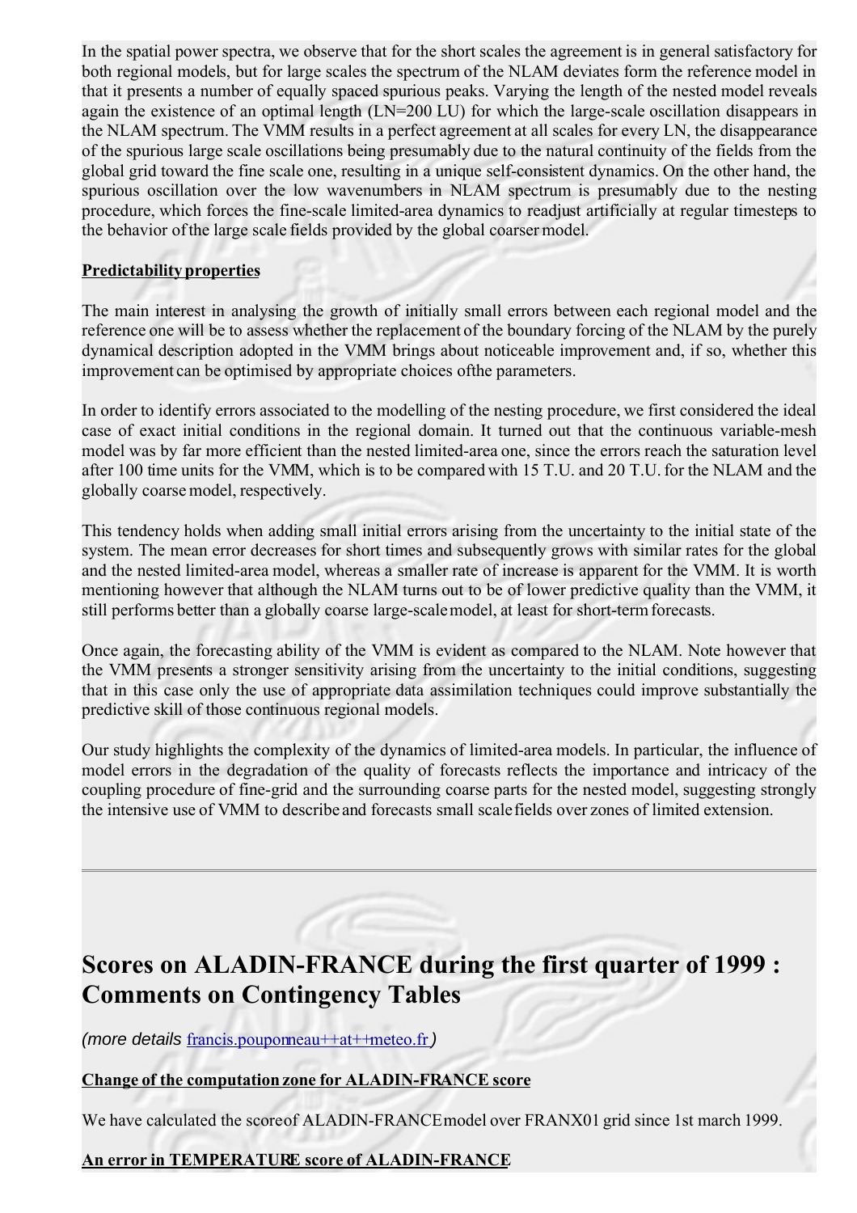In the spatial power spectra, we observe that for the short scales the agreement is in general satisfactory for both regional models, but for large scales the spectrum of the NLAM deviates form the reference model in that it presents a number of equally spaced spurious peaks. Varying the length of the nested model reveals again the existence of an optimal length (LN=200 LU) for which the large-scale oscillation disappears in the NLAM spectrum. The VMM results in a perfect agreement at all scales for every LN, the disappearance of the spurious large scale oscillations being presumably due to the natural continuity of the fields from the global grid toward the fine scale one, resulting in a unique self-consistent dynamics. On the other hand, the spurious oscillation over the low wavenumbers in NLAM spectrum is presumably due to the nesting procedure, which forces the fine-scale limited-area dynamics to readjust artificially at regular timesteps to the behavior of the large scale fields provided by the global coarser model.

**Predictability properties**

The main interest in analysing the growth of initially small errors between each regional model and the reference one will be to assess whether the replacement of the boundary forcing of the NLAM by the purely dynamical description adopted in the VMM brings about noticeable improvement and, if so, whether this improvement can be optimised by appropriate choices ofthe parameters.

In order to identify errors associated to the modelling of the nesting procedure, we first considered the ideal case of exact initial conditions in the regional domain. It turned out that the continuous variable-mesh model was by far more efficient than the nested limited-area one, since the errors reach the saturation level after 100 time units for the VMM, which is to be compared with 15 T.U. and 20 T.U. for the NLAM and the globally coarse model, respectively.

This tendency holds when adding small initial errors arising from the uncertainty to the initial state of the system. The mean error decreases for short times and subsequently grows with similar rates for the global and the nested limited-area model, whereas a smaller rate of increase is apparent for the VMM. It is worth mentioning however that although the NLAM turns out to be of lower predictive quality than the VMM, it still performs better than a globally coarse large-scale model, at least for short-term forecasts.

Once again, the forecasting ability of the VMM is evident as compared to the NLAM. Note however that the VMM presents a stronger sensitivity arising from the uncertainty to the initial conditions, suggesting that in this case only the use of appropriate data assimilation techniques could improve substantially the predictive skill of those continuous regional models.

Our study highlights the complexity of the dynamics of limited-area models. In particular, the influence of model errors in the degradation of the quality of forecasts reflects the importance and intricacy of the coupling procedure of fine-grid and the surrounding coarse parts for the nested model, suggesting strongly the intensive use of VMM to describe and forecasts small scale fields over zones of limited extension.

---

# Scores on ALADIN-FRANCE during the first quarter of 1999 : Comments on Contingency Tables

*(more details* francis.pouponneau++at++meteo.fr *)*

**Change of the computation zone for ALADIN-FRANCE score**

We have calculated the score of ALADIN-FRANCE model over FRANX01 grid since 1st march 1999.

**An error in TEMPERATURE score of ALADIN-FRANCE**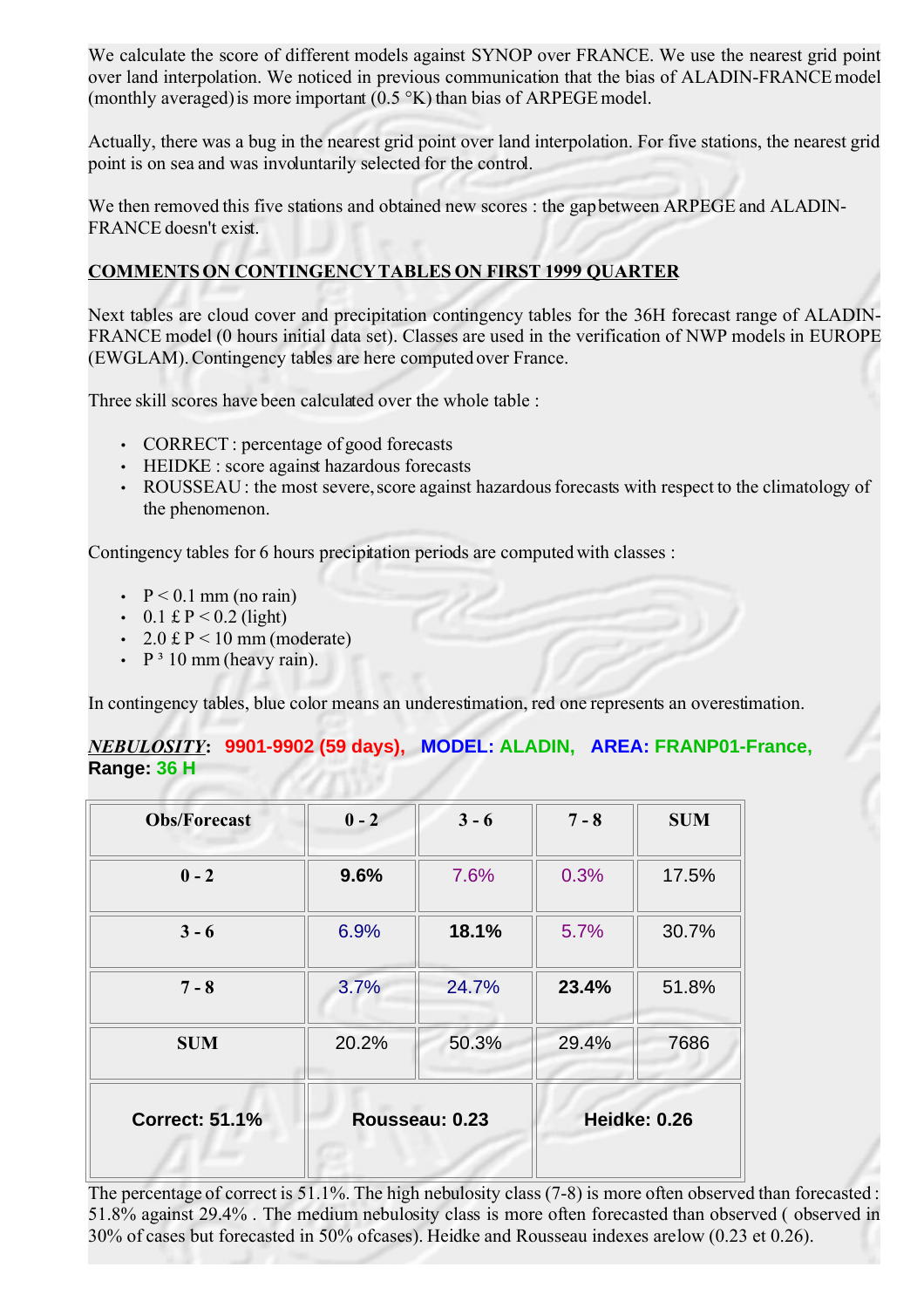We calculate the score of different models against SYNOP over FRANCE. We use the nearest grid point over land interpolation. We noticed in previous communication that the bias of ALADIN-FRANCE model (monthly averaged) is more important (0.5 °K) than bias of ARPEGE model.

Actually, there was a bug in the nearest grid point over land interpolation. For five stations, the nearest grid point is on sea and was involuntarily selected for the control.

We then removed this five stations and obtained new scores : the gap between ARPEGE and ALADIN-FRANCE doesn't exist.

**COMMENTS ON CONTINGENCY TABLES ON FIRST 1999 QUARTER**

Next tables are cloud cover and precipitation contingency tables for the 36H forecast range of ALADIN-FRANCE model (0 hours initial data set). Classes are used in the verification of NWP models in EUROPE (EWGLAM). Contingency tables are here computed over France.

Three skill scores have been calculated over the whole table :

- CORRECT : percentage of good forecasts
- HEIDKE : score against hazardous forecasts
- ROUSSEAU : the most severe, score against hazardous forecasts with respect to the climatology of the phenomenon.

Contingency tables for 6 hours precipitation periods are computed with classes :

- P < 0.1 mm (no rain)
- 0.1 £ P < 0.2 (light)
- 2.0 £ P < 10 mm (moderate)
- P ³ 10 mm (heavy rain).

In contingency tables, blue color means an underestimation, red one represents an overestimation.

***NEBULOSITY*: 9901-9902 (59 days), MODEL: ALADIN, AREA: FRANP01-France, Range: 36 H**

| Obs/Forecast | 0 - 2 | 3 - 6 | 7 - 8 | SUM |
|---|---|---|---|---|
| **0 - 2** | **9.6%** | 7.6% | 0.3% | 17.5% |
| **3 - 6** | 6.9% | **18.1%** | 5.7% | 30.7% |
| **7 - 8** | 3.7% | 24.7% | **23.4%** | 51.8% |
| **SUM** | 20.2% | 50.3% | 29.4% | 7686 |
| **Correct: 51.1%** | **Rousseau: 0.23** | | **Heidke: 0.26** | |

The percentage of correct is 51.1%. The high nebulosity class (7-8) is more often observed than forecasted : 51.8% against 29.4% . The medium nebulosity class is more often forecasted than observed ( observed in 30% of cases but forecasted in 50% ofcases). Heidke and Rousseau indexes arelow (0.23 et 0.26).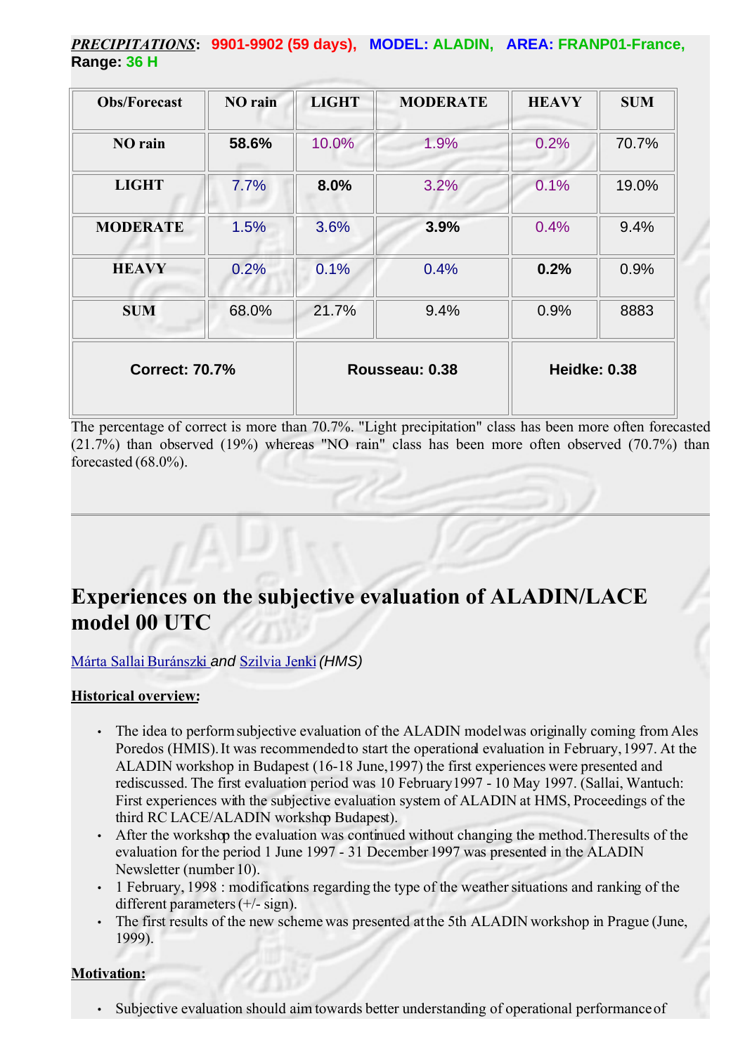***PRECIPITATIONS***: **9901-9902 (59 days), MODEL: ALADIN, AREA: FRANP01-France, Range: 36 H**

| Obs/Forecast | NO rain | LIGHT | MODERATE | HEAVY | SUM |
|---|---|---|---|---|---|
| **NO rain** | **58.6%** | 10.0% | 1.9% | 0.2% | 70.7% |
| **LIGHT** | 7.7% | **8.0%** | 3.2% | 0.1% | 19.0% |
| **MODERATE** | 1.5% | 3.6% | **3.9%** | 0.4% | 9.4% |
| **HEAVY** | 0.2% | 0.1% | 0.4% | **0.2%** | 0.9% |
| **SUM** | 68.0% | 21.7% | 9.4% | 0.9% | 8883 |
| **Correct: 70.7%** | | **Rousseau: 0.38** | | **Heidke: 0.38** | |

The percentage of correct is more than 70.7%. "Light precipitation" class has been more often forecasted (21.7%) than observed (19%) whereas "NO rain" class has been more often observed (70.7%) than forecasted (68.0%).

---

# Experiences on the subjective evaluation of ALADIN/LACE model 00 UTC

Márta Sallai Buránszki *and* Szilvia Jenki *(HMS)*

**Historical overview:**

- The idea to perform subjective evaluation of the ALADIN model was originally coming from Ales Poredos (HMIS). It was recommended to start the operational evaluation in February, 1997. At the ALADIN workshop in Budapest (16-18 June,1997) the first experiences were presented and rediscussed. The first evaluation period was 10 February1997 - 10 May 1997. (Sallai, Wantuch: First experiences with the subjective evaluation system of ALADIN at HMS, Proceedings of the third RC LACE/ALADIN workshop Budapest).
- After the workshop the evaluation was continued without changing the method. Theresults of the evaluation for the period 1 June 1997 - 31 December 1997 was presented in the ALADIN Newsletter (number 10).
- 1 February, 1998 : modifications regarding the type of the weather situations and ranking of the different parameters (+/- sign).
- The first results of the new scheme was presented at the 5th ALADIN workshop in Prague (June, 1999).

**Motivation:**

- Subjective evaluation should aim towards better understanding of operational performance of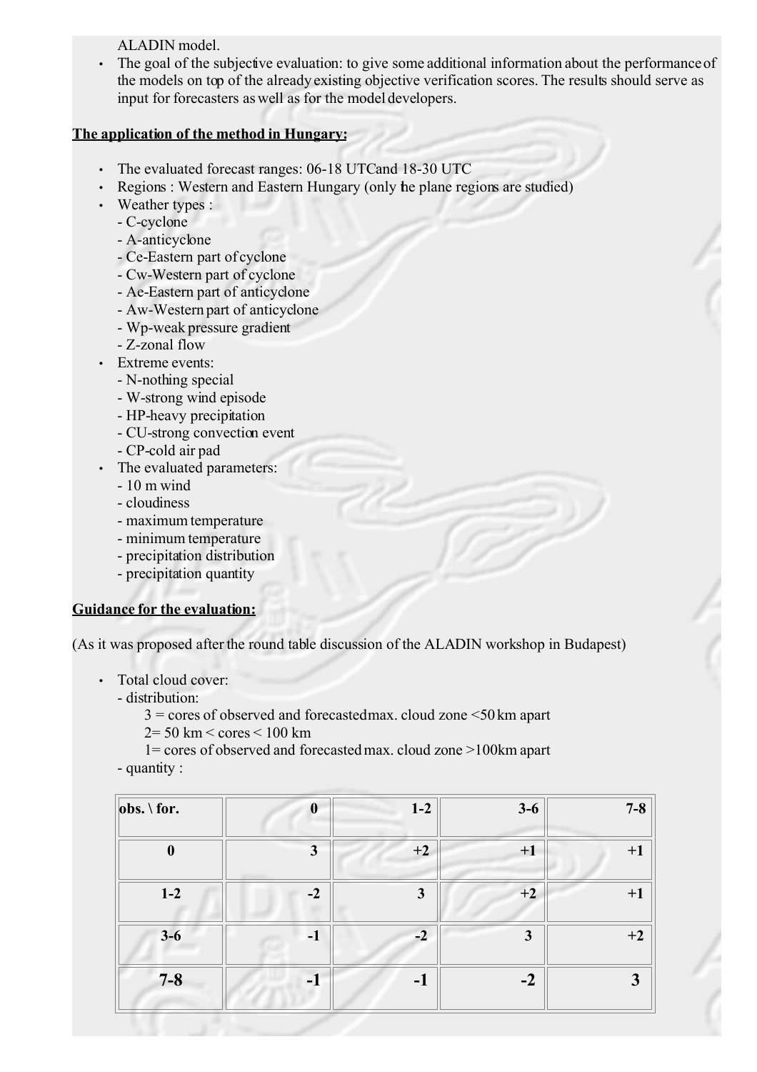ALADIN model.

- The goal of the subjective evaluation: to give some additional information about the performance of the models on top of the already existing objective verification scores. The results should serve as input for forecasters as well as for the model developers.

**The application of the method in Hungary:**

- The evaluated forecast ranges: 06-18 UTCand 18-30 UTC
- Regions : Western and Eastern Hungary (only the plane regions are studied)
- Weather types :
  - C-cyclone
  - A-anticyclone
  - Ce-Eastern part of cyclone
  - Cw-Western part of cyclone
  - Ae-Eastern part of anticyclone
  - Aw-Western part of anticyclone
  - Wp-weak pressure gradient
  - Z-zonal flow
- Extreme events:
  - N-nothing special
  - W-strong wind episode
  - HP-heavy precipitation
  - CU-strong convection event
  - CP-cold air pad
- The evaluated parameters:
  - 10 m wind
  - cloudiness
  - maximum temperature
  - minimum temperature
  - precipitation distribution
  - precipitation quantity

**Guidance for the evaluation:**

(As it was proposed after the round table discussion of the ALADIN workshop in Budapest)

- Total cloud cover:
  - distribution:
    - 3 = cores of observed and forecasted max. cloud zone <50 km apart
    - 2= 50 km < cores < 100 km
    - 1= cores of observed and forecasted max. cloud zone >100km apart
  - quantity :

| obs. \ for. | 0 | 1-2 | 3-6 | 7-8 |
|---|---|---|---|---|
| 0 | 3 | +2 | +1 | +1 |
| 1-2 | -2 | 3 | +2 | +1 |
| 3-6 | -1 | -2 | 3 | +2 |
| 7-8 | -1 | -1 | -2 | 3 |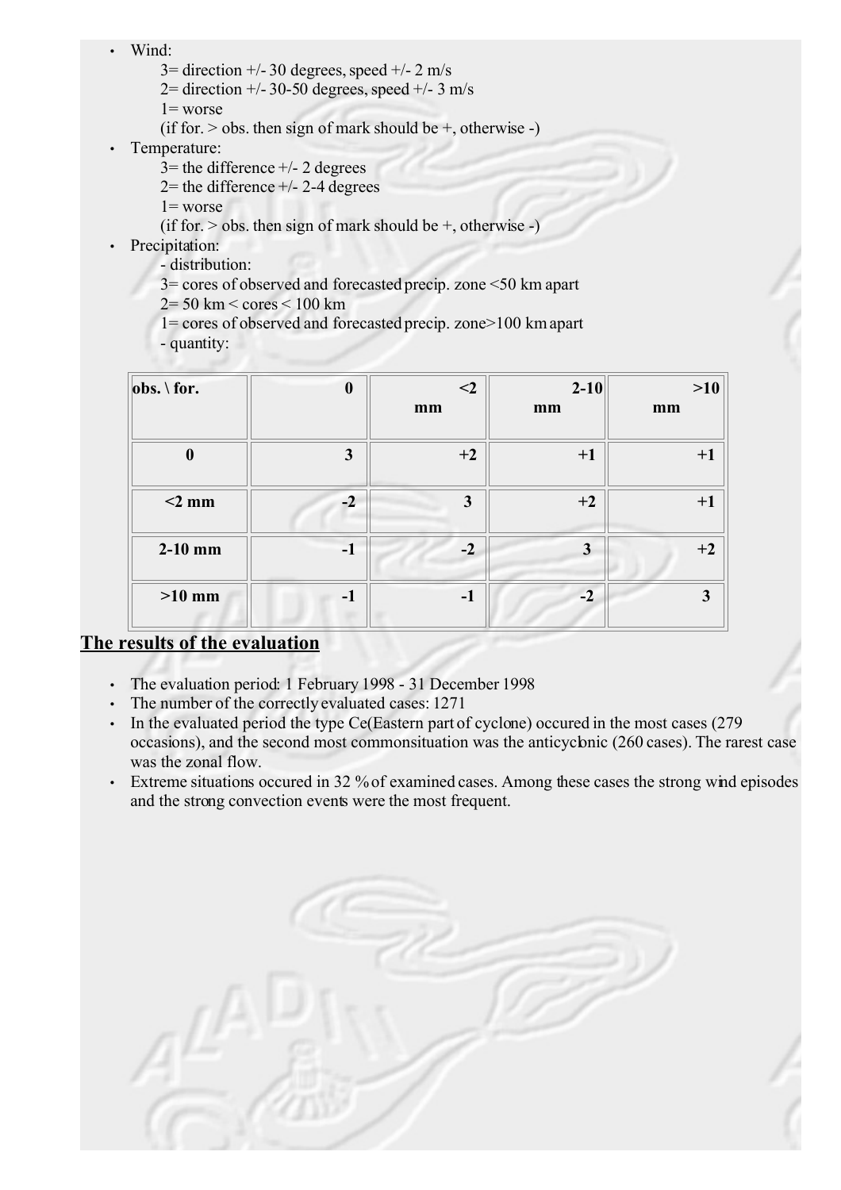- Wind:
  - 3= direction +/- 30 degrees, speed +/- 2 m/s
  - 2= direction +/- 30-50 degrees, speed +/- 3 m/s
  - 1= worse
  - (if for. > obs. then sign of mark should be +, otherwise -)
- Temperature:
  - 3= the difference +/- 2 degrees
  - 2= the difference +/- 2-4 degrees
  - 1= worse
  - (if for. > obs. then sign of mark should be +, otherwise -)
- Precipitation:
  - distribution:
    - 3= cores of observed and forecasted precip. zone <50 km apart
    - 2= 50 km < cores < 100 km
    - 1= cores of observed and forecasted precip. zone>100 km apart
  - quantity:

| obs. \ for. | 0 | <2 mm | 2-10 mm | >10 mm |
|---|---|---|---|---|
| 0 | 3 | +2 | +1 | +1 |
| <2 mm | -2 | 3 | +2 | +1 |
| 2-10 mm | -1 | -2 | 3 | +2 |
| >10 mm | -1 | -1 | -2 | 3 |

## The results of the evaluation

- The evaluation period: 1 February 1998 - 31 December 1998
- The number of the correctly evaluated cases: 1271
- In the evaluated period the type Ce(Eastern part of cyclone) occured in the most cases (279 occasions), and the second most commonsituation was the anticyclonic (260 cases). The rarest case was the zonal flow.
- Extreme situations occured in 32 % of examined cases. Among these cases the strong wind episodes and the strong convection events were the most frequent.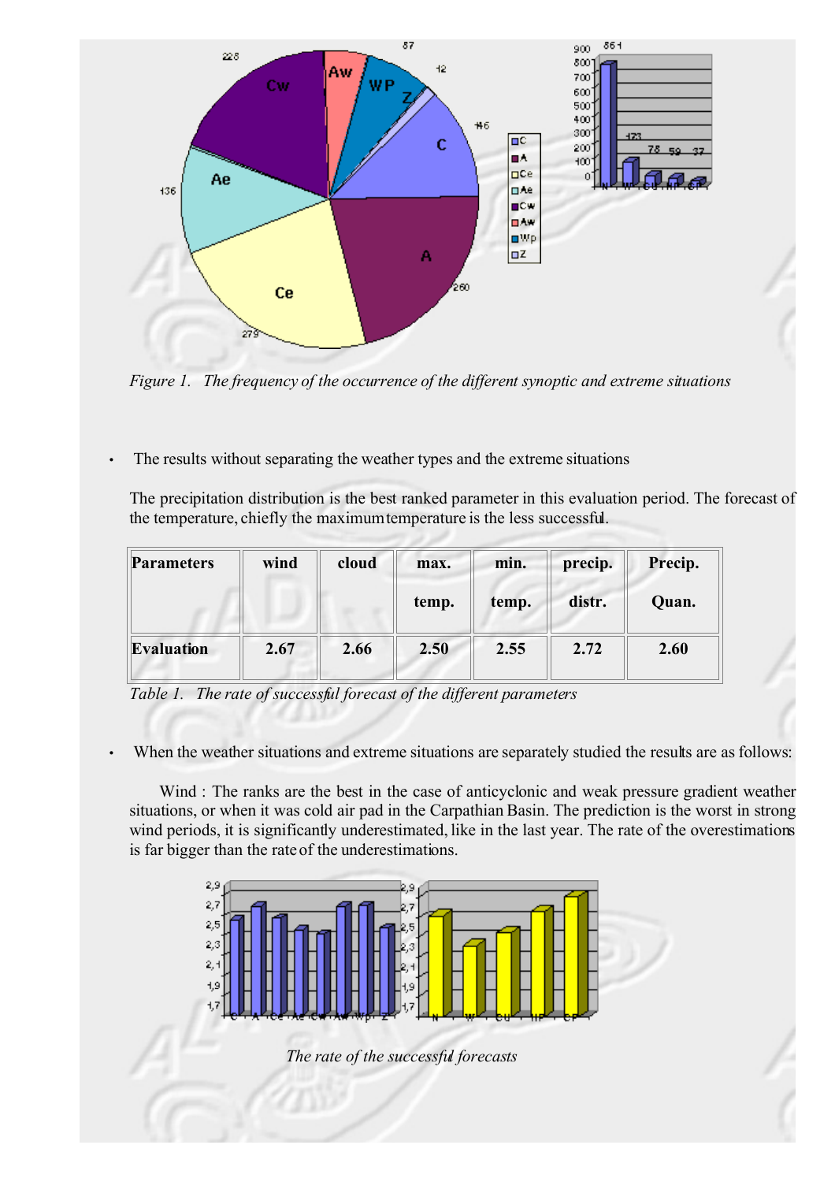*Figure 1. The frequency of the occurrence of the different synoptic and extreme situations*

- The results without separating the weather types and the extreme situations

The precipitation distribution is the best ranked parameter in this evaluation period. The forecast of the temperature, chiefly the maximum temperature is the less successful.

| Parameters | wind | cloud | max. temp. | min. temp. | precip. distr. | Precip. Quan. |
|---|---|---|---|---|---|---|
| Evaluation | 2.67 | 2.66 | 2.50 | 2.55 | 2.72 | 2.60 |

*Table 1. The rate of successful forecast of the different parameters*

- When the weather situations and extreme situations are separately studied the results are as follows:

Wind : The ranks are the best in the case of anticyclonic and weak pressure gradient weather situations, or when it was cold air pad in the Carpathian Basin. The prediction is the worst in strong wind periods, it is significantly underestimated, like in the last year. The rate of the overestimations is far bigger than the rate of the underestimations.

*The rate of the successful forecasts*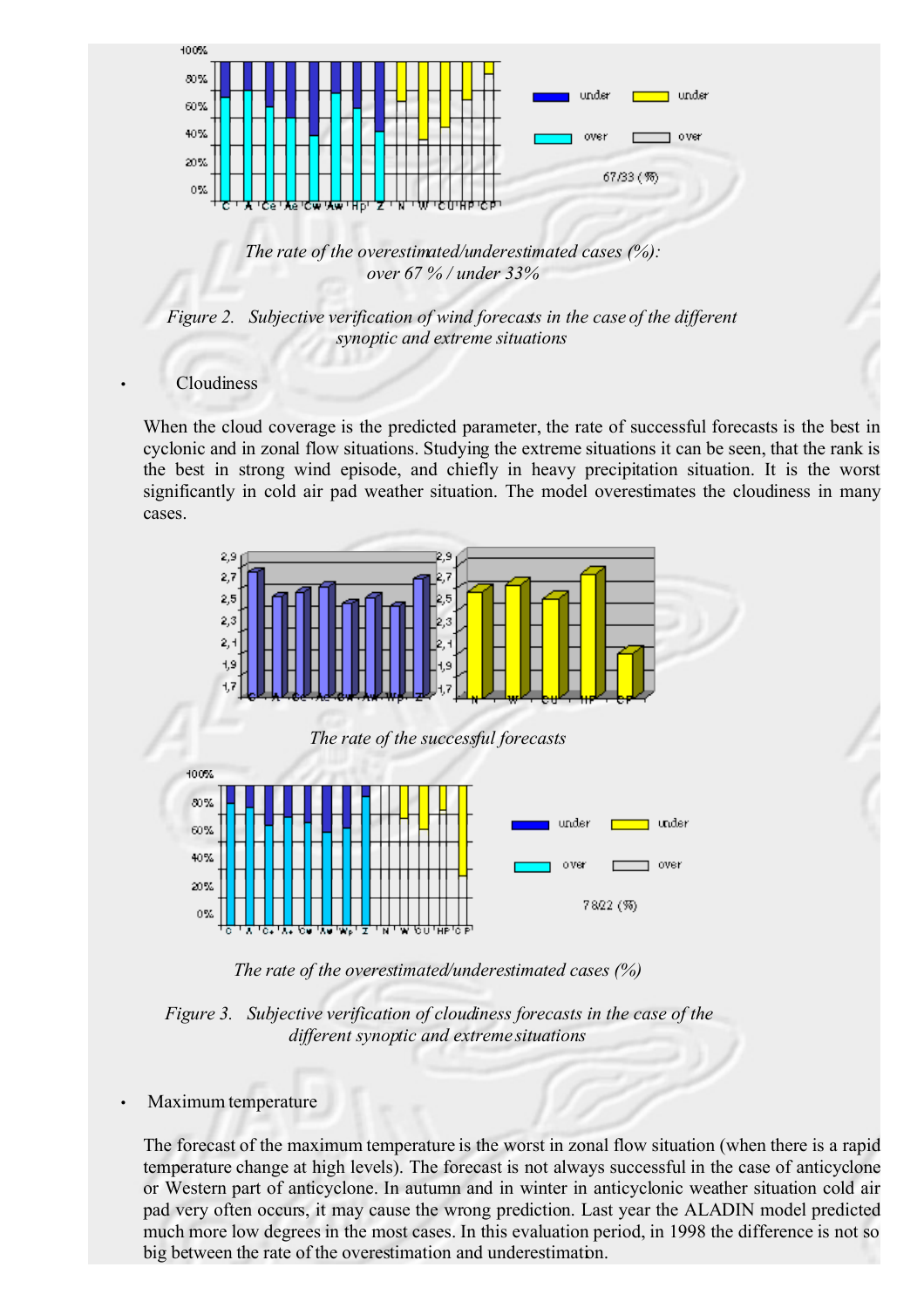The rate of the overestimated/underestimated cases (%):
over 67 % / under 33%

*Figure 2. Subjective verification of wind forecasts in the case of the different synoptic and extreme situations*

- Cloudiness

When the cloud coverage is the predicted parameter, the rate of successful forecasts is the best in cyclonic and in zonal flow situations. Studying the extreme situations it can be seen, that the rank is the best in strong wind episode, and chiefly in heavy precipitation situation. It is the worst significantly in cold air pad weather situation. The model overestimates the cloudiness in many cases.

*The rate of the successful forecasts*

*The rate of the overestimated/underestimated cases (%)*

*Figure 3. Subjective verification of cloudiness forecasts in the case of the different synoptic and extreme situations*

- Maximum temperature

The forecast of the maximum temperature is the worst in zonal flow situation (when there is a rapid temperature change at high levels). The forecast is not always successful in the case of anticyclone or Western part of anticyclone. In autumn and in winter in anticyclonic weather situation cold air pad very often occurs, it may cause the wrong prediction. Last year the ALADIN model predicted much more low degrees in the most cases. In this evaluation period, in 1998 the difference is not so big between the rate of the overestimation and underestimation.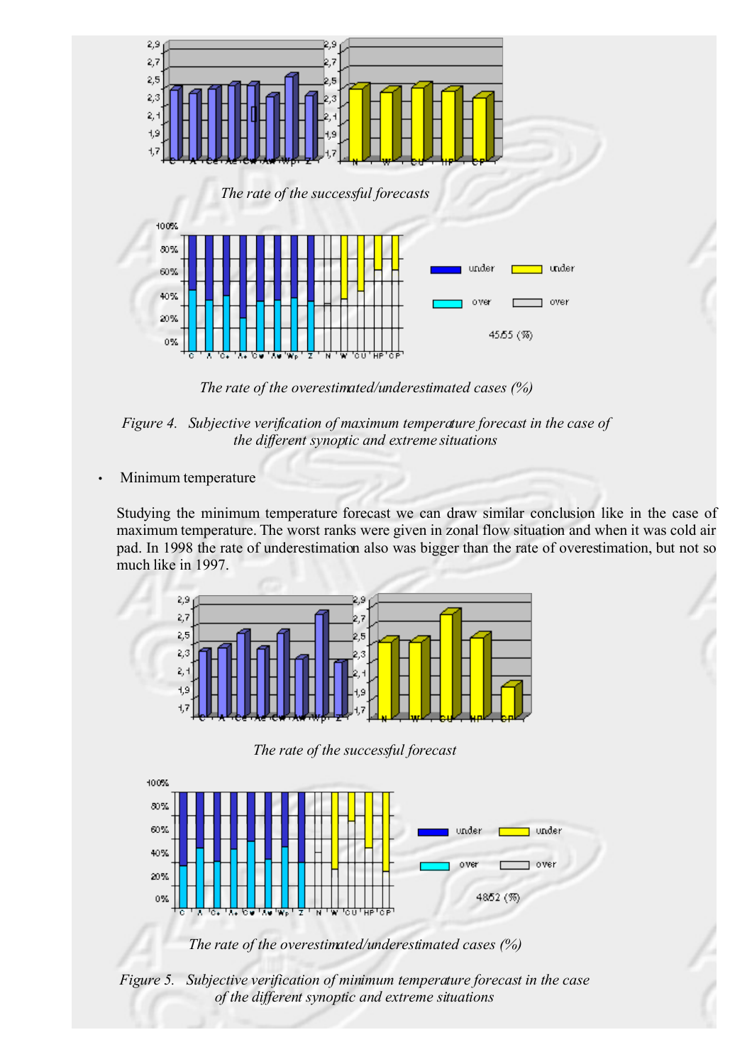*The rate of the successful forecasts*

*The rate of the overestimated/underestimated cases (%)*

*Figure 4. Subjective verification of maximum temperature forecast in the case of the different synoptic and extreme situations*

- Minimum temperature

Studying the minimum temperature forecast we can draw similar conclusion like in the case of maximum temperature. The worst ranks were given in zonal flow situation and when it was cold air pad. In 1998 the rate of underestimation also was bigger than the rate of overestimation, but not so much like in 1997.

*The rate of the successful forecast*

*The rate of the overestimated/underestimated cases (%)*

*Figure 5. Subjective verification of minimum temperature forecast in the case of the different synoptic and extreme situations*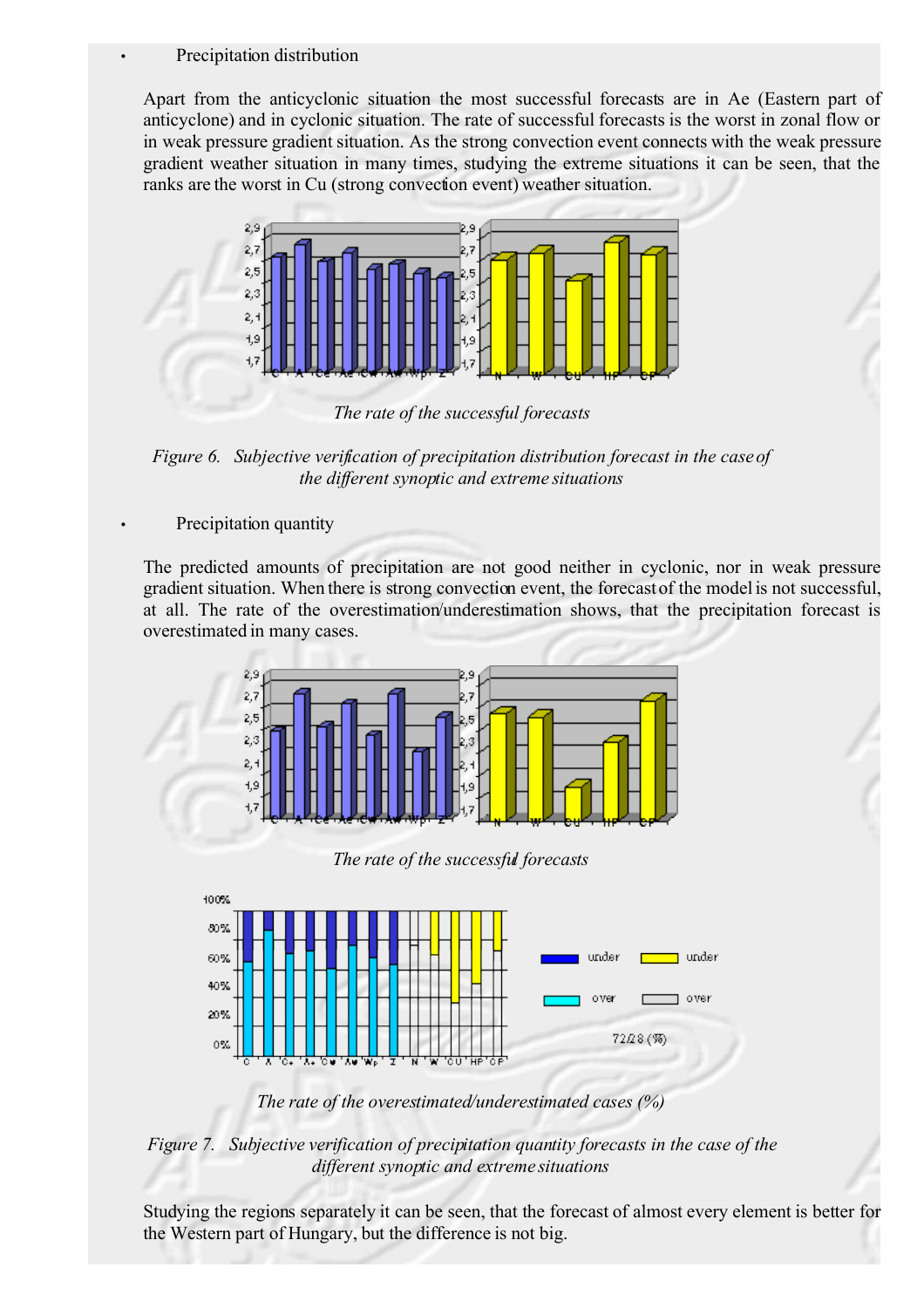- Precipitation distribution

Apart from the anticyclonic situation the most successful forecasts are in Ae (Eastern part of anticyclone) and in cyclonic situation. The rate of successful forecasts is the worst in zonal flow or in weak pressure gradient situation. As the strong convection event connects with the weak pressure gradient weather situation in many times, studying the extreme situations it can be seen, that the ranks are the worst in Cu (strong convection event) weather situation.

*The rate of the successful forecasts*

*Figure 6. Subjective verification of precipitation distribution forecast in the case of the different synoptic and extreme situations*

- Precipitation quantity

The predicted amounts of precipitation are not good neither in cyclonic, nor in weak pressure gradient situation. When there is strong convection event, the forecast of the model is not successful, at all. The rate of the overestimation/underestimation shows, that the precipitation forecast is overestimated in many cases.

*The rate of the successful forecasts*

*The rate of the overestimated/underestimated cases (%)*

*Figure 7. Subjective verification of precipitation quantity forecasts in the case of the different synoptic and extreme situations*

Studying the regions separately it can be seen, that the forecast of almost every element is better for the Western part of Hungary, but the difference is not big.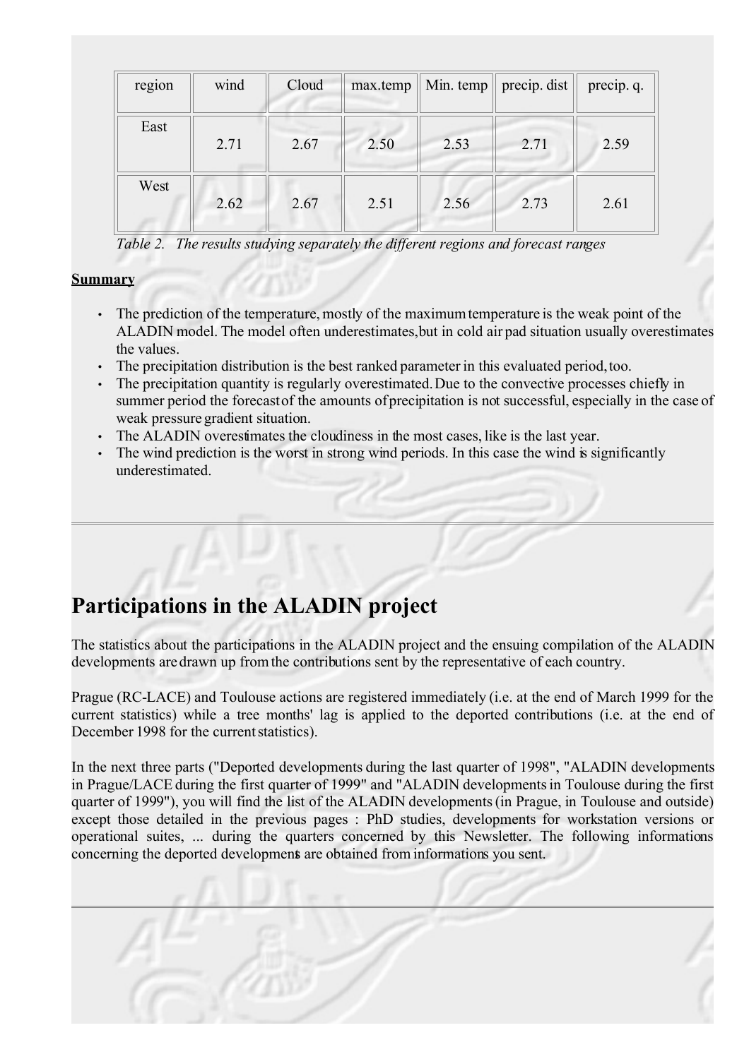| region | wind | Cloud | max.temp | Min. temp | precip. dist | precip. q. |
|---|---|---|---|---|---|---|
| East | 2.71 | 2.67 | 2.50 | 2.53 | 2.71 | 2.59 |
| West | 2.62 | 2.67 | 2.51 | 2.56 | 2.73 | 2.61 |

*Table 2. The results studying separately the different regions and forecast ranges*

**Summary**

- The prediction of the temperature, mostly of the maximum temperature is the weak point of the ALADIN model. The model often underestimates,but in cold air pad situation usually overestimates the values.
- The precipitation distribution is the best ranked parameter in this evaluated period, too.
- The precipitation quantity is regularly overestimated. Due to the convective processes chiefly in summer period the forecast of the amounts of precipitation is not successful, especially in the case of weak pressure gradient situation.
- The ALADIN overestimates the cloudiness in the most cases, like is the last year.
- The wind prediction is the worst in strong wind periods. In this case the wind is significantly underestimated.

---

# Participations in the ALADIN project

The statistics about the participations in the ALADIN project and the ensuing compilation of the ALADIN developments are drawn up from the contributions sent by the representative of each country.

Prague (RC-LACE) and Toulouse actions are registered immediately (i.e. at the end of March 1999 for the current statistics) while a tree months' lag is applied to the deported contributions (i.e. at the end of December 1998 for the current statistics).

In the next three parts ("Deported developments during the last quarter of 1998", "ALADIN developments in Prague/LACE during the first quarter of 1999" and "ALADIN developments in Toulouse during the first quarter of 1999"), you will find the list of the ALADIN developments (in Prague, in Toulouse and outside) except those detailed in the previous pages : PhD studies, developments for workstation versions or operational suites, ... during the quarters concerned by this Newsletter. The following informations concerning the deported developments are obtained from informations you sent.

---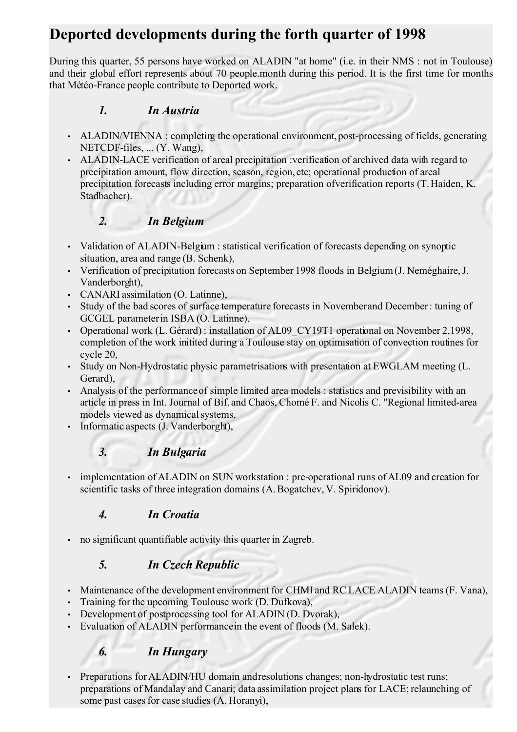# Deported developments during the forth quarter of 1998

During this quarter, 55 persons have worked on ALADIN "at home" (i.e. in their NMS : not in Toulouse) and their global effort represents about 70 people.month during this period. It is the first time for months that Météo-France people contribute to Deported work.

### *1. In Austria*

- ALADIN/VIENNA : completing the operational environment, post-processing of fields, generating NETCDF-files, ... (Y. Wang),
- ALADIN-LACE verification of areal precipitation :verification of archived data with regard to precipitation amount, flow direction, season, region, etc; operational production of areal precipitation forecasts including error margins; preparation ofverification reports (T. Haiden, K. Stadbacher).

### *2. In Belgium*

- Validation of ALADIN-Belgium : statistical verification of forecasts depending on synoptic situation, area and range (B. Schenk),
- Verification of precipitation forecasts on September 1998 floods in Belgium (J. Neméghaire, J. Vanderborght),
- CANARI assimilation (O. Latinne),
- Study of the bad scores of surface temperature forecasts in November and December : tuning of GCGEL parameter in ISBA (O. Latinne),
- Operational work (L. Gérard) : installation of AL09_CY19T1 operational on November 2,1998, completion of the work initited during a Toulouse stay on optimisation of convection routines for cycle 20,
- Study on Non-Hydrostatic physic parametrisations with presentation at EWGLAM meeting (L. Gerard),
- Analysis of the performance of simple limited area models : statistics and previsibility with an article in press in Int. Journal of Bif. and Chaos, Chomé F. and Nicolis C. "Regional limited-area models viewed as dynamical systems,
- Informatic aspects (J. Vanderborght),

### *3. In Bulgaria*

- implementation of ALADIN on SUN workstation : pre-operational runs of AL09 and creation for scientific tasks of three integration domains (A. Bogatchev, V. Spiridonov).

### *4. In Croatia*

- no significant quantifiable activity this quarter in Zagreb.

### *5. In Czech Republic*

- Maintenance of the development environment for CHMI and RC LACE ALADIN teams (F. Vana),
- Training for the upcoming Toulouse work (D. Dufkova),
- Development of postprocessing tool for ALADIN (D. Dvorak),
- Evaluation of ALADIN performance in the event of floods (M. Salek).

### *6. In Hungary*

- Preparations for ALADIN/HU domain and resolutions changes; non-hydrostatic test runs; preparations of Mandalay and Canari; data assimilation project plans for LACE; relaunching of some past cases for case studies (A. Horanyi),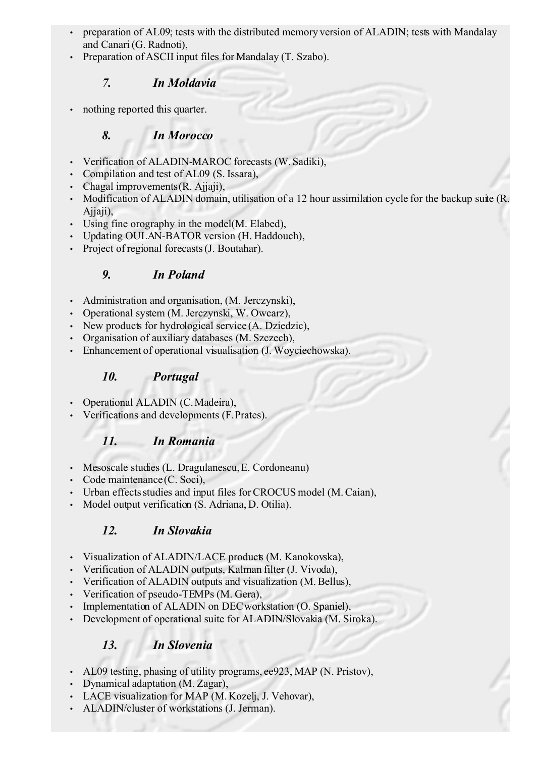- preparation of AL09; tests with the distributed memory version of ALADIN; tests with Mandalay and Canari (G. Radnoti),
- Preparation of ASCII input files for Mandalay (T. Szabo).

### *7. In Moldavia*

- nothing reported this quarter.

### *8. In Morocco*

- Verification of ALADIN-MAROC forecasts (W. Sadiki),
- Compilation and test of AL09 (S. Issara),
- Chagal improvements(R. Ajjaji),
- Modification of ALADIN domain, utilisation of a 12 hour assimilation cycle for the backup suite (R. Ajjaji),
- Using fine orography in the model(M. Elabed),
- Updating OULAN-BATOR version (H. Haddouch),
- Project of regional forecasts (J. Boutahar).

### *9. In Poland*

- Administration and organisation, (M. Jerczynski),
- Operational system (M. Jerczynski, W. Owcarz),
- New products for hydrological service (A. Dziedzic),
- Organisation of auxiliary databases (M. Szczech),
- Enhancement of operational visualisation (J. Woyciechowska).

### *10. Portugal*

- Operational ALADIN (C. Madeira),
- Verifications and developments (F. Prates).

### *11. In Romania*

- Mesoscale studies (L. Dragulanescu, E. Cordoneanu)
- Code maintenance (C. Soci),
- Urban effects studies and input files for CROCUS model (M. Caian),
- Model output verification (S. Adriana, D. Otilia).

### *12. In Slovakia*

- Visualization of ALADIN/LACE products (M. Kanokovska),
- Verification of ALADIN outputs, Kalman filter (J. Vivoda),
- Verification of ALADIN outputs and visualization (M. Bellus),
- Verification of pseudo-TEMPs (M. Gera),
- Implementation of ALADIN on DEC workstation (O. Spaniel),
- Development of operational suite for ALADIN/Slovakia (M. Siroka).

### *13. In Slovenia*

- AL09 testing, phasing of utility programs, ee923, MAP (N. Pristov),
- Dynamical adaptation (M. Zagar),
- LACE visualization for MAP (M. Kozelj, J. Vehovar),
- ALADIN/cluster of workstations (J. Jerman).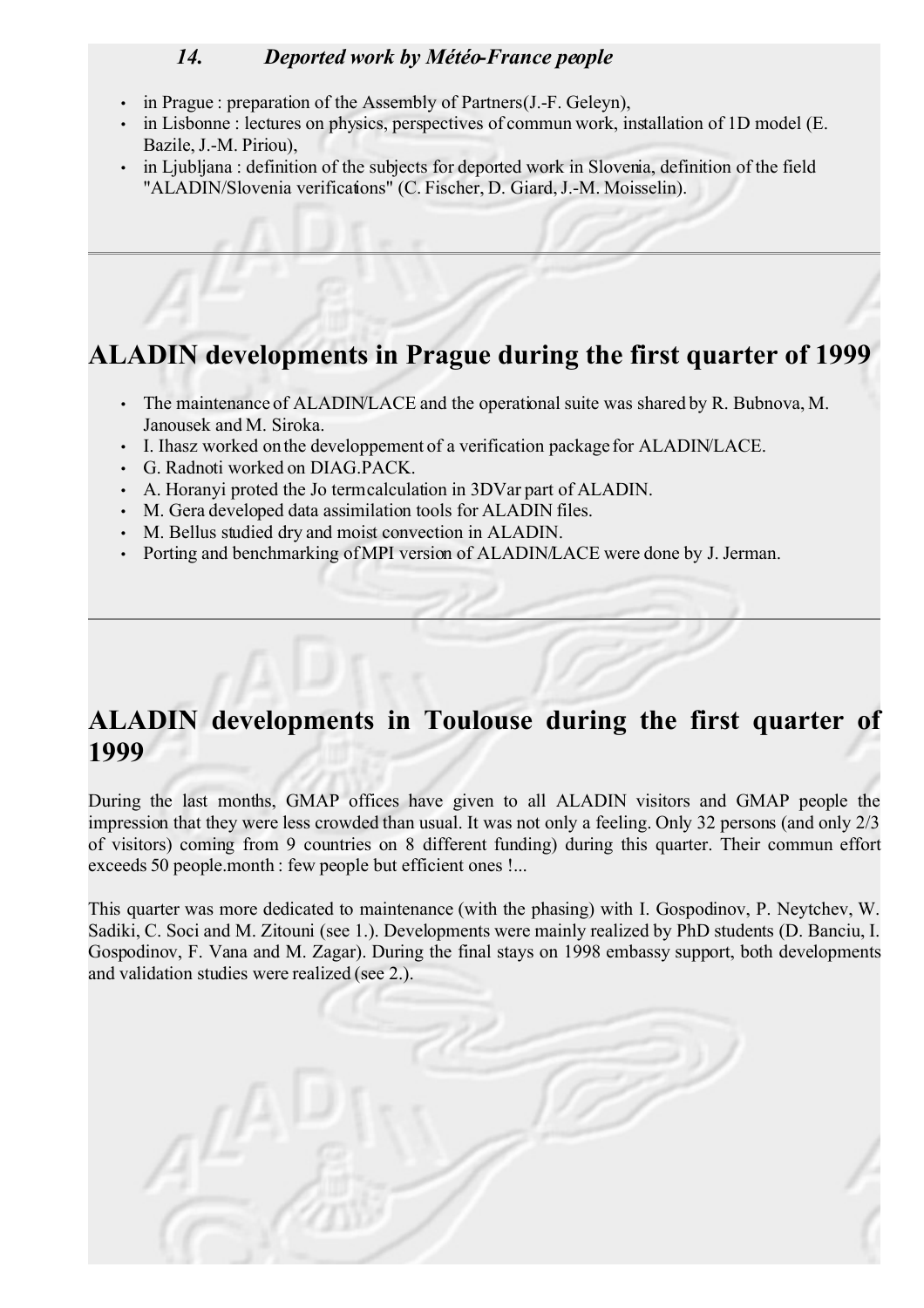### 14. *Deported work by Météo-France people*

- in Prague : preparation of the Assembly of Partners(J.-F. Geleyn),
- in Lisbonne : lectures on physics, perspectives of commun work, installation of 1D model (E. Bazile, J.-M. Piriou),
- in Ljubljana : definition of the subjects for deported work in Slovenia, definition of the field "ALADIN/Slovenia verifications" (C. Fischer, D. Giard, J.-M. Moisselin).

---

# ALADIN developments in Prague during the first quarter of 1999

- The maintenance of ALADIN/LACE and the operational suite was shared by R. Bubnova, M. Janousek and M. Siroka.
- I. Ihasz worked on the developpement of a verification package for ALADIN/LACE.
- G. Radnoti worked on DIAG.PACK.
- A. Horanyi proted the Jo termcalculation in 3DVar part of ALADIN.
- M. Gera developed data assimilation tools for ALADIN files.
- M. Bellus studied dry and moist convection in ALADIN.
- Porting and benchmarking of MPI version of ALADIN/LACE were done by J. Jerman.

---

# ALADIN developments in Toulouse during the first quarter of 1999

During the last months, GMAP offices have given to all ALADIN visitors and GMAP people the impression that they were less crowded than usual. It was not only a feeling. Only 32 persons (and only 2/3 of visitors) coming from 9 countries on 8 different funding) during this quarter. Their commun effort exceeds 50 people.month : few people but efficient ones !...

This quarter was more dedicated to maintenance (with the phasing) with I. Gospodinov, P. Neytchev, W. Sadiki, C. Soci and M. Zitouni (see 1.). Developments were mainly realized by PhD students (D. Banciu, I. Gospodinov, F. Vana and M. Zagar). During the final stays on 1998 embassy support, both developments and validation studies were realized (see 2.).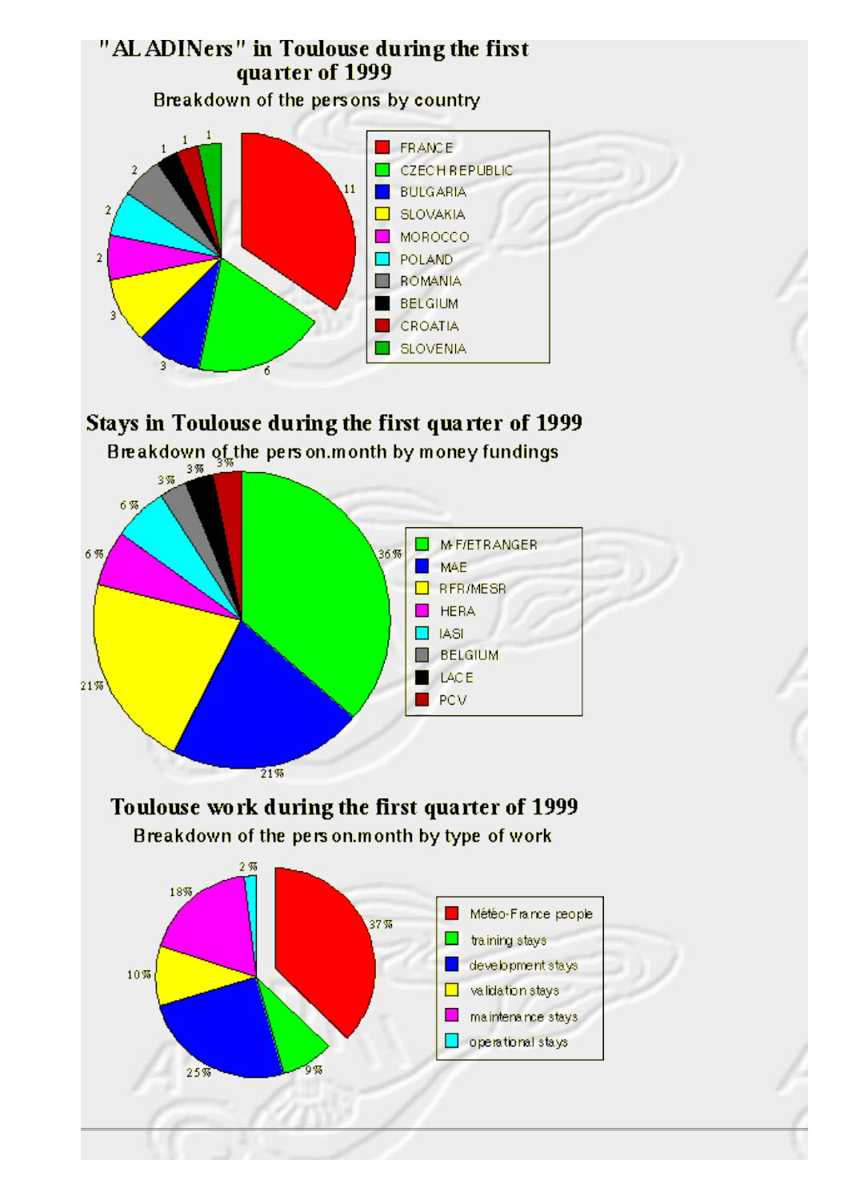# "ALADINers" in Toulouse during the first quarter of 1999

Breakdown of the persons by country

| Country | Persons |
|---|---|
| FRANCE | 11 |
| CZECH REPUBLIC | 6 |
| BULGARIA | 3 |
| SLOVAKIA | 3 |
| MOROCCO | 2 |
| POLAND | 2 |
| ROMANIA | 2 |
| BELGIUM | 1 |
| CROATIA | 1 |
| SLOVENIA | 1 |

# Stays in Toulouse during the first quarter of 1999

Breakdown of the person.month by money fundings

| Funding | Share |
|---|---|
| MF/ETRANGER | 36% |
| MAE | 21% |
| RFR/MESR | 21% |
| HERA | 6% |
| IASI | 6% |
| BELGIUM | 3% |
| LACE | 3% |
| PCV | 3% |

# Toulouse work during the first quarter of 1999

Breakdown of the person.month by type of work

| Type of work | Share |
|---|---|
| Météo-France people | 37% |
| training stays | 9% |
| development stays | 25% |
| validation stays | 10% |
| maintenance stays | 18% |
| operational stays | 2% |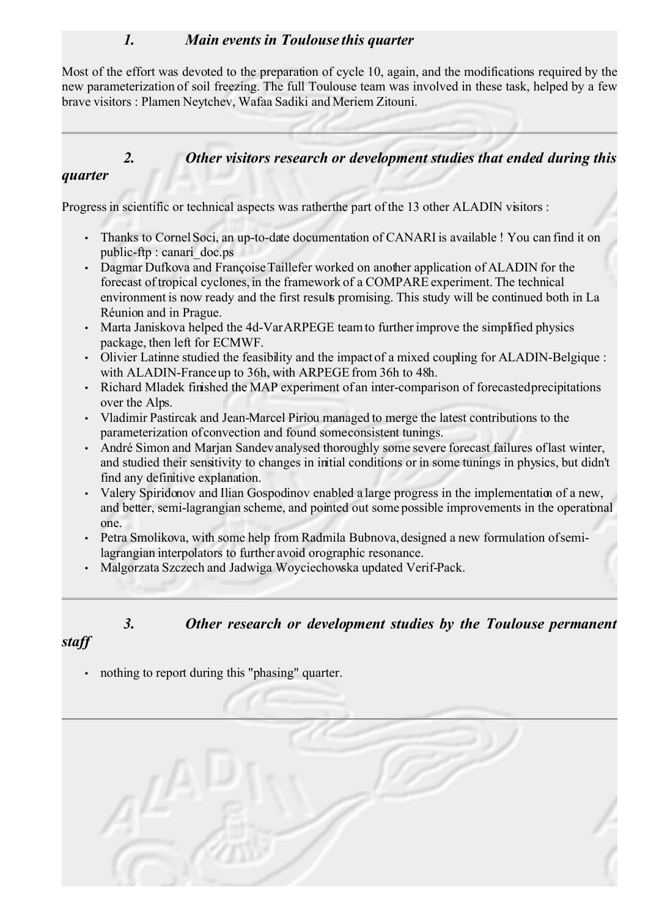### *1. Main events in Toulouse this quarter*

Most of the effort was devoted to the preparation of cycle 10, again, and the modifications required by the new parameterization of soil freezing. The full Toulouse team was involved in these task, helped by a few brave visitors : Plamen Neytchev, Wafaa Sadiki and Meriem Zitouni.

---

### *2. Other visitors research or development studies that ended during this quarter*

Progress in scientific or technical aspects was ratherthe part of the 13 other ALADIN visitors :

- Thanks to Cornel Soci, an up-to-date documentation of CANARI is available ! You can find it on public-ftp : canari_doc.ps
- Dagmar Dufkova and Françoise Taillefer worked on another application of ALADIN for the forecast of tropical cyclones, in the framework of a COMPARE experiment. The technical environment is now ready and the first results promising. This study will be continued both in La Réunion and in Prague.
- Marta Janiskova helped the 4d-Var ARPEGE team to further improve the simplified physics package, then left for ECMWF.
- Olivier Latinne studied the feasibility and the impact of a mixed coupling for ALADIN-Belgique : with ALADIN-France up to 36h, with ARPEGE from 36h to 48h.
- Richard Mladek finished the MAP experiment of an inter-comparison of forecasted precipitations over the Alps.
- Vladimir Pastircak and Jean-Marcel Piriou managed to merge the latest contributions to the parameterization of convection and found some consistent tunings.
- André Simon and Marjan Sandev analysed thoroughly some severe forecast failures of last winter, and studied their sensitivity to changes in initial conditions or in some tunings in physics, but didn't find any definitive explanation.
- Valery Spiridonov and Ilian Gospodinov enabled a large progress in the implementation of a new, and better, semi-lagrangian scheme, and pointed out some possible improvements in the operational one.
- Petra Smolikova, with some help from Radmila Bubnova, designed a new formulation of semi-lagrangian interpolators to further avoid orographic resonance.
- Malgorzata Szczech and Jadwiga Woyciechowska updated Verif-Pack.

---

### *3. Other research or development studies by the Toulouse permanent staff*

- nothing to report during this "phasing" quarter.

---